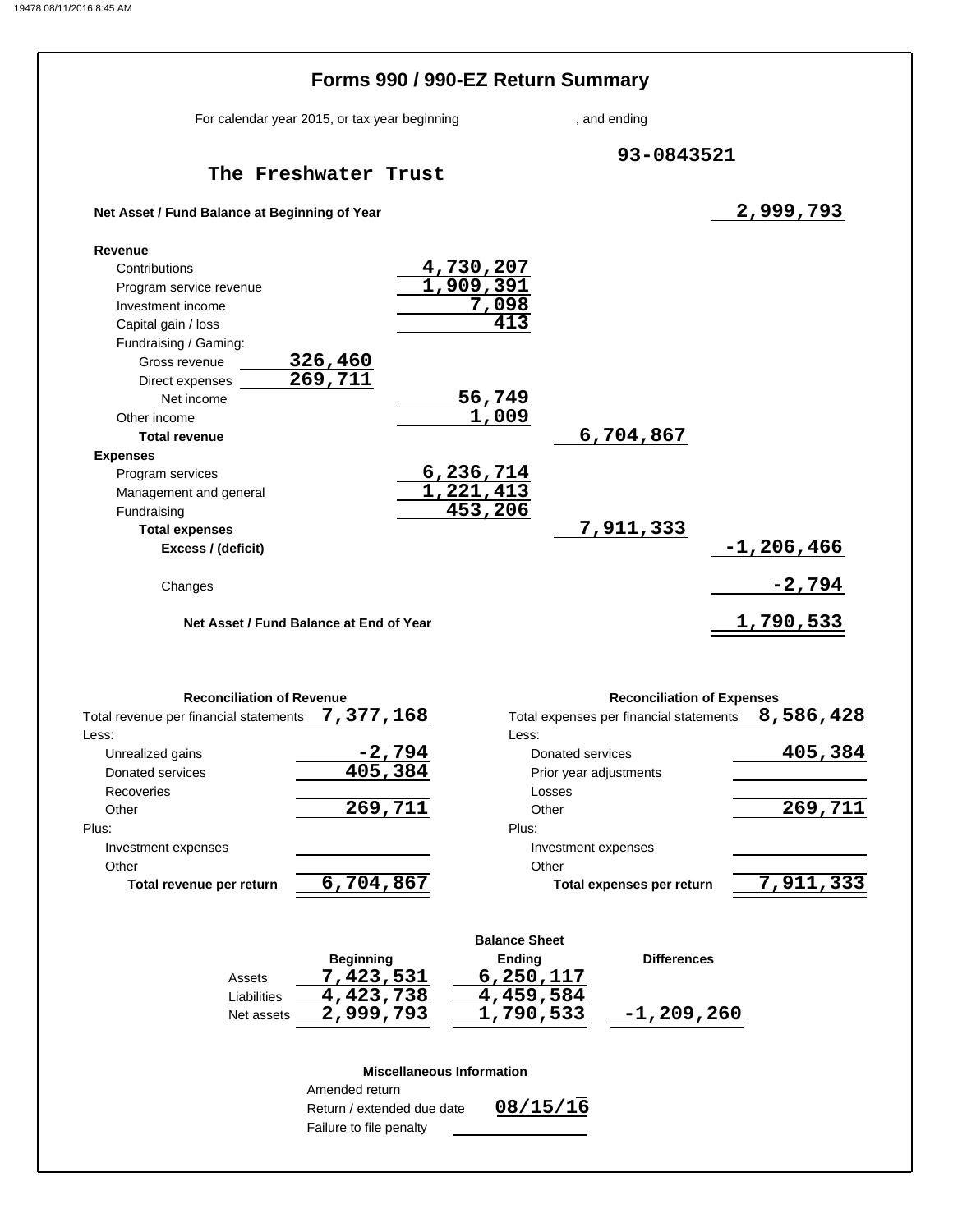# Forms 990 / 990-EZ Return Summary

For calendar year 2015, or tax year beginning , and ending

**The Freshwater Trust** — 93-0843521

**Net Asset / Fund Balance at Beginning of Year** 2,999,793

| | | | | |
|---|---|---|---|---|
| **Revenue** | | | | |
| Contributions | | 4,730,207 | | |
| Program service revenue | | 1,909,391 | | |
| Investment income | | 7,098 | | |
| Capital gain / loss | | 413 | | |
| Fundraising / Gaming: | | | | |
| Gross revenue | 326,460 | | | |
| Direct expenses | 269,711 | | | |
| Net income | | 56,749 | | |
| Other income | | 1,009 | | |
| **Total revenue** | | | 6,704,867 | |
| **Expenses** | | | | |
| Program services | | 6,236,714 | | |
| Management and general | | 1,221,413 | | |
| Fundraising | | 453,206 | | |
| **Total expenses** | | | 7,911,333 | |
| **Excess / (deficit)** | | | | -1,206,466 |
| Changes | | | | -2,794 |
| **Net Asset / Fund Balance at End of Year** | | | | 1,790,533 |

### Reconciliation of Revenue

| | |
|---|---|
| Total revenue per financial statements | 7,377,168 |
| Less: | |
| Unrealized gains | -2,794 |
| Donated services | 405,384 |
| Recoveries | |
| Other | 269,711 |
| Plus: | |
| Investment expenses | |
| Other | |
| **Total revenue per return** | 6,704,867 |

### Reconciliation of Expenses

| | |
|---|---|
| Total expenses per financial statements | 8,586,428 |
| Less: | |
| Donated services | 405,384 |
| Prior year adjustments | |
| Losses | |
| Other | 269,711 |
| Plus: | |
| Investment expenses | |
| Other | |
| **Total expenses per return** | 7,911,333 |

### Balance Sheet

| | Beginning | Ending | Differences |
|---|---|---|---|
| Assets | 7,423,531 | 6,250,117 | |
| Liabilities | 4,423,738 | 4,459,584 | |
| Net assets | 2,999,793 | 1,790,533 | -1,209,260 |

### Miscellaneous Information

| | |
|---|---|
| Amended return | |
| Return / extended due date | 08/15/16 |
| Failure to file penalty | |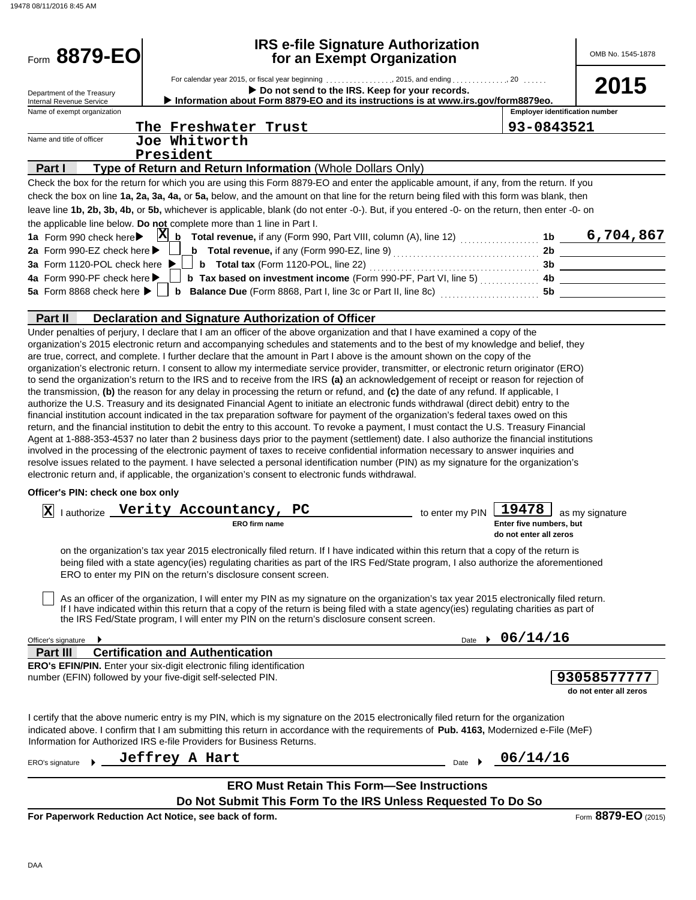Form **8879-EO**

Department of the Treasury
Internal Revenue Service

# IRS e-file Signature Authorization for an Exempt Organization

For calendar year 2015, or fiscal year beginning ................, 2015, and ending ............., 20 ......

▶ **Do not send to the IRS. Keep for your records.**

▶ **Information about Form 8879-EO and its instructions is at www.irs.gov/form8879eo.**

OMB No. 1545-1878

**2015**

| Name of exempt organization | Employer identification number |
|---|---|
| The Freshwater Trust | 93-0843521 |

Name and title of officer: Joe Whitworth
President

## Part I — Type of Return and Return Information (Whole Dollars Only)

Check the box for the return for which you are using this Form 8879-EO and enter the applicable amount, if any, from the return. If you check the box on line **1a, 2a, 3a, 4a,** or **5a,** below, and the amount on that line for the return being filed with this form was blank, then leave line **1b, 2b, 3b, 4b,** or **5b,** whichever is applicable, blank (do not enter -0-). But, if you entered -0- on the return, then enter -0- on the applicable line below. **Do not** complete more than 1 line in Part I.

| | | | |
|---|---|---|---|
| **1a** Form 990 check here ▶ [X] | **b Total revenue,** if any (Form 990, Part VIII, column (A), line 12) | **1b** | 6,704,867 |
| **2a** Form 990-EZ check here ▶ [ ] | **b Total revenue,** if any (Form 990-EZ, line 9) | **2b** | |
| **3a** Form 1120-POL check here ▶ [ ] | **b Total tax** (Form 1120-POL, line 22) | **3b** | |
| **4a** Form 990-PF check here ▶ [ ] | **b Tax based on investment income** (Form 990-PF, Part VI, line 5) | **4b** | |
| **5a** Form 8868 check here ▶ [ ] | **b Balance Due** (Form 8868, Part I, line 3c or Part II, line 8c) | **5b** | |

## Part II — Declaration and Signature Authorization of Officer

Under penalties of perjury, I declare that I am an officer of the above organization and that I have examined a copy of the organization's 2015 electronic return and accompanying schedules and statements and to the best of my knowledge and belief, they are true, correct, and complete. I further declare that the amount in Part I above is the amount shown on the copy of the organization's electronic return. I consent to allow my intermediate service provider, transmitter, or electronic return originator (ERO) to send the organization's return to the IRS and to receive from the IRS **(a)** an acknowledgement of receipt or reason for rejection of the transmission, **(b)** the reason for any delay in processing the return or refund, and **(c)** the date of any refund. If applicable, I authorize the U.S. Treasury and its designated Financial Agent to initiate an electronic funds withdrawal (direct debit) entry to the financial institution account indicated in the tax preparation software for payment of the organization's federal taxes owed on this return, and the financial institution to debit the entry to this account. To revoke a payment, I must contact the U.S. Treasury Financial Agent at 1-888-353-4537 no later than 2 business days prior to the payment (settlement) date. I also authorize the financial institutions involved in the processing of the electronic payment of taxes to receive confidential information necessary to answer inquiries and resolve issues related to the payment. I have selected a personal identification number (PIN) as my signature for the organization's electronic return and, if applicable, the organization's consent to electronic funds withdrawal.

**Officer's PIN: check one box only**

[X] I authorize **Verity Accountancy, PC** (ERO firm name) to enter my PIN **19478** (Enter five numbers, but do not enter all zeros) as my signature on the organization's tax year 2015 electronically filed return. If I have indicated within this return that a copy of the return is being filed with a state agency(ies) regulating charities as part of the IRS Fed/State program, I also authorize the aforementioned ERO to enter my PIN on the return's disclosure consent screen.

[ ] As an officer of the organization, I will enter my PIN as my signature on the organization's tax year 2015 electronically filed return. If I have indicated within this return that a copy of the return is being filed with a state agency(ies) regulating charities as part of the IRS Fed/State program, I will enter my PIN on the return's disclosure consent screen.

Officer's signature ▶ Date ▶ 06/14/16

## Part III — Certification and Authentication

**ERO's EFIN/PIN.** Enter your six-digit electronic filing identification number (EFIN) followed by your five-digit self-selected PIN. **93058577777** (do not enter all zeros)

I certify that the above numeric entry is my PIN, which is my signature on the 2015 electronically filed return for the organization indicated above. I confirm that I am submitting this return in accordance with the requirements of **Pub. 4163,** Modernized e-File (MeF) Information for Authorized IRS e-file Providers for Business Returns.

ERO's signature ▶ Jeffrey A Hart Date ▶ 06/14/16

**ERO Must Retain This Form—See Instructions**

**Do Not Submit This Form To the IRS Unless Requested To Do So**

**For Paperwork Reduction Act Notice, see back of form.** Form **8879-EO** (2015)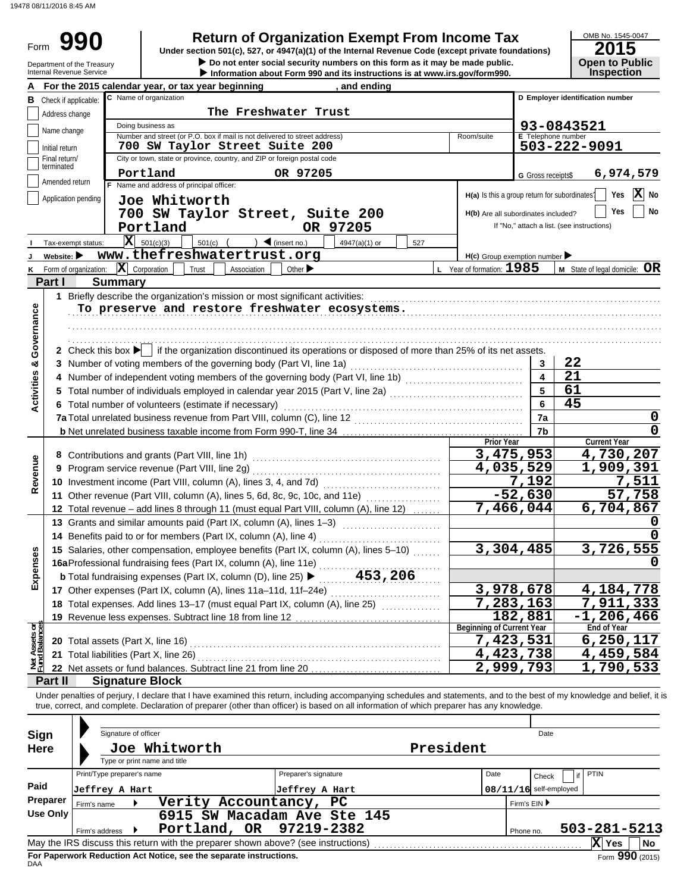# Form 990 — Return of Organization Exempt From Income Tax

Under section 501(c), 527, or 4947(a)(1) of the Internal Revenue Code (except private foundations)

▶ Do not enter social security numbers on this form as it may be made public.

▶ Information about Form 990 and its instructions is at www.irs.gov/form990.

OMB No. 1545-0047 | **2015** | Open to Public Inspection

Department of the Treasury, Internal Revenue Service

**A** For the 2015 calendar year, or tax year beginning , and ending

**B** Check if applicable: Address change | Name change | Initial return | Final return/terminated | Amended return | Application pending

**C** Name of organization: The Freshwater Trust

Doing business as:

Number and street (or P.O. box if mail is not delivered to street address): 700 SW Taylor Street Suite 200 — Room/suite:

City or town, state or province, country, and ZIP or foreign postal code: Portland OR 97205

**D** Employer identification number: 93-0843521

**E** Telephone number: 503-222-9091

**G** Gross receipts $ 6,974,579

**F** Name and address of principal officer: Joe Whitworth, 700 SW Taylor Street, Suite 200, Portland OR 97205

H(a) Is this a group return for subordinates? Yes [ ] No [X]

H(b) Are all subordinates included? Yes [ ] No [ ] If "No," attach a list. (see instructions)

**I** Tax-exempt status: [X] 501(c)(3) [ ] 501(c) ( ) ◀ (insert no.) [ ] 4947(a)(1) or [ ] 527

**J** Website: ▶ www.thefreshwatertrust.org

H(c) Group exemption number ▶

**K** Form of organization: [X] Corporation [ ] Trust [ ] Association [ ] Other ▶

**L** Year of formation: 1985

**M** State of legal domicile: OR

## Part I Summary

**Activities & Governance**

1 Briefly describe the organization's mission or most significant activities:
To preserve and restore freshwater ecosystems.

2 Check this box ▶ [ ] if the organization discontinued its operations or disposed of more than 25% of its net assets.

| | | |
|---|---|---|
| 3 Number of voting members of the governing body (Part VI, line 1a) | 3 | 22 |
| 4 Number of independent voting members of the governing body (Part VI, line 1b) | 4 | 21 |
| 5 Total number of individuals employed in calendar year 2015 (Part V, line 2a) | 5 | 61 |
| 6 Total number of volunteers (estimate if necessary) | 6 | 45 |
| 7a Total unrelated business revenue from Part VIII, column (C), line 12 | 7a | 0 |
| b Net unrelated business taxable income from Form 990-T, line 34 | 7b | 0 |

| | Prior Year | Current Year |
|---|---|---|
| **Revenue** | | |
| 8 Contributions and grants (Part VIII, line 1h) | 3,475,953 | 4,730,207 |
| 9 Program service revenue (Part VIII, line 2g) | 4,035,529 | 1,909,391 |
| 10 Investment income (Part VIII, column (A), lines 3, 4, and 7d) | 7,192 | 7,511 |
| 11 Other revenue (Part VIII, column (A), lines 5, 6d, 8c, 9c, 10c, and 11e) | -52,630 | 57,758 |
| 12 Total revenue – add lines 8 through 11 (must equal Part VIII, column (A), line 12) | 7,466,044 | 6,704,867 |
| **Expenses** | | |
| 13 Grants and similar amounts paid (Part IX, column (A), lines 1–3) | | 0 |
| 14 Benefits paid to or for members (Part IX, column (A), line 4) | | 0 |
| 15 Salaries, other compensation, employee benefits (Part IX, column (A), lines 5–10) | 3,304,485 | 3,726,555 |
| 16a Professional fundraising fees (Part IX, column (A), line 11e) | | 0 |
| b Total fundraising expenses (Part IX, column (D), line 25) ▶ 453,206 | | |
| 17 Other expenses (Part IX, column (A), lines 11a–11d, 11f–24e) | 3,978,678 | 4,184,778 |
| 18 Total expenses. Add lines 13–17 (must equal Part IX, column (A), line 25) | 7,283,163 | 7,911,333 |
| 19 Revenue less expenses. Subtract line 18 from line 12 | 182,881 | -1,206,466 |

| **Net Assets or Fund Balances** | Beginning of Current Year | End of Year |
|---|---|---|
| 20 Total assets (Part X, line 16) | 7,423,531 | 6,250,117 |
| 21 Total liabilities (Part X, line 26) | 4,423,738 | 4,459,584 |
| 22 Net assets or fund balances. Subtract line 21 from line 20 | 2,999,793 | 1,790,533 |

## Part II Signature Block

Under penalties of perjury, I declare that I have examined this return, including accompanying schedules and statements, and to the best of my knowledge and belief, it is true, correct, and complete. Declaration of preparer (other than officer) is based on all information of which preparer has any knowledge.

**Sign Here**

Signature of officer — Date

Joe Whitworth, President

Type or print name and title

**Paid Preparer Use Only**

| Print/Type preparer's name | Preparer's signature | Date | Check [ ] if self-employed | PTIN |
|---|---|---|---|---|
| Jeffrey A Hart | Jeffrey A Hart | 08/11/16 | | |

Firm's name ▶ Verity Accountancy, PC — Firm's EIN ▶

Firm's address ▶ 6915 SW Macadam Ave Ste 145, Portland, OR 97219-2382 — Phone no. 503-281-5213

May the IRS discuss this return with the preparer shown above? (see instructions) [X] Yes [ ] No

For Paperwork Reduction Act Notice, see the separate instructions.

Form **990** (2015)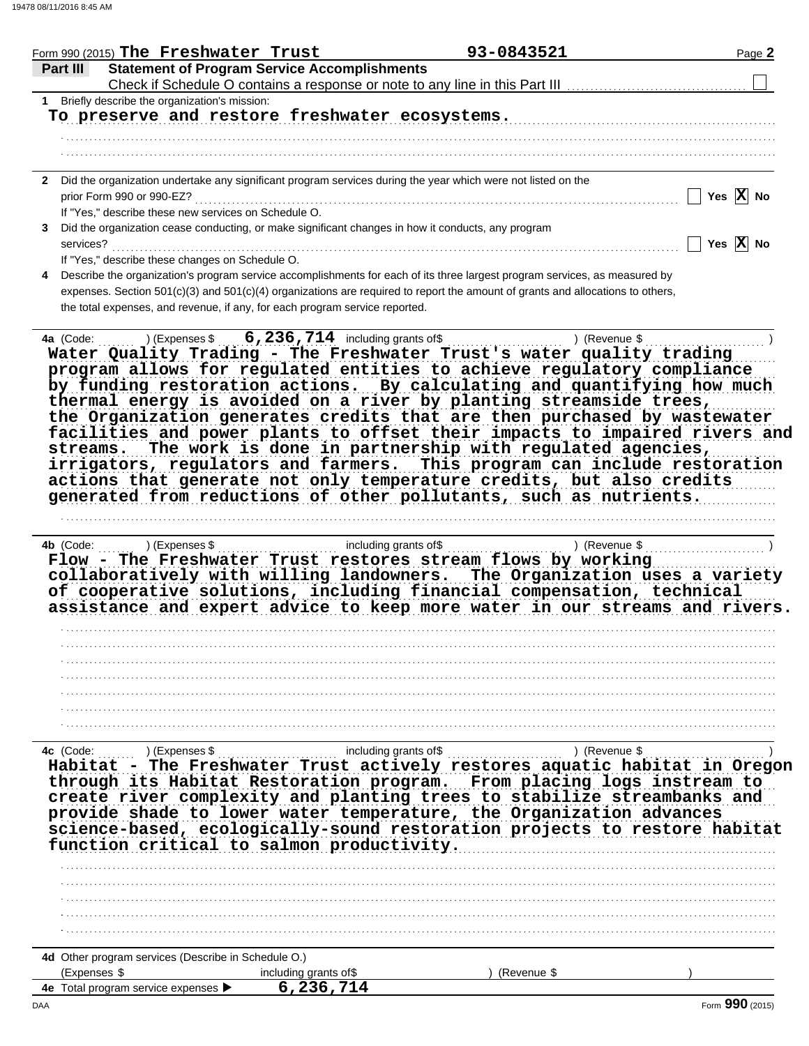Form 990 (2015) **The Freshwater Trust** 93-0843521 Page **2**

## Part III Statement of Program Service Accomplishments

Check if Schedule O contains a response or note to any line in this Part III ☐

**1** Briefly describe the organization's mission:

To preserve and restore freshwater ecosystems.

**2** Did the organization undertake any significant program services during the year which were not listed on the prior Form 990 or 990-EZ? ☐ Yes ☒ No

If "Yes," describe these new services on Schedule O.

**3** Did the organization cease conducting, or make significant changes in how it conducts, any program services? ☐ Yes ☒ No

If "Yes," describe these changes on Schedule O.

**4** Describe the organization's program service accomplishments for each of its three largest program services, as measured by expenses. Section 501(c)(3) and 501(c)(4) organizations are required to report the amount of grants and allocations to others, the total expenses, and revenue, if any, for each program service reported.

**4a** (Code: ) (Expenses $ 6,236,714 including grants of$ ) (Revenue $ )

Water Quality Trading - The Freshwater Trust's water quality trading program allows for regulated entities to achieve regulatory compliance by funding restoration actions. By calculating and quantifying how much thermal energy is avoided on a river by planting streamside trees, the Organization generates credits that are then purchased by wastewater facilities and power plants to offset their impacts to impaired rivers and streams. The work is done in partnership with regulated agencies, irrigators, regulators and farmers. This program can include restoration actions that generate not only temperature credits, but also credits generated from reductions of other pollutants, such as nutrients.

**4b** (Code: ) (Expenses $ including grants of$ ) (Revenue $ )

Flow - The Freshwater Trust restores stream flows by working collaboratively with willing landowners. The Organization uses a variety of cooperative solutions, including financial compensation, technical assistance and expert advice to keep more water in our streams and rivers.

**4c** (Code: ) (Expenses $ including grants of$ ) (Revenue $ )

Habitat - The Freshwater Trust actively restores aquatic habitat in Oregon through its Habitat Restoration program. From placing logs instream to create river complexity and planting trees to stabilize streambanks and provide shade to lower water temperature, the Organization advances science-based, ecologically-sound restoration projects to restore habitat function critical to salmon productivity.

**4d** Other program services (Describe in Schedule O.)

(Expenses $ including grants of$ ) (Revenue $ )

**4e** Total program service expenses ▶ 6,236,714

Form **990** (2015)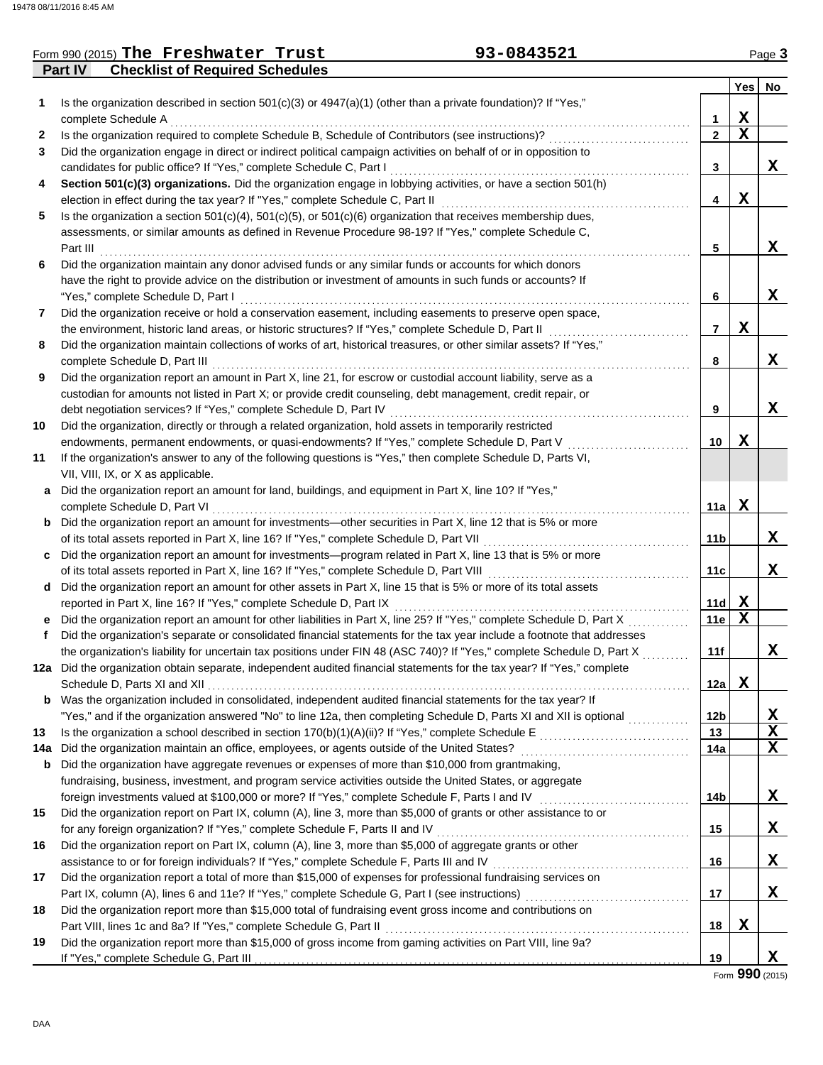Form 990 (2015) **The Freshwater Trust** **93-0843521**

## Part IV Checklist of Required Schedules

| | | | Yes | No |
|---|---|---|---|---|
| **1** | Is the organization described in section 501(c)(3) or 4947(a)(1) (other than a private foundation)? If "Yes," complete Schedule A | 1 | X | |
| **2** | Is the organization required to complete Schedule B, Schedule of Contributors (see instructions)? | 2 | X | |
| **3** | Did the organization engage in direct or indirect political campaign activities on behalf of or in opposition to candidates for public office? If "Yes," complete Schedule C, Part I | 3 | | X |
| **4** | **Section 501(c)(3) organizations.** Did the organization engage in lobbying activities, or have a section 501(h) election in effect during the tax year? If "Yes," complete Schedule C, Part II | 4 | X | |
| **5** | Is the organization a section 501(c)(4), 501(c)(5), or 501(c)(6) organization that receives membership dues, assessments, or similar amounts as defined in Revenue Procedure 98-19? If "Yes," complete Schedule C, Part III | 5 | | X |
| **6** | Did the organization maintain any donor advised funds or any similar funds or accounts for which donors have the right to provide advice on the distribution or investment of amounts in such funds or accounts? If "Yes," complete Schedule D, Part I | 6 | | X |
| **7** | Did the organization receive or hold a conservation easement, including easements to preserve open space, the environment, historic land areas, or historic structures? If "Yes," complete Schedule D, Part II | 7 | X | |
| **8** | Did the organization maintain collections of works of art, historical treasures, or other similar assets? If "Yes," complete Schedule D, Part III | 8 | | X |
| **9** | Did the organization report an amount in Part X, line 21, for escrow or custodial account liability, serve as a custodian for amounts not listed in Part X; or provide credit counseling, debt management, credit repair, or debt negotiation services? If "Yes," complete Schedule D, Part IV | 9 | | X |
| **10** | Did the organization, directly or through a related organization, hold assets in temporarily restricted endowments, permanent endowments, or quasi-endowments? If "Yes," complete Schedule D, Part V | 10 | X | |
| **11** | If the organization's answer to any of the following questions is "Yes," then complete Schedule D, Parts VI, VII, VIII, IX, or X as applicable. | | | |
| **a** | Did the organization report an amount for land, buildings, and equipment in Part X, line 10? If "Yes," complete Schedule D, Part VI | 11a | X | |
| **b** | Did the organization report an amount for investments—other securities in Part X, line 12 that is 5% or more of its total assets reported in Part X, line 16? If "Yes," complete Schedule D, Part VII | 11b | | X |
| **c** | Did the organization report an amount for investments—program related in Part X, line 13 that is 5% or more of its total assets reported in Part X, line 16? If "Yes," complete Schedule D, Part VIII | 11c | | X |
| **d** | Did the organization report an amount for other assets in Part X, line 15 that is 5% or more of its total assets reported in Part X, line 16? If "Yes," complete Schedule D, Part IX | 11d | X | |
| **e** | Did the organization report an amount for other liabilities in Part X, line 25? If "Yes," complete Schedule D, Part X | 11e | X | |
| **f** | Did the organization's separate or consolidated financial statements for the tax year include a footnote that addresses the organization's liability for uncertain tax positions under FIN 48 (ASC 740)? If "Yes," complete Schedule D, Part X | 11f | | X |
| **12a** | Did the organization obtain separate, independent audited financial statements for the tax year? If "Yes," complete Schedule D, Parts XI and XII | 12a | X | |
| **b** | Was the organization included in consolidated, independent audited financial statements for the tax year? If "Yes," and if the organization answered "No" to line 12a, then completing Schedule D, Parts XI and XII is optional | 12b | | X |
| **13** | Is the organization a school described in section 170(b)(1)(A)(ii)? If "Yes," complete Schedule E | 13 | | X |
| **14a** | Did the organization maintain an office, employees, or agents outside of the United States? | 14a | | X |
| **b** | Did the organization have aggregate revenues or expenses of more than $10,000 from grantmaking, fundraising, business, investment, and program service activities outside the United States, or aggregate foreign investments valued at $100,000 or more? If "Yes," complete Schedule F, Parts I and IV | 14b | | X |
| **15** | Did the organization report on Part IX, column (A), line 3, more than $5,000 of grants or other assistance to or for any foreign organization? If "Yes," complete Schedule F, Parts II and IV | 15 | | X |
| **16** | Did the organization report on Part IX, column (A), line 3, more than $5,000 of aggregate grants or other assistance to or for foreign individuals? If "Yes," complete Schedule F, Parts III and IV | 16 | | X |
| **17** | Did the organization report a total of more than $15,000 of expenses for professional fundraising services on Part IX, column (A), lines 6 and 11e? If "Yes," complete Schedule G, Part I (see instructions) | 17 | | X |
| **18** | Did the organization report more than $15,000 total of fundraising event gross income and contributions on Part VIII, lines 1c and 8a? If "Yes," complete Schedule G, Part II | 18 | X | |
| **19** | Did the organization report more than $15,000 of gross income from gaming activities on Part VIII, line 9a? If "Yes," complete Schedule G, Part III | 19 | | X |

Form **990** (2015)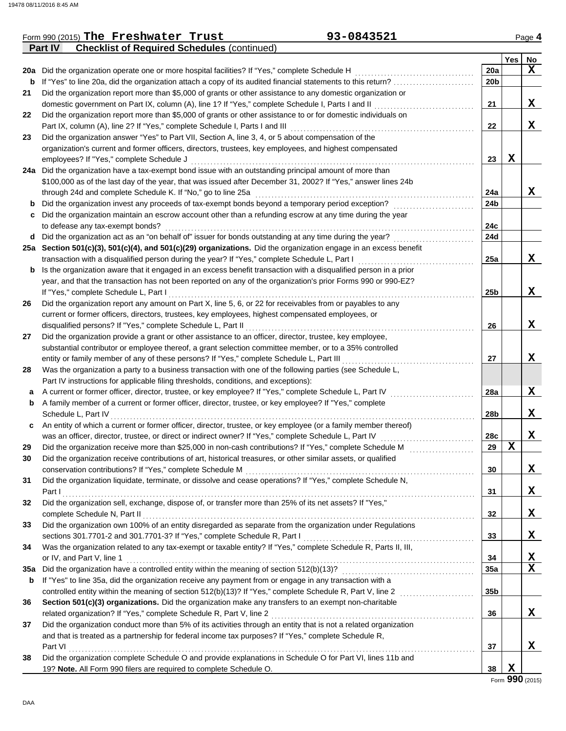Form 990 (2015) **The Freshwater Trust** 93-0843521

**Part IV Checklist of Required Schedules** (continued)

| | | | Yes | No |
|---|---|---|---|---|
| **20a** | Did the organization operate one or more hospital facilities? If "Yes," complete Schedule H | 20a | | X |
| **b** | If "Yes" to line 20a, did the organization attach a copy of its audited financial statements to this return? | 20b | | |
| **21** | Did the organization report more than $5,000 of grants or other assistance to any domestic organization or domestic government on Part IX, column (A), line 1? If "Yes," complete Schedule I, Parts I and II | 21 | | X |
| **22** | Did the organization report more than $5,000 of grants or other assistance to or for domestic individuals on Part IX, column (A), line 2? If "Yes," complete Schedule I, Parts I and III | 22 | | X |
| **23** | Did the organization answer "Yes" to Part VII, Section A, line 3, 4, or 5 about compensation of the organization's current and former officers, directors, trustees, key employees, and highest compensated employees? If "Yes," complete Schedule J | 23 | X | |
| **24a** | Did the organization have a tax-exempt bond issue with an outstanding principal amount of more than $100,000 as of the last day of the year, that was issued after December 31, 2002? If "Yes," answer lines 24b through 24d and complete Schedule K. If "No," go to line 25a | 24a | | X |
| **b** | Did the organization invest any proceeds of tax-exempt bonds beyond a temporary period exception? | 24b | | |
| **c** | Did the organization maintain an escrow account other than a refunding escrow at any time during the year to defease any tax-exempt bonds? | 24c | | |
| **d** | Did the organization act as an "on behalf of" issuer for bonds outstanding at any time during the year? | 24d | | |
| **25a** | **Section 501(c)(3), 501(c)(4), and 501(c)(29) organizations.** Did the organization engage in an excess benefit transaction with a disqualified person during the year? If "Yes," complete Schedule L, Part I | 25a | | X |
| **b** | Is the organization aware that it engaged in an excess benefit transaction with a disqualified person in a prior year, and that the transaction has not been reported on any of the organization's prior Forms 990 or 990-EZ? If "Yes," complete Schedule L, Part I | 25b | | X |
| **26** | Did the organization report any amount on Part X, line 5, 6, or 22 for receivables from or payables to any current or former officers, directors, trustees, key employees, highest compensated employees, or disqualified persons? If "Yes," complete Schedule L, Part II | 26 | | X |
| **27** | Did the organization provide a grant or other assistance to an officer, director, trustee, key employee, substantial contributor or employee thereof, a grant selection committee member, or to a 35% controlled entity or family member of any of these persons? If "Yes," complete Schedule L, Part III | 27 | | X |
| **28** | Was the organization a party to a business transaction with one of the following parties (see Schedule L, Part IV instructions for applicable filing thresholds, conditions, and exceptions): | | | |
| **a** | A current or former officer, director, trustee, or key employee? If "Yes," complete Schedule L, Part IV | 28a | | X |
| **b** | A family member of a current or former officer, director, trustee, or key employee? If "Yes," complete Schedule L, Part IV | 28b | | X |
| **c** | An entity of which a current or former officer, director, trustee, or key employee (or a family member thereof) was an officer, director, trustee, or direct or indirect owner? If "Yes," complete Schedule L, Part IV | 28c | | X |
| **29** | Did the organization receive more than $25,000 in non-cash contributions? If "Yes," complete Schedule M | 29 | X | |
| **30** | Did the organization receive contributions of art, historical treasures, or other similar assets, or qualified conservation contributions? If "Yes," complete Schedule M | 30 | | X |
| **31** | Did the organization liquidate, terminate, or dissolve and cease operations? If "Yes," complete Schedule N, Part I | 31 | | X |
| **32** | Did the organization sell, exchange, dispose of, or transfer more than 25% of its net assets? If "Yes," complete Schedule N, Part II | 32 | | X |
| **33** | Did the organization own 100% of an entity disregarded as separate from the organization under Regulations sections 301.7701-2 and 301.7701-3? If "Yes," complete Schedule R, Part I | 33 | | X |
| **34** | Was the organization related to any tax-exempt or taxable entity? If "Yes," complete Schedule R, Parts II, III, or IV, and Part V, line 1 | 34 | | X |
| **35a** | Did the organization have a controlled entity within the meaning of section 512(b)(13)? | 35a | | X |
| **b** | If "Yes" to line 35a, did the organization receive any payment from or engage in any transaction with a controlled entity within the meaning of section 512(b)(13)? If "Yes," complete Schedule R, Part V, line 2 | 35b | | |
| **36** | **Section 501(c)(3) organizations.** Did the organization make any transfers to an exempt non-charitable related organization? If "Yes," complete Schedule R, Part V, line 2 | 36 | | X |
| **37** | Did the organization conduct more than 5% of its activities through an entity that is not a related organization and that is treated as a partnership for federal income tax purposes? If "Yes," complete Schedule R, Part VI | 37 | | X |
| **38** | Did the organization complete Schedule O and provide explanations in Schedule O for Part VI, lines 11b and 19? **Note.** All Form 990 filers are required to complete Schedule O. | 38 | X | |

Form **990** (2015)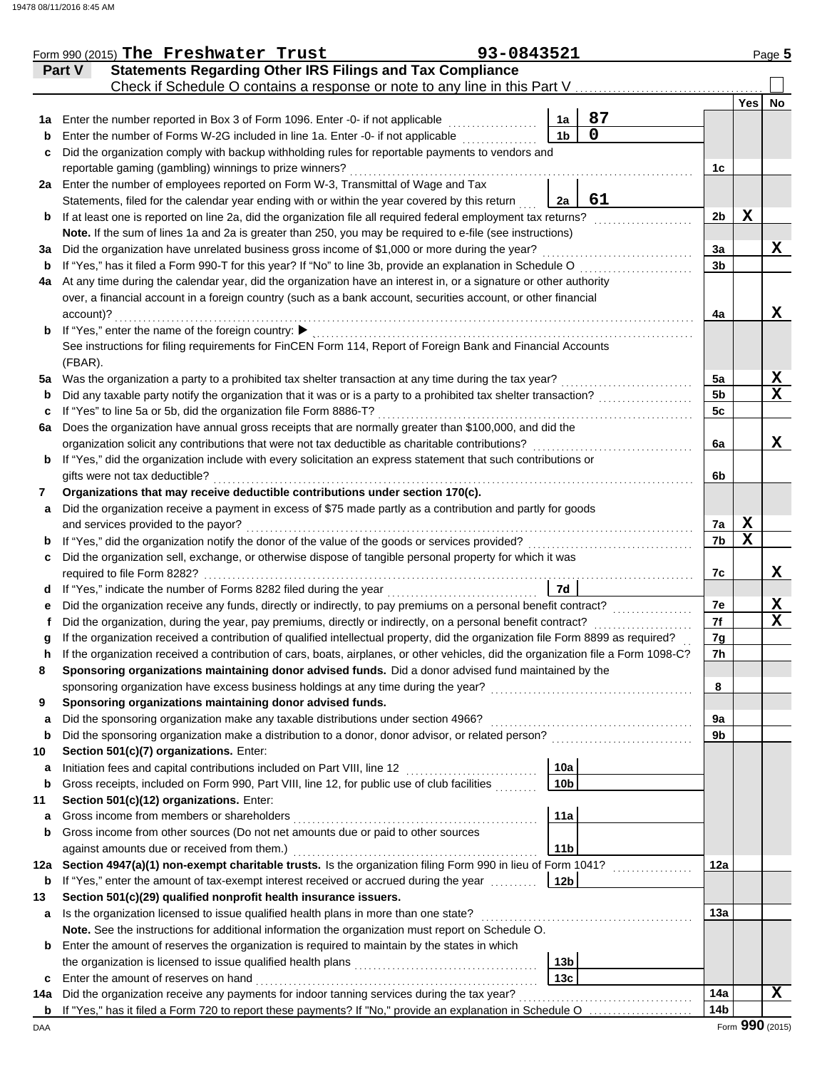Form 990 (2015) **The Freshwater Trust** 93-0843521 Page 5

## Part V — Statements Regarding Other IRS Filings and Tax Compliance

Check if Schedule O contains a response or note to any line in this Part V ☐

| | | | | | Yes | No |
|---|---|---|---|---|---|---|
| **1a** | Enter the number reported in Box 3 of Form 1096. Enter -0- if not applicable | 1a | 87 | | | |
| **b** | Enter the number of Forms W-2G included in line 1a. Enter -0- if not applicable | 1b | 0 | | | |
| **c** | Did the organization comply with backup withholding rules for reportable payments to vendors and reportable gaming (gambling) winnings to prize winners? | | | 1c | | |
| **2a** | Enter the number of employees reported on Form W-3, Transmittal of Wage and Tax Statements, filed for the calendar year ending with or within the year covered by this return | 2a | 61 | | | |
| **b** | If at least one is reported on line 2a, did the organization file all required federal employment tax returns? | | | 2b | X | |
| | **Note.** If the sum of lines 1a and 2a is greater than 250, you may be required to e-file (see instructions) | | | | | |
| **3a** | Did the organization have unrelated business gross income of $1,000 or more during the year? | | | 3a | | X |
| **b** | If "Yes," has it filed a Form 990-T for this year? If "No" to line 3b, provide an explanation in Schedule O | | | 3b | | |
| **4a** | At any time during the calendar year, did the organization have an interest in, or a signature or other authority over, a financial account in a foreign country (such as a bank account, securities account, or other financial account)? | | | 4a | | X |
| **b** | If "Yes," enter the name of the foreign country: ▶<br>See instructions for filing requirements for FinCEN Form 114, Report of Foreign Bank and Financial Accounts (FBAR). | | | | | |
| **5a** | Was the organization a party to a prohibited tax shelter transaction at any time during the tax year? | | | 5a | | X |
| **b** | Did any taxable party notify the organization that it was or is a party to a prohibited tax shelter transaction? | | | 5b | | X |
| **c** | If "Yes" to line 5a or 5b, did the organization file Form 8886-T? | | | 5c | | |
| **6a** | Does the organization have annual gross receipts that are normally greater than $100,000, and did the organization solicit any contributions that were not tax deductible as charitable contributions? | | | 6a | | X |
| **b** | If "Yes," did the organization include with every solicitation an express statement that such contributions or gifts were not tax deductible? | | | 6b | | |
| **7** | **Organizations that may receive deductible contributions under section 170(c).** | | | | | |
| **a** | Did the organization receive a payment in excess of $75 made partly as a contribution and partly for goods and services provided to the payor? | | | 7a | X | |
| **b** | If "Yes," did the organization notify the donor of the value of the goods or services provided? | | | 7b | X | |
| **c** | Did the organization sell, exchange, or otherwise dispose of tangible personal property for which it was required to file Form 8282? | | | 7c | | X |
| **d** | If "Yes," indicate the number of Forms 8282 filed during the year | 7d | | | | |
| **e** | Did the organization receive any funds, directly or indirectly, to pay premiums on a personal benefit contract? | | | 7e | | X |
| **f** | Did the organization, during the year, pay premiums, directly or indirectly, on a personal benefit contract? | | | 7f | | X |
| **g** | If the organization received a contribution of qualified intellectual property, did the organization file Form 8899 as required? | | | 7g | | |
| **h** | If the organization received a contribution of cars, boats, airplanes, or other vehicles, did the organization file a Form 1098-C? | | | 7h | | |
| **8** | **Sponsoring organizations maintaining donor advised funds.** Did a donor advised fund maintained by the sponsoring organization have excess business holdings at any time during the year? | | | 8 | | |
| **9** | **Sponsoring organizations maintaining donor advised funds.** | | | | | |
| **a** | Did the sponsoring organization make any taxable distributions under section 4966? | | | 9a | | |
| **b** | Did the sponsoring organization make a distribution to a donor, donor advisor, or related person? | | | 9b | | |
| **10** | **Section 501(c)(7) organizations.** Enter: | | | | | |
| **a** | Initiation fees and capital contributions included on Part VIII, line 12 | 10a | | | | |
| **b** | Gross receipts, included on Form 990, Part VIII, line 12, for public use of club facilities | 10b | | | | |
| **11** | **Section 501(c)(12) organizations.** Enter: | | | | | |
| **a** | Gross income from members or shareholders | 11a | | | | |
| **b** | Gross income from other sources (Do not net amounts due or paid to other sources against amounts due or received from them.) | 11b | | | | |
| **12a** | **Section 4947(a)(1) non-exempt charitable trusts.** Is the organization filing Form 990 in lieu of Form 1041? | | | 12a | | |
| **b** | If "Yes," enter the amount of tax-exempt interest received or accrued during the year | 12b | | | | |
| **13** | **Section 501(c)(29) qualified nonprofit health insurance issuers.** | | | | | |
| **a** | Is the organization licensed to issue qualified health plans in more than one state?<br>**Note.** See the instructions for additional information the organization must report on Schedule O. | | | 13a | | |
| **b** | Enter the amount of reserves the organization is required to maintain by the states in which the organization is licensed to issue qualified health plans | 13b | | | | |
| **c** | Enter the amount of reserves on hand | 13c | | | | |
| **14a** | Did the organization receive any payments for indoor tanning services during the tax year? | | | 14a | | X |
| **b** | If "Yes," has it filed a Form 720 to report these payments? If "No," provide an explanation in Schedule O | | | 14b | | |

Form **990** (2015)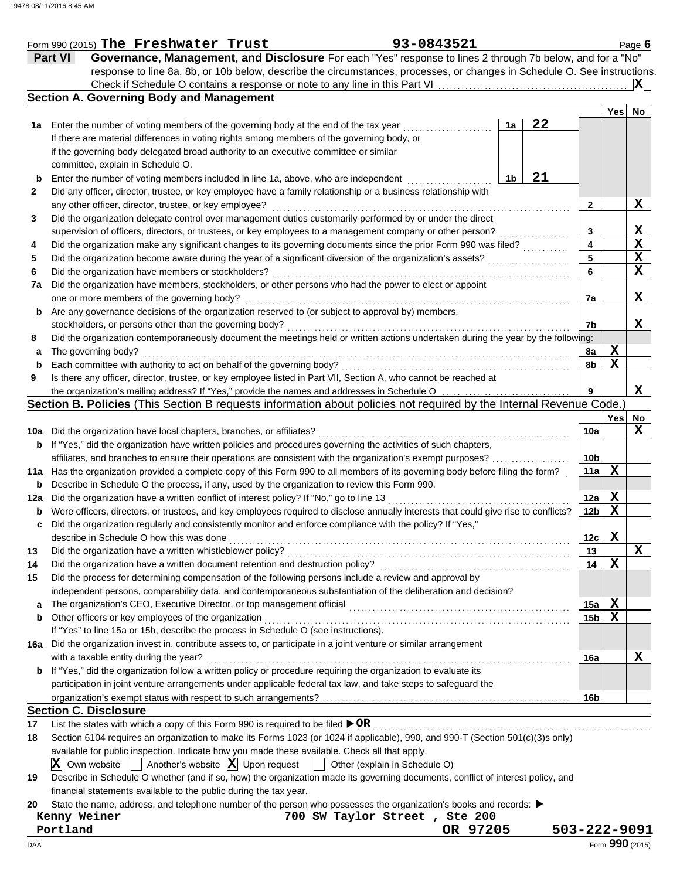Form 990 (2015) **The Freshwater Trust** 93-0843521

## Part VI Governance, Management, and Disclosure

For each "Yes" response to lines 2 through 7b below, and for a "No" response to line 8a, 8b, or 10b below, describe the circumstances, processes, or changes in Schedule O. See instructions.

Check if Schedule O contains a response or note to any line in this Part VI .......... **X**

### Section A. Governing Body and Management

| | | | Yes | No |
|---|---|---|---|---|
| **1a** | Enter the number of voting members of the governing body at the end of the tax year ..... **1a** 22. If there are material differences in voting rights among members of the governing body, or if the governing body delegated broad authority to an executive committee or similar committee, explain in Schedule O. | | | |
| **b** | Enter the number of voting members included in line 1a, above, who are independent ..... **1b** 21 | | | |
| **2** | Did any officer, director, trustee, or key employee have a family relationship or a business relationship with any other officer, director, trustee, or key employee? | 2 | | X |
| **3** | Did the organization delegate control over management duties customarily performed by or under the direct supervision of officers, directors, or trustees, or key employees to a management company or other person? | 3 | | X |
| **4** | Did the organization make any significant changes to its governing documents since the prior Form 990 was filed? | 4 | | X |
| **5** | Did the organization become aware during the year of a significant diversion of the organization's assets? | 5 | | X |
| **6** | Did the organization have members or stockholders? | 6 | | X |
| **7a** | Did the organization have members, stockholders, or other persons who had the power to elect or appoint one or more members of the governing body? | 7a | | X |
| **b** | Are any governance decisions of the organization reserved to (or subject to approval by) members, stockholders, or persons other than the governing body? | 7b | | X |
| **8** | Did the organization contemporaneously document the meetings held or written actions undertaken during the year by the following: | | | |
| **a** | The governing body? | 8a | X | |
| **b** | Each committee with authority to act on behalf of the governing body? | 8b | X | |
| **9** | Is there any officer, director, trustee, or key employee listed in Part VII, Section A, who cannot be reached at the organization's mailing address? If "Yes," provide the names and addresses in Schedule O | 9 | | X |

### Section B. Policies (This Section B requests information about policies not required by the Internal Revenue Code.)

| | | | Yes | No |
|---|---|---|---|---|
| **10a** | Did the organization have local chapters, branches, or affiliates? | 10a | | X |
| **b** | If "Yes," did the organization have written policies and procedures governing the activities of such chapters, affiliates, and branches to ensure their operations are consistent with the organization's exempt purposes? | 10b | | |
| **11a** | Has the organization provided a complete copy of this Form 990 to all members of its governing body before filing the form? | 11a | X | |
| **b** | Describe in Schedule O the process, if any, used by the organization to review this Form 990. | | | |
| **12a** | Did the organization have a written conflict of interest policy? If "No," go to line 13 | 12a | X | |
| **b** | Were officers, directors, or trustees, and key employees required to disclose annually interests that could give rise to conflicts? | 12b | X | |
| **c** | Did the organization regularly and consistently monitor and enforce compliance with the policy? If "Yes," describe in Schedule O how this was done | 12c | X | |
| **13** | Did the organization have a written whistleblower policy? | 13 | | X |
| **14** | Did the organization have a written document retention and destruction policy? | 14 | X | |
| **15** | Did the process for determining compensation of the following persons include a review and approval by independent persons, comparability data, and contemporaneous substantiation of the deliberation and decision? | | | |
| **a** | The organization's CEO, Executive Director, or top management official | 15a | X | |
| **b** | Other officers or key employees of the organization | 15b | X | |
| | If "Yes" to line 15a or 15b, describe the process in Schedule O (see instructions). | | | |
| **16a** | Did the organization invest in, contribute assets to, or participate in a joint venture or similar arrangement with a taxable entity during the year? | 16a | | X |
| **b** | If "Yes," did the organization follow a written policy or procedure requiring the organization to evaluate its participation in joint venture arrangements under applicable federal tax law, and take steps to safeguard the organization's exempt status with respect to such arrangements? | 16b | | |

### Section C. Disclosure

**17** List the states with which a copy of this Form 990 is required to be filed ▶ **OR**

**18** Section 6104 requires an organization to make its Forms 1023 (or 1024 if applicable), 990, and 990-T (Section 501(c)(3)s only) available for public inspection. Indicate how you made these available. Check all that apply.

[X] Own website [ ] Another's website [X] Upon request [ ] Other (explain in Schedule O)

**19** Describe in Schedule O whether (and if so, how) the organization made its governing documents, conflict of interest policy, and financial statements available to the public during the tax year.

**20** State the name, address, and telephone number of the person who possesses the organization's books and records: ▶

Kenny Weiner
700 SW Taylor Street , Ste 200
Portland OR 97205 503-222-9091

Form **990** (2015)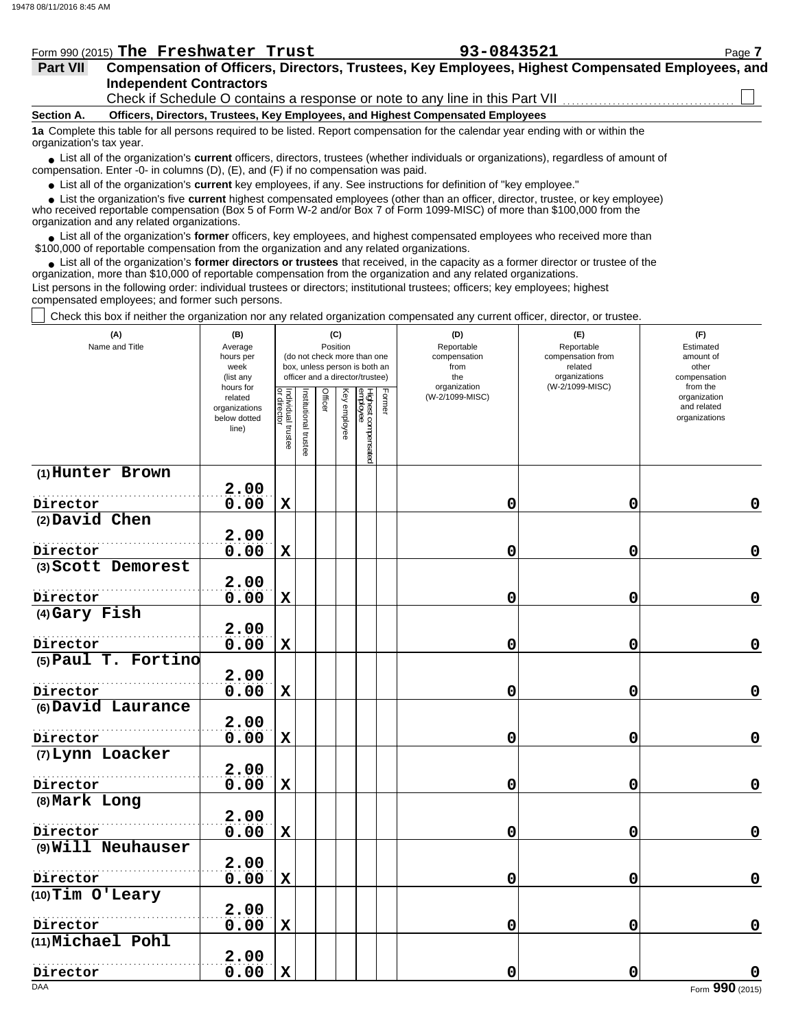Form 990 (2015) **The Freshwater Trust** **93-0843521**

## Part VII Compensation of Officers, Directors, Trustees, Key Employees, Highest Compensated Employees, and Independent Contractors

Check if Schedule O contains a response or note to any line in this Part VII ☐

### Section A. Officers, Directors, Trustees, Key Employees, and Highest Compensated Employees

**1a** Complete this table for all persons required to be listed. Report compensation for the calendar year ending with or within the organization's tax year.

- List all of the organization's **current** officers, directors, trustees (whether individuals or organizations), regardless of amount of compensation. Enter -0- in columns (D), (E), and (F) if no compensation was paid.
- List all of the organization's **current** key employees, if any. See instructions for definition of "key employee."
- List the organization's five **current** highest compensated employees (other than an officer, director, trustee, or key employee) who received reportable compensation (Box 5 of Form W-2 and/or Box 7 of Form 1099-MISC) of more than $100,000 from the organization and any related organizations.
- List all of the organization's **former** officers, key employees, and highest compensated employees who received more than $100,000 of reportable compensation from the organization and any related organizations.
- List all of the organization's **former directors or trustees** that received, in the capacity as a former director or trustee of the organization, more than $10,000 of reportable compensation from the organization and any related organizations.

List persons in the following order: individual trustees or directors; institutional trustees; officers; key employees; highest compensated employees; and former such persons.

☐ Check this box if neither the organization nor any related organization compensated any current officer, director, or trustee.

| (A) Name and Title | (B) Average hours per week (list any hours for related organizations below dotted line) | (C) Position: Individual trustee or director | Institutional trustee | Officer | Key employee | Highest compensated employee | Former | (D) Reportable compensation from the organization (W-2/1099-MISC) | (E) Reportable compensation from related organizations (W-2/1099-MISC) | (F) Estimated amount of other compensation from the organization and related organizations |
|---|---|---|---|---|---|---|---|---|---|---|
| (1) Hunter Brown<br>Director | 2.00<br>0.00 | X | | | | | | 0 | 0 | 0 |
| (2) David Chen<br>Director | 2.00<br>0.00 | X | | | | | | 0 | 0 | 0 |
| (3) Scott Demorest<br>Director | 2.00<br>0.00 | X | | | | | | 0 | 0 | 0 |
| (4) Gary Fish<br>Director | 2.00<br>0.00 | X | | | | | | 0 | 0 | 0 |
| (5) Paul T. Fortino<br>Director | 2.00<br>0.00 | X | | | | | | 0 | 0 | 0 |
| (6) David Laurance<br>Director | 2.00<br>0.00 | X | | | | | | 0 | 0 | 0 |
| (7) Lynn Loacker<br>Director | 2.00<br>0.00 | X | | | | | | 0 | 0 | 0 |
| (8) Mark Long<br>Director | 2.00<br>0.00 | X | | | | | | 0 | 0 | 0 |
| (9) Will Neuhauser<br>Director | 2.00<br>0.00 | X | | | | | | 0 | 0 | 0 |
| (10) Tim O'Leary<br>Director | 2.00<br>0.00 | X | | | | | | 0 | 0 | 0 |
| (11) Michael Pohl<br>Director | 2.00<br>0.00 | X | | | | | | 0 | 0 | 0 |

Form **990** (2015)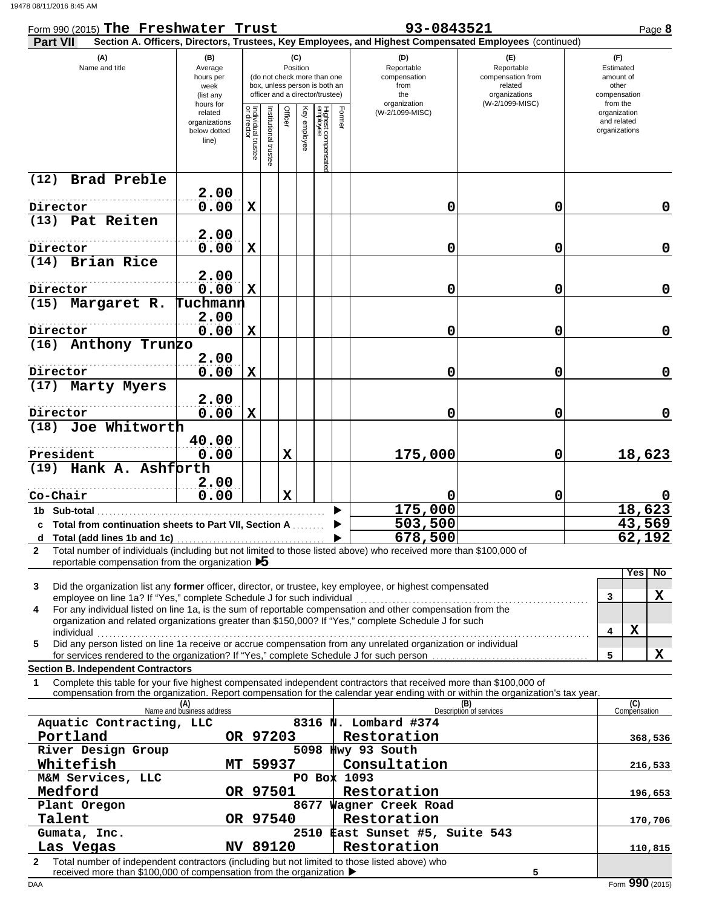Form 990 (2015) **The Freshwater Trust** **93-0843521** Page **8**

**Part VII** **Section A. Officers, Directors, Trustees, Key Employees, and Highest Compensated Employees** (continued)

| (A) Name and title | (B) Average hours per week (list any hours for related organizations below dotted line) | (C) Position: Individual trustee or director | Institutional trustee | Officer | Key employee | Highest compensated employee | Former | (D) Reportable compensation from the organization (W-2/1099-MISC) | (E) Reportable compensation from related organizations (W-2/1099-MISC) | (F) Estimated amount of other compensation from the organization and related organizations |
|---|---|---|---|---|---|---|---|---|---|---|
| (12) Brad Preble / Director | 2.00 / 0.00 | X | | | | | | 0 | 0 | 0 |
| (13) Pat Reiten / Director | 2.00 / 0.00 | X | | | | | | 0 | 0 | 0 |
| (14) Brian Rice / Director | 2.00 / 0.00 | X | | | | | | 0 | 0 | 0 |
| (15) Margaret R. Tuchmann / Director | 2.00 / 0.00 | X | | | | | | 0 | 0 | 0 |
| (16) Anthony Trunzo / Director | 2.00 / 0.00 | X | | | | | | 0 | 0 | 0 |
| (17) Marty Myers / Director | 2.00 / 0.00 | X | | | | | | 0 | 0 | 0 |
| (18) Joe Whitworth / President | 40.00 / 0.00 | | | X | | | | 175,000 | 0 | 18,623 |
| (19) Hank A. Ashforth / Co-Chair | 2.00 / 0.00 | | | X | | | | 0 | 0 | 0 |
| **1b Sub-total** | | | | | | | | 175,000 | | 18,623 |
| **c Total from continuation sheets to Part VII, Section A** | | | | | | | | 503,500 | | 43,569 |
| **d Total (add lines 1b and 1c)** | | | | | | | | 678,500 | | 62,192 |

**2** Total number of individuals (including but not limited to those listed above) who received more than $100,000 of reportable compensation from the organization ▶ 5

| | | Yes | No |
|---|---|---|---|
| **3** Did the organization list any **former** officer, director, or trustee, key employee, or highest compensated employee on line 1a? If "Yes," complete Schedule J for such individual | 3 | | X |
| **4** For any individual listed on line 1a, is the sum of reportable compensation and other compensation from the organization and related organizations greater than $150,000? If "Yes," complete Schedule J for such individual | 4 | X | |
| **5** Did any person listed on line 1a receive or accrue compensation from any unrelated organization or individual for services rendered to the organization? If "Yes," complete Schedule J for such person | 5 | | X |

**Section B. Independent Contractors**

**1** Complete this table for your five highest compensated independent contractors that received more than $100,000 of compensation from the organization. Report compensation for the calendar year ending with or within the organization's tax year.

| (A) Name and business address | (B) Description of services | (C) Compensation |
|---|---|---|
| Aquatic Contracting, LLC, 8316 N. Lombard #374, Portland OR 97203 | Restoration | 368,536 |
| River Design Group, 5098 Hwy 93 South, Whitefish MT 59937 | Consultation | 216,533 |
| M&M Services, LLC, PO Box 1093, Medford OR 97501 | Restoration | 196,653 |
| Plant Oregon, 8677 Wagner Creek Road, Talent OR 97540 | Restoration | 170,706 |
| Gumata, Inc., 2510 East Sunset #5, Suite 543, Las Vegas NV 89120 | Restoration | 110,815 |

**2** Total number of independent contractors (including but not limited to those listed above) who received more than $100,000 of compensation from the organization ▶ 5

Form **990** (2015)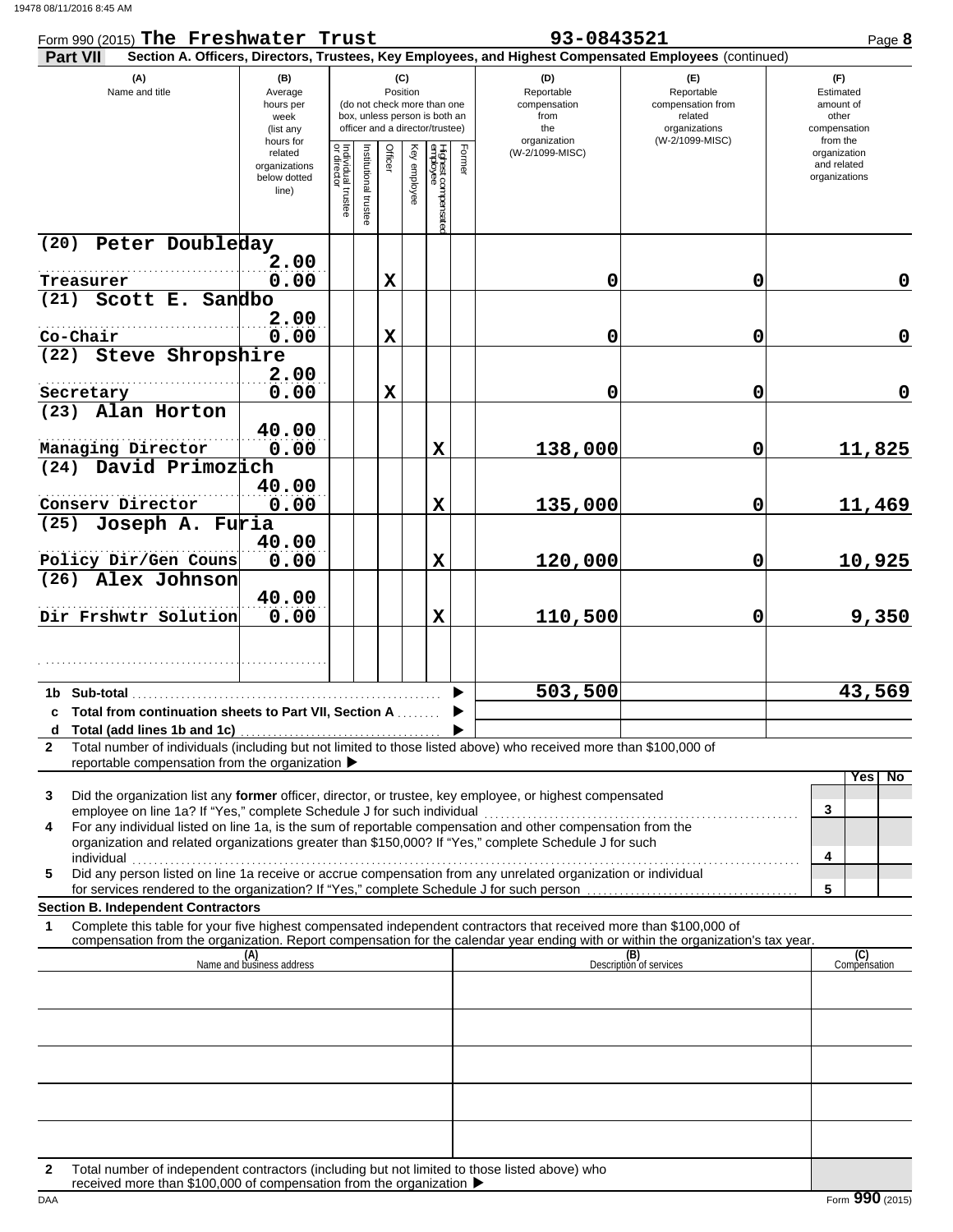Form 990 (2015) **The Freshwater Trust** **93-0843521** Page **8**

**Part VII** **Section A. Officers, Directors, Trustees, Key Employees, and Highest Compensated Employees** (continued)

| (A) Name and title | (B) Average hours per week (list any hours for related organizations below dotted line) | (C) Position: Individual trustee or director | Institutional trustee | Officer | Key employee | Highest compensated employee | Former | (D) Reportable compensation from the organization (W-2/1099-MISC) | (E) Reportable compensation from related organizations (W-2/1099-MISC) | (F) Estimated amount of other compensation from the organization and related organizations |
|---|---|---|---|---|---|---|---|---|---|---|
| (20) Peter Doubleday<br>Treasurer | 2.00<br>0.00 | | | X | | | | 0 | 0 | 0 |
| (21) Scott E. Sandbo<br>Co-Chair | 2.00<br>0.00 | | | X | | | | 0 | 0 | 0 |
| (22) Steve Shropshire<br>Secretary | 2.00<br>0.00 | | | X | | | | 0 | 0 | 0 |
| (23) Alan Horton<br>Managing Director | 40.00<br>0.00 | | | | | X | | 138,000 | 0 | 11,825 |
| (24) David Primozich<br>Conserv Director | 40.00<br>0.00 | | | | | X | | 135,000 | 0 | 11,469 |
| (25) Joseph A. Furia<br>Policy Dir/Gen Couns | 40.00<br>0.00 | | | | | X | | 120,000 | 0 | 10,925 |
| (26) Alex Johnson<br>Dir Frshwtr Solution | 40.00<br>0.00 | | | | | X | | 110,500 | 0 | 9,350 |
| | | | | | | | | | | |

| | | (D) | (E) | (F) |
|---|---|---|---|---|
| 1b | Sub-total | 503,500 | | 43,569 |
| c | Total from continuation sheets to Part VII, Section A | | | |
| d | Total (add lines 1b and 1c) | | | |

**2** Total number of individuals (including but not limited to those listed above) who received more than $100,000 of reportable compensation from the organization ▶

| | | | Yes | No |
|---|---|---|---|---|
| 3 | Did the organization list any **former** officer, director, or trustee, key employee, or highest compensated employee on line 1a? If "Yes," complete Schedule J for such individual | 3 | | |
| 4 | For any individual listed on line 1a, is the sum of reportable compensation and other compensation from the organization and related organizations greater than $150,000? If "Yes," complete Schedule J for such individual | 4 | | |
| 5 | Did any person listed on line 1a receive or accrue compensation from any unrelated organization or individual for services rendered to the organization? If "Yes," complete Schedule J for such person | 5 | | |

**Section B. Independent Contractors**

**1** Complete this table for your five highest compensated independent contractors that received more than $100,000 of compensation from the organization. Report compensation for the calendar year ending with or within the organization's tax year.

| (A) Name and business address | (B) Description of services | (C) Compensation |
|---|---|---|
| | | |
| | | |
| | | |
| | | |
| | | |

**2** Total number of independent contractors (including but not limited to those listed above) who received more than $100,000 of compensation from the organization ▶

Form **990** (2015)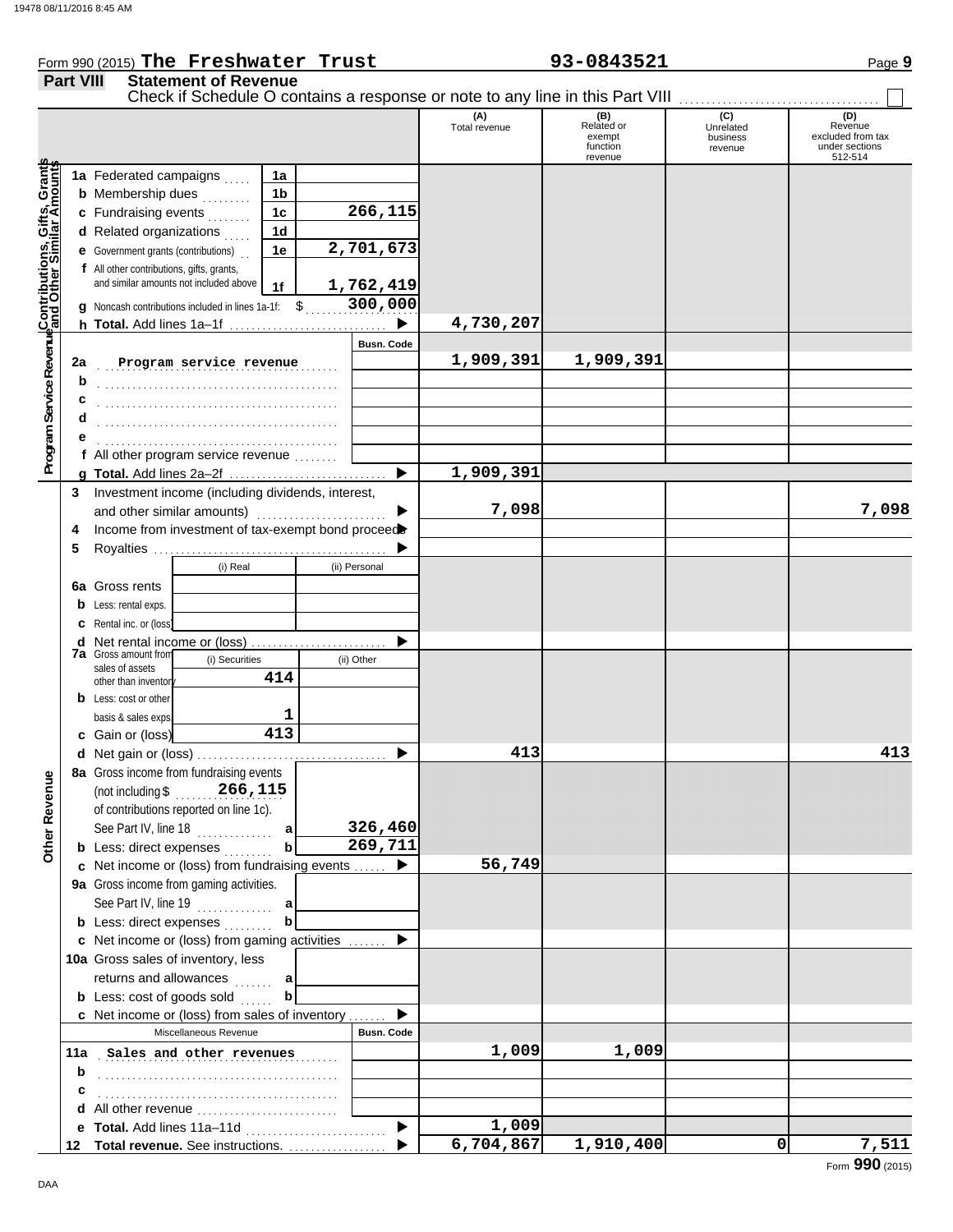Form 990 (2015) **The Freshwater Trust** **93-0843521** Page **9**

## Part VIII Statement of Revenue

Check if Schedule O contains a response or note to any line in this Part VIII ☐

| | | | (A) Total revenue | (B) Related or exempt function revenue | (C) Unrelated business revenue | (D) Revenue excluded from tax under sections 512-514 |
|---|---|---|---|---|---|---|
| **Contributions, Gifts, Grants and Other Similar Amounts** | 1a Federated campaigns | 1a | | | | |
| | b Membership dues | 1b | | | | |
| | c Fundraising events | 1c 266,115 | | | | |
| | d Related organizations | 1d | | | | |
| | e Government grants (contributions) | 1e 2,701,673 | | | | |
| | f All other contributions, gifts, grants, and similar amounts not included above | 1f 1,762,419 | | | | |
| | g Noncash contributions included in lines 1a-1f: $ 300,000 | | | | | |
| | h **Total.** Add lines 1a–1f | ▶ | 4,730,207 | | | |
| **Program Service Revenue** | | Busn. Code | | | | |
| | 2a Program service revenue | | 1,909,391 | 1,909,391 | | |
| | b | | | | | |
| | c | | | | | |
| | d | | | | | |
| | e | | | | | |
| | f All other program service revenue | | | | | |
| | g **Total.** Add lines 2a–2f | ▶ | 1,909,391 | | | |
| **Other Revenue** | 3 Investment income (including dividends, interest, and other similar amounts) | ▶ | 7,098 | | | 7,098 |
| | 4 Income from investment of tax-exempt bond proceeds | ▶ | | | | |
| | 5 Royalties | ▶ | | | | |
| | | (i) Real / (ii) Personal | | | | |
| | 6a Gross rents | | | | | |
| | b Less: rental exps. | | | | | |
| | c Rental inc. or (loss) | | | | | |
| | d Net rental income or (loss) | ▶ | | | | |
| | 7a Gross amount from sales of assets other than inventory | (i) Securities 414 / (ii) Other | | | | |
| | b Less: cost or other basis & sales exps. | (i) Securities 1 / (ii) Other | | | | |
| | c Gain or (loss) | (i) Securities 413 / (ii) Other | | | | |
| | d Net gain or (loss) | ▶ | 413 | | | 413 |
| | 8a Gross income from fundraising events (not including $ 266,115 of contributions reported on line 1c). See Part IV, line 18 | a 326,460 | | | | |
| | b Less: direct expenses | b 269,711 | | | | |
| | c Net income or (loss) from fundraising events | ▶ | 56,749 | | | |
| | 9a Gross income from gaming activities. See Part IV, line 19 | a | | | | |
| | b Less: direct expenses | b | | | | |
| | c Net income or (loss) from gaming activities | ▶ | | | | |
| | 10a Gross sales of inventory, less returns and allowances | a | | | | |
| | b Less: cost of goods sold | b | | | | |
| | c Net income or (loss) from sales of inventory | ▶ | | | | |
| | Miscellaneous Revenue | Busn. Code | | | | |
| | 11a Sales and other revenues | | 1,009 | 1,009 | | |
| | b | | | | | |
| | c | | | | | |
| | d All other revenue | | | | | |
| | e **Total.** Add lines 11a–11d | ▶ | 1,009 | | | |
| | 12 **Total revenue.** See instructions. | ▶ | 6,704,867 | 1,910,400 | 0 | 7,511 |

Form **990** (2015)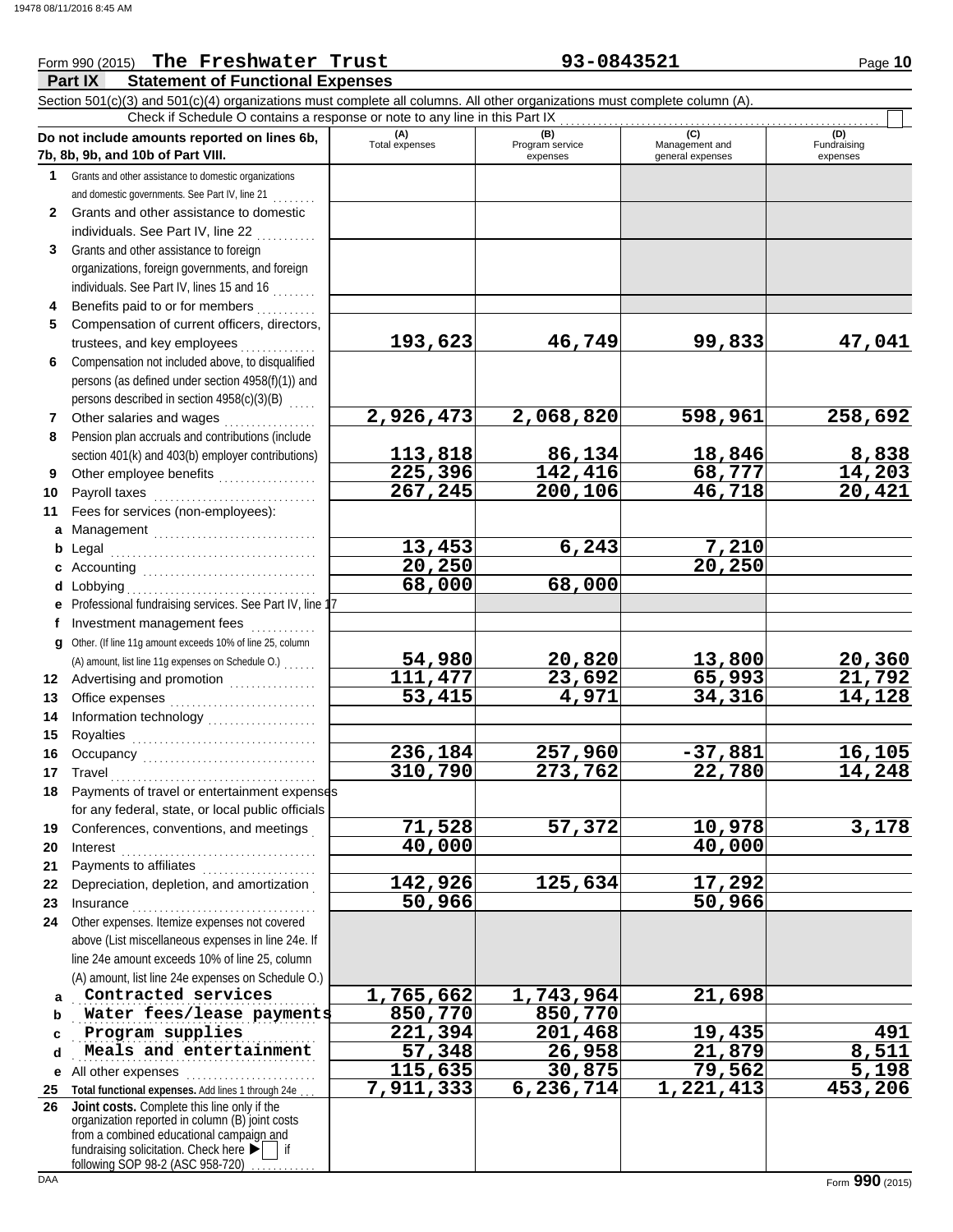Form 990 (2015) **The Freshwater Trust** **93-0843521** Page **10**

## Part IX Statement of Functional Expenses

Section 501(c)(3) and 501(c)(4) organizations must complete all columns. All other organizations must complete column (A).

Check if Schedule O contains a response or note to any line in this Part IX . . . . . . . . . . . . . . . . . . . . . . . . . . . . . . . . . . . . . . . . . . . . . . . . . . . . ☐

| Do not include amounts reported on lines 6b, 7b, 8b, 9b, and 10b of Part VIII. | (A) Total expenses | (B) Program service expenses | (C) Management and general expenses | (D) Fundraising expenses |
|---|---|---|---|---|
| **1** Grants and other assistance to domestic organizations and domestic governments. See Part IV, line 21 | | | | |
| **2** Grants and other assistance to domestic individuals. See Part IV, line 22 | | | | |
| **3** Grants and other assistance to foreign organizations, foreign governments, and foreign individuals. See Part IV, lines 15 and 16 | | | | |
| **4** Benefits paid to or for members | | | | |
| **5** Compensation of current officers, directors, trustees, and key employees | 193,623 | 46,749 | 99,833 | 47,041 |
| **6** Compensation not included above, to disqualified persons (as defined under section 4958(f)(1)) and persons described in section 4958(c)(3)(B) | | | | |
| **7** Other salaries and wages | 2,926,473 | 2,068,820 | 598,961 | 258,692 |
| **8** Pension plan accruals and contributions (include section 401(k) and 403(b) employer contributions) | 113,818 | 86,134 | 18,846 | 8,838 |
| **9** Other employee benefits | 225,396 | 142,416 | 68,777 | 14,203 |
| **10** Payroll taxes | 267,245 | 200,106 | 46,718 | 20,421 |
| **11** Fees for services (non-employees): | | | | |
| **a** Management | | | | |
| **b** Legal | 13,453 | 6,243 | 7,210 | |
| **c** Accounting | 20,250 | | 20,250 | |
| **d** Lobbying | 68,000 | 68,000 | | |
| **e** Professional fundraising services. See Part IV, line 17 | | | | |
| **f** Investment management fees | | | | |
| **g** Other. (If line 11g amount exceeds 10% of line 25, column (A) amount, list line 11g expenses on Schedule O.) | 54,980 | 20,820 | 13,800 | 20,360 |
| **12** Advertising and promotion | 111,477 | 23,692 | 65,993 | 21,792 |
| **13** Office expenses | 53,415 | 4,971 | 34,316 | 14,128 |
| **14** Information technology | | | | |
| **15** Royalties | | | | |
| **16** Occupancy | 236,184 | 257,960 | -37,881 | 16,105 |
| **17** Travel | 310,790 | 273,762 | 22,780 | 14,248 |
| **18** Payments of travel or entertainment expenses for any federal, state, or local public officials | | | | |
| **19** Conferences, conventions, and meetings | 71,528 | 57,372 | 10,978 | 3,178 |
| **20** Interest | 40,000 | | 40,000 | |
| **21** Payments to affiliates | | | | |
| **22** Depreciation, depletion, and amortization | 142,926 | 125,634 | 17,292 | |
| **23** Insurance | 50,966 | | 50,966 | |
| **24** Other expenses. Itemize expenses not covered above (List miscellaneous expenses in line 24e. If line 24e amount exceeds 10% of line 25, column (A) amount, list line 24e expenses on Schedule O.) | | | | |
| **a** Contracted services | 1,765,662 | 1,743,964 | 21,698 | |
| **b** Water fees/lease payments | 850,770 | 850,770 | | |
| **c** Program supplies | 221,394 | 201,468 | 19,435 | 491 |
| **d** Meals and entertainment | 57,348 | 26,958 | 21,879 | 8,511 |
| **e** All other expenses | 115,635 | 30,875 | 79,562 | 5,198 |
| **25 Total functional expenses.** Add lines 1 through 24e | 7,911,333 | 6,236,714 | 1,221,413 | 453,206 |
| **26 Joint costs.** Complete this line only if the organization reported in column (B) joint costs from a combined educational campaign and fundraising solicitation. Check here ▶ ☐ if following SOP 98-2 (ASC 958-720) | | | | |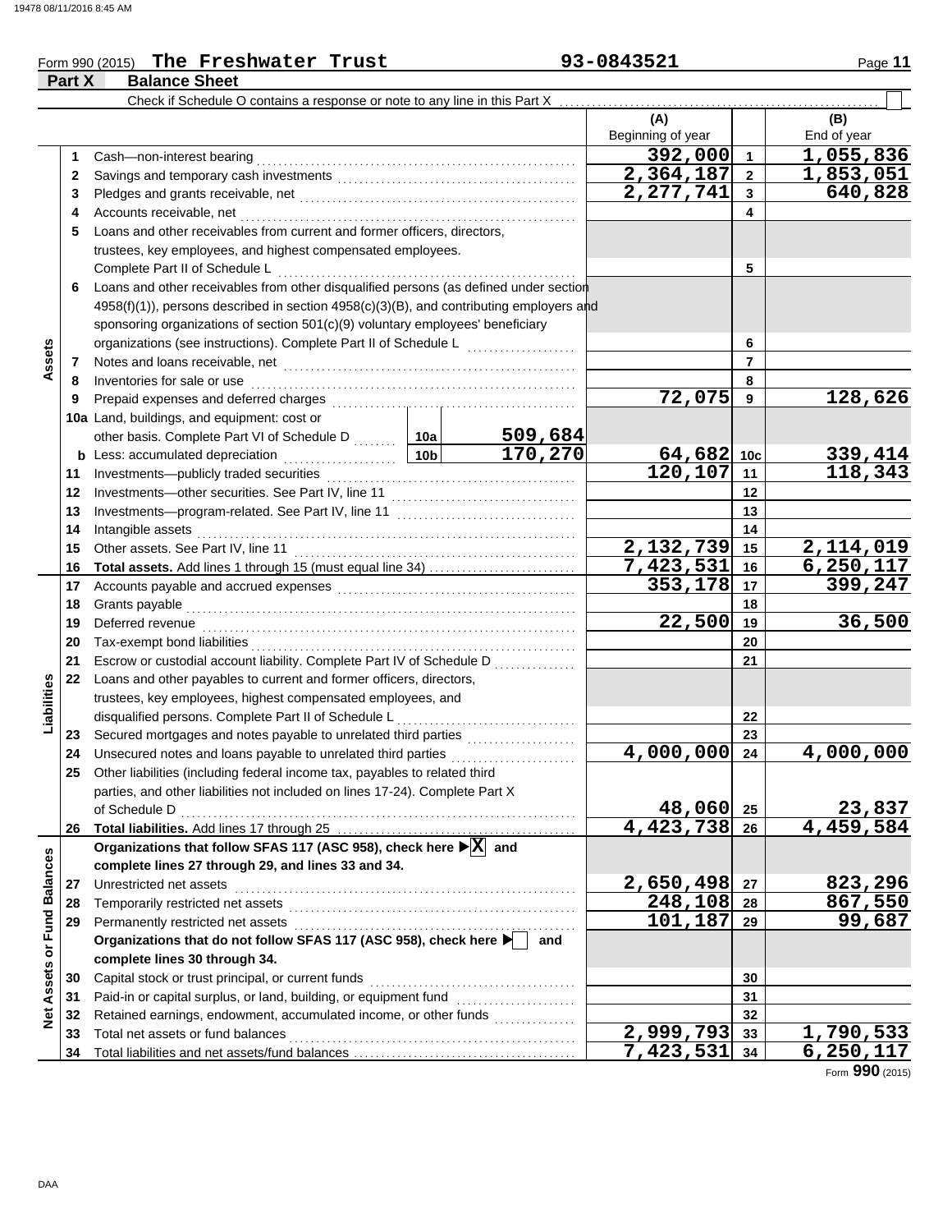Form 990 (2015) **The Freshwater Trust** 93-0843521

**Part X Balance Sheet**

Check if Schedule O contains a response or note to any line in this Part X ☐

| | | | | (A) Beginning of year | | (B) End of year |
|---|---|---|---|---|---|---|
| **Assets** | 1 | Cash—non-interest bearing | | 392,000 | 1 | 1,055,836 |
| | 2 | Savings and temporary cash investments | | 2,364,187 | 2 | 1,853,051 |
| | 3 | Pledges and grants receivable, net | | 2,277,741 | 3 | 640,828 |
| | 4 | Accounts receivable, net | | | 4 | |
| | 5 | Loans and other receivables from current and former officers, directors, trustees, key employees, and highest compensated employees. Complete Part II of Schedule L | | | 5 | |
| | 6 | Loans and other receivables from other disqualified persons (as defined under section 4958(f)(1)), persons described in section 4958(c)(3)(B), and contributing employers and sponsoring organizations of section 501(c)(9) voluntary employees' beneficiary organizations (see instructions). Complete Part II of Schedule L | | | 6 | |
| | 7 | Notes and loans receivable, net | | | 7 | |
| | 8 | Inventories for sale or use | | | 8 | |
| | 9 | Prepaid expenses and deferred charges | | 72,075 | 9 | 128,626 |
| | 10a | Land, buildings, and equipment: cost or other basis. Complete Part VI of Schedule D | 10a 509,684 | | | |
| | b | Less: accumulated depreciation | 10b 170,270 | 64,682 | 10c | 339,414 |
| | 11 | Investments—publicly traded securities | | 120,107 | 11 | 118,343 |
| | 12 | Investments—other securities. See Part IV, line 11 | | | 12 | |
| | 13 | Investments—program-related. See Part IV, line 11 | | | 13 | |
| | 14 | Intangible assets | | | 14 | |
| | 15 | Other assets. See Part IV, line 11 | | 2,132,739 | 15 | 2,114,019 |
| | 16 | **Total assets.** Add lines 1 through 15 (must equal line 34) | | 7,423,531 | 16 | 6,250,117 |
| **Liabilities** | 17 | Accounts payable and accrued expenses | | 353,178 | 17 | 399,247 |
| | 18 | Grants payable | | | 18 | |
| | 19 | Deferred revenue | | 22,500 | 19 | 36,500 |
| | 20 | Tax-exempt bond liabilities | | | 20 | |
| | 21 | Escrow or custodial account liability. Complete Part IV of Schedule D | | | 21 | |
| | 22 | Loans and other payables to current and former officers, directors, trustees, key employees, highest compensated employees, and disqualified persons. Complete Part II of Schedule L | | | 22 | |
| | 23 | Secured mortgages and notes payable to unrelated third parties | | | 23 | |
| | 24 | Unsecured notes and loans payable to unrelated third parties | | 4,000,000 | 24 | 4,000,000 |
| | 25 | Other liabilities (including federal income tax, payables to related third parties, and other liabilities not included on lines 17-24). Complete Part X of Schedule D | | 48,060 | 25 | 23,837 |
| | 26 | **Total liabilities.** Add lines 17 through 25 | | 4,423,738 | 26 | 4,459,584 |
| **Net Assets or Fund Balances** | | **Organizations that follow SFAS 117 (ASC 958), check here ▶ X and complete lines 27 through 29, and lines 33 and 34.** | | | | |
| | 27 | Unrestricted net assets | | 2,650,498 | 27 | 823,296 |
| | 28 | Temporarily restricted net assets | | 248,108 | 28 | 867,550 |
| | 29 | Permanently restricted net assets | | 101,187 | 29 | 99,687 |
| | | **Organizations that do not follow SFAS 117 (ASC 958), check here ▶ ☐ and complete lines 30 through 34.** | | | | |
| | 30 | Capital stock or trust principal, or current funds | | | 30 | |
| | 31 | Paid-in or capital surplus, or land, building, or equipment fund | | | 31 | |
| | 32 | Retained earnings, endowment, accumulated income, or other funds | | | 32 | |
| | 33 | Total net assets or fund balances | | 2,999,793 | 33 | 1,790,533 |
| | 34 | Total liabilities and net assets/fund balances | | 7,423,531 | 34 | 6,250,117 |

Form **990** (2015)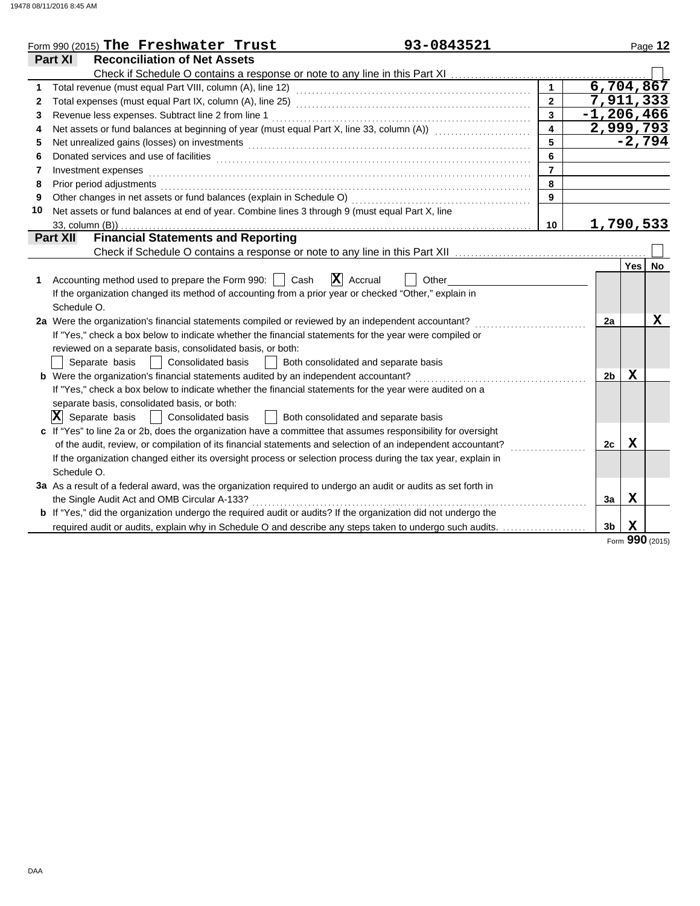Form 990 (2015) **The Freshwater Trust** 93-0843521

## Part XI Reconciliation of Net Assets

Check if Schedule O contains a response or note to any line in this Part XI ☐

| | | | |
|---|---|---|---|
| 1 | Total revenue (must equal Part VIII, column (A), line 12) | 1 | 6,704,867 |
| 2 | Total expenses (must equal Part IX, column (A), line 25) | 2 | 7,911,333 |
| 3 | Revenue less expenses. Subtract line 2 from line 1 | 3 | -1,206,466 |
| 4 | Net assets or fund balances at beginning of year (must equal Part X, line 33, column (A)) | 4 | 2,999,793 |
| 5 | Net unrealized gains (losses) on investments | 5 | -2,794 |
| 6 | Donated services and use of facilities | 6 | |
| 7 | Investment expenses | 7 | |
| 8 | Prior period adjustments | 8 | |
| 9 | Other changes in net assets or fund balances (explain in Schedule O) | 9 | |
| 10 | Net assets or fund balances at end of year. Combine lines 3 through 9 (must equal Part X, line 33, column (B)) | 10 | 1,790,533 |

## Part XII Financial Statements and Reporting

Check if Schedule O contains a response or note to any line in this Part XII ☐

| | | | Yes | No |
|---|---|---|---|---|
| 1 | Accounting method used to prepare the Form 990: ☐ Cash ☒ Accrual ☐ Other<br>If the organization changed its method of accounting from a prior year or checked "Other," explain in Schedule O. | | | |
| 2a | Were the organization's financial statements compiled or reviewed by an independent accountant?<br>If "Yes," check a box below to indicate whether the financial statements for the year were compiled or reviewed on a separate basis, consolidated basis, or both:<br>☐ Separate basis ☐ Consolidated basis ☐ Both consolidated and separate basis | 2a | | X |
| b | Were the organization's financial statements audited by an independent accountant?<br>If "Yes," check a box below to indicate whether the financial statements for the year were audited on a separate basis, consolidated basis, or both:<br>☒ Separate basis ☐ Consolidated basis ☐ Both consolidated and separate basis | 2b | X | |
| c | If "Yes" to line 2a or 2b, does the organization have a committee that assumes responsibility for oversight of the audit, review, or compilation of its financial statements and selection of an independent accountant?<br>If the organization changed either its oversight process or selection process during the tax year, explain in Schedule O. | 2c | X | |
| 3a | As a result of a federal award, was the organization required to undergo an audit or audits as set forth in the Single Audit Act and OMB Circular A-133? | 3a | X | |
| b | If "Yes," did the organization undergo the required audit or audits? If the organization did not undergo the required audit or audits, explain in Schedule O and describe any steps taken to undergo such audits. | 3b | X | |

Form **990** (2015)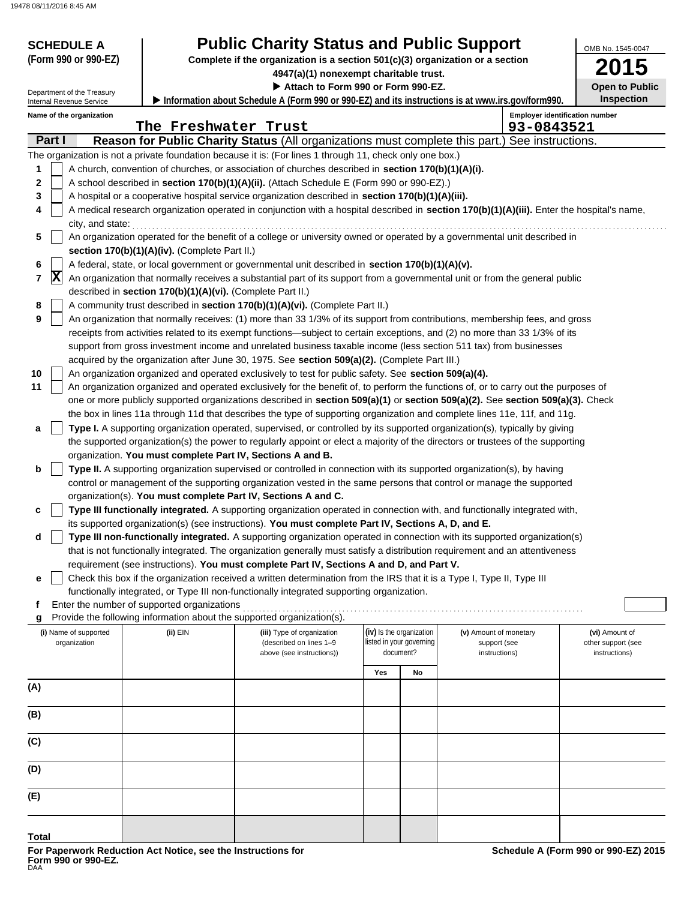**SCHEDULE A (Form 990 or 990-EZ)**

Department of the Treasury
Internal Revenue Service

# Public Charity Status and Public Support

**Complete if the organization is a section 501(c)(3) organization or a section 4947(a)(1) nonexempt charitable trust.**

**▶ Attach to Form 990 or Form 990-EZ.**

**▶ Information about Schedule A (Form 990 or 990-EZ) and its instructions is at www.irs.gov/form990.**

OMB No. 1545-0047

**2015**

**Open to Public Inspection**

Name of the organization: The Freshwater Trust

Employer identification number: 93-0843521

## Part I — Reason for Public Charity Status (All organizations must complete this part.) See instructions.

The organization is not a private foundation because it is: (For lines 1 through 11, check only one box.)

1 [ ] A church, convention of churches, or association of churches described in **section 170(b)(1)(A)(i).**

2 [ ] A school described in **section 170(b)(1)(A)(ii).** (Attach Schedule E (Form 990 or 990-EZ).)

3 [ ] A hospital or a cooperative hospital service organization described in **section 170(b)(1)(A)(iii).**

4 [ ] A medical research organization operated in conjunction with a hospital described in **section 170(b)(1)(A)(iii).** Enter the hospital's name, city, and state:

5 [ ] An organization operated for the benefit of a college or university owned or operated by a governmental unit described in **section 170(b)(1)(A)(iv).** (Complete Part II.)

6 [ ] A federal, state, or local government or governmental unit described in **section 170(b)(1)(A)(v).**

7 [X] An organization that normally receives a substantial part of its support from a governmental unit or from the general public described in **section 170(b)(1)(A)(vi).** (Complete Part II.)

8 [ ] A community trust described in **section 170(b)(1)(A)(vi).** (Complete Part II.)

9 [ ] An organization that normally receives: (1) more than 33 1/3% of its support from contributions, membership fees, and gross receipts from activities related to its exempt functions—subject to certain exceptions, and (2) no more than 33 1/3% of its support from gross investment income and unrelated business taxable income (less section 511 tax) from businesses acquired by the organization after June 30, 1975. See **section 509(a)(2).** (Complete Part III.)

10 [ ] An organization organized and operated exclusively to test for public safety. See **section 509(a)(4).**

11 [ ] An organization organized and operated exclusively for the benefit of, to perform the functions of, or to carry out the purposes of one or more publicly supported organizations described in **section 509(a)(1)** or **section 509(a)(2).** See **section 509(a)(3).** Check the box in lines 11a through 11d that describes the type of supporting organization and complete lines 11e, 11f, and 11g.

a [ ] **Type I.** A supporting organization operated, supervised, or controlled by its supported organization(s), typically by giving the supported organization(s) the power to regularly appoint or elect a majority of the directors or trustees of the supporting organization. **You must complete Part IV, Sections A and B.**

b [ ] **Type II.** A supporting organization supervised or controlled in connection with its supported organization(s), by having control or management of the supporting organization vested in the same persons that control or manage the supported organization(s). **You must complete Part IV, Sections A and C.**

c [ ] **Type III functionally integrated.** A supporting organization operated in connection with, and functionally integrated with, its supported organization(s) (see instructions). **You must complete Part IV, Sections A, D, and E.**

d [ ] **Type III non-functionally integrated.** A supporting organization operated in connection with its supported organization(s) that is not functionally integrated. The organization generally must satisfy a distribution requirement and an attentiveness requirement (see instructions). **You must complete Part IV, Sections A and D, and Part V.**

e [ ] Check this box if the organization received a written determination from the IRS that it is a Type I, Type II, Type III functionally integrated, or Type III non-functionally integrated supporting organization.

f Enter the number of supported organizations

g Provide the following information about the supported organization(s).

| (i) Name of supported organization | (ii) EIN | (iii) Type of organization (described on lines 1–9 above (see instructions)) | (iv) Is the organization listed in your governing document? | | (v) Amount of monetary support (see instructions) | (vi) Amount of other support (see instructions) |
|---|---|---|---|---|---|---|
| | | | Yes | No | | |
| (A) | | | | | | |
| (B) | | | | | | |
| (C) | | | | | | |
| (D) | | | | | | |
| (E) | | | | | | |
| Total | | | | | | |

**For Paperwork Reduction Act Notice, see the Instructions for Form 990 or 990-EZ.**

**Schedule A (Form 990 or 990-EZ) 2015**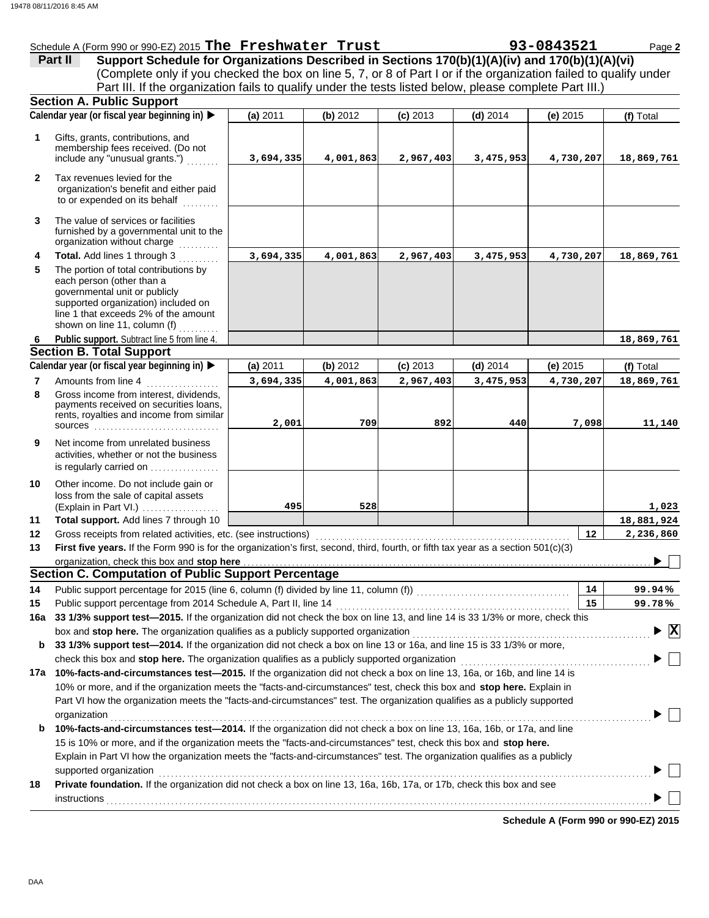Schedule A (Form 990 or 990-EZ) 2015 **The Freshwater Trust** **93-0843521** Page **2**

## Part II Support Schedule for Organizations Described in Sections 170(b)(1)(A)(iv) and 170(b)(1)(A)(vi)

(Complete only if you checked the box on line 5, 7, or 8 of Part I or if the organization failed to qualify under Part III. If the organization fails to qualify under the tests listed below, please complete Part III.)

### Section A. Public Support

| | Calendar year (or fiscal year beginning in) ▶ | (a) 2011 | (b) 2012 | (c) 2013 | (d) 2014 | (e) 2015 | (f) Total |
|---|---|---|---|---|---|---|---|
| 1 | Gifts, grants, contributions, and membership fees received. (Do not include any "unusual grants.") | 3,694,335 | 4,001,863 | 2,967,403 | 3,475,953 | 4,730,207 | 18,869,761 |
| 2 | Tax revenues levied for the organization's benefit and either paid to or expended on its behalf | | | | | | |
| 3 | The value of services or facilities furnished by a governmental unit to the organization without charge | | | | | | |
| 4 | **Total.** Add lines 1 through 3 | 3,694,335 | 4,001,863 | 2,967,403 | 3,475,953 | 4,730,207 | 18,869,761 |
| 5 | The portion of total contributions by each person (other than a governmental unit or publicly supported organization) included on line 1 that exceeds 2% of the amount shown on line 11, column (f) | | | | | | |
| 6 | **Public support.** Subtract line 5 from line 4. | | | | | | 18,869,761 |

### Section B. Total Support

| | Calendar year (or fiscal year beginning in) ▶ | (a) 2011 | (b) 2012 | (c) 2013 | (d) 2014 | (e) 2015 | (f) Total |
|---|---|---|---|---|---|---|---|
| 7 | Amounts from line 4 | 3,694,335 | 4,001,863 | 2,967,403 | 3,475,953 | 4,730,207 | 18,869,761 |
| 8 | Gross income from interest, dividends, payments received on securities loans, rents, royalties and income from similar sources | 2,001 | 709 | 892 | 440 | 7,098 | 11,140 |
| 9 | Net income from unrelated business activities, whether or not the business is regularly carried on | | | | | | |
| 10 | Other income. Do not include gain or loss from the sale of capital assets (Explain in Part VI.) | 495 | 528 | | | | 1,023 |
| 11 | **Total support.** Add lines 7 through 10 | | | | | | 18,881,924 |

**12** Gross receipts from related activities, etc. (see instructions) **12** 2,236,860

**13** **First five years.** If the Form 990 is for the organization's first, second, third, fourth, or fifth tax year as a section 501(c)(3) organization, check this box and **stop here** ▶ ☐

### Section C. Computation of Public Support Percentage

**14** Public support percentage for 2015 (line 6, column (f) divided by line 11, column (f)) **14** 99.94%

**15** Public support percentage from 2014 Schedule A, Part II, line 14 **15** 99.78%

**16a** **33 1/3% support test—2015.** If the organization did not check the box on line 13, and line 14 is 33 1/3% or more, check this box and **stop here.** The organization qualifies as a publicly supported organization ▶ ☒

**b** **33 1/3% support test—2014.** If the organization did not check a box on line 13 or 16a, and line 15 is 33 1/3% or more, check this box and **stop here.** The organization qualifies as a publicly supported organization ▶ ☐

**17a** **10%-facts-and-circumstances test—2015.** If the organization did not check a box on line 13, 16a, or 16b, and line 14 is 10% or more, and if the organization meets the "facts-and-circumstances" test, check this box and **stop here.** Explain in Part VI how the organization meets the "facts-and-circumstances" test. The organization qualifies as a publicly supported organization ▶ ☐

**b** **10%-facts-and-circumstances test—2014.** If the organization did not check a box on line 13, 16a, 16b, or 17a, and line 15 is 10% or more, and if the organization meets the "facts-and-circumstances" test, check this box and **stop here.** Explain in Part VI how the organization meets the "facts-and-circumstances" test. The organization qualifies as a publicly supported organization ▶ ☐

**18** **Private foundation.** If the organization did not check a box on line 13, 16a, 16b, 17a, or 17b, check this box and see instructions ▶ ☐

**Schedule A (Form 990 or 990-EZ) 2015**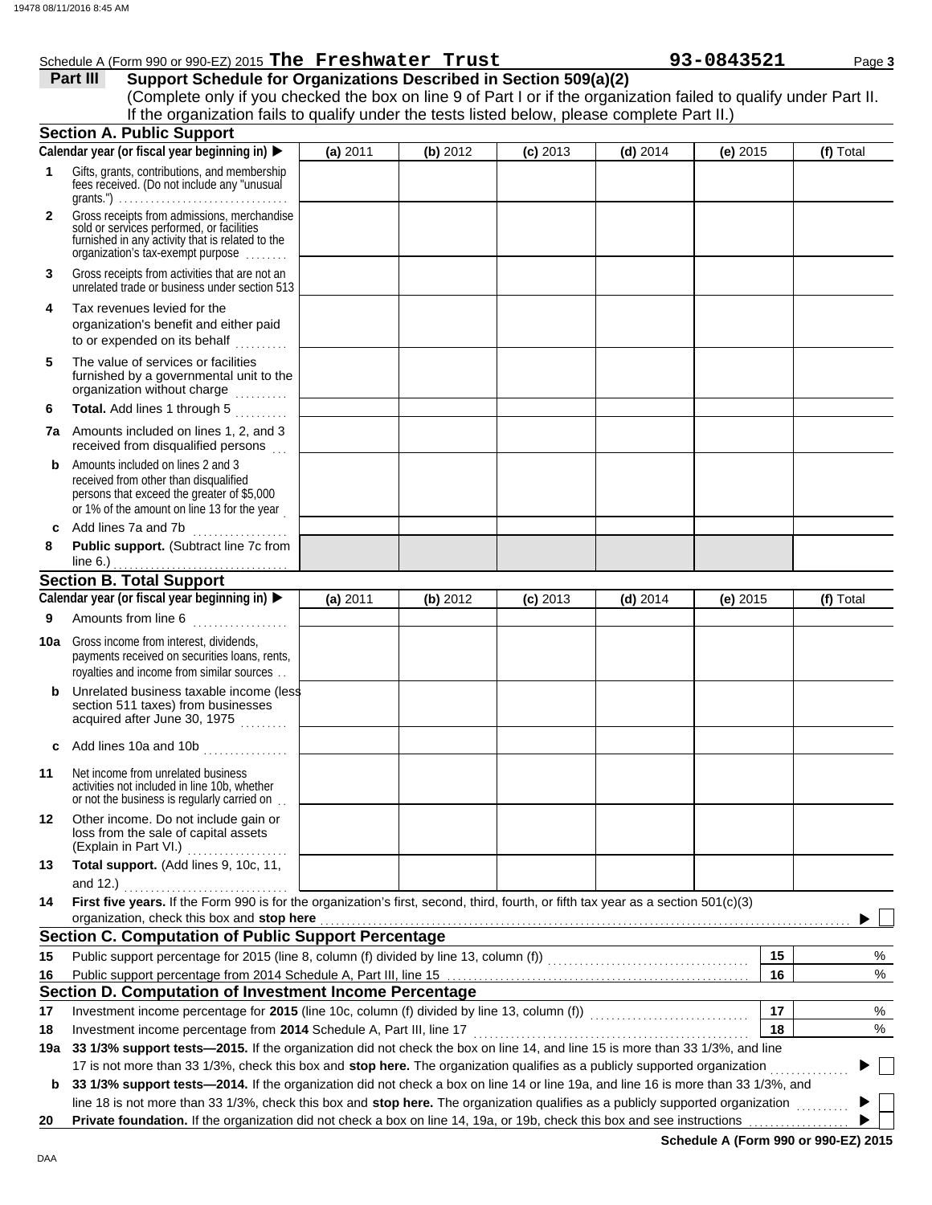Schedule A (Form 990 or 990-EZ) 2015 **The Freshwater Trust** **93-0843521**

**Part III** **Support Schedule for Organizations Described in Section 509(a)(2)**

(Complete only if you checked the box on line 9 of Part I or if the organization failed to qualify under Part II. If the organization fails to qualify under the tests listed below, please complete Part II.)

## Section A. Public Support

| Calendar year (or fiscal year beginning in) ▶ | (a) 2011 | (b) 2012 | (c) 2013 | (d) 2014 | (e) 2015 | (f) Total |
|---|---|---|---|---|---|---|
| **1** Gifts, grants, contributions, and membership fees received. (Do not include any "unusual grants.") | | | | | | |
| **2** Gross receipts from admissions, merchandise sold or services performed, or facilities furnished in any activity that is related to the organization's tax-exempt purpose | | | | | | |
| **3** Gross receipts from activities that are not an unrelated trade or business under section 513 | | | | | | |
| **4** Tax revenues levied for the organization's benefit and either paid to or expended on its behalf | | | | | | |
| **5** The value of services or facilities furnished by a governmental unit to the organization without charge | | | | | | |
| **6** **Total.** Add lines 1 through 5 | | | | | | |
| **7a** Amounts included on lines 1, 2, and 3 received from disqualified persons | | | | | | |
| **b** Amounts included on lines 2 and 3 received from other than disqualified persons that exceed the greater of $5,000 or 1% of the amount on line 13 for the year | | | | | | |
| **c** Add lines 7a and 7b | | | | | | |
| **8** **Public support.** (Subtract line 7c from line 6.) | | | | | | |

## Section B. Total Support

| Calendar year (or fiscal year beginning in) ▶ | (a) 2011 | (b) 2012 | (c) 2013 | (d) 2014 | (e) 2015 | (f) Total |
|---|---|---|---|---|---|---|
| **9** Amounts from line 6 | | | | | | |
| **10a** Gross income from interest, dividends, payments received on securities loans, rents, royalties and income from similar sources | | | | | | |
| **b** Unrelated business taxable income (less section 511 taxes) from businesses acquired after June 30, 1975 | | | | | | |
| **c** Add lines 10a and 10b | | | | | | |
| **11** Net income from unrelated business activities not included in line 10b, whether or not the business is regularly carried on | | | | | | |
| **12** Other income. Do not include gain or loss from the sale of capital assets (Explain in Part VI.) | | | | | | |
| **13** **Total support.** (Add lines 9, 10c, 11, and 12.) | | | | | | |

**14** **First five years.** If the Form 990 is for the organization's first, second, third, fourth, or fifth tax year as a section 501(c)(3) organization, check this box and **stop here** ▶ ☐

## Section C. Computation of Public Support Percentage

| | | | |
|---|---|---|---|
| **15** | Public support percentage for 2015 (line 8, column (f) divided by line 13, column (f)) | 15 | % |
| **16** | Public support percentage from 2014 Schedule A, Part III, line 15 | 16 | % |

## Section D. Computation of Investment Income Percentage

| | | | |
|---|---|---|---|
| **17** | Investment income percentage for **2015** (line 10c, column (f) divided by line 13, column (f)) | 17 | % |
| **18** | Investment income percentage from **2014** Schedule A, Part III, line 17 | 18 | % |

**19a** **33 1/3% support tests—2015.** If the organization did not check the box on line 14, and line 15 is more than 33 1/3%, and line 17 is not more than 33 1/3%, check this box and **stop here.** The organization qualifies as a publicly supported organization ▶ ☐

**b** **33 1/3% support tests—2014.** If the organization did not check a box on line 14 or line 19a, and line 16 is more than 33 1/3%, and line 18 is not more than 33 1/3%, check this box and **stop here.** The organization qualifies as a publicly supported organization ▶ ☐

**20** **Private foundation.** If the organization did not check a box on line 14, 19a, or 19b, check this box and see instructions ▶ ☐

**Schedule A (Form 990 or 990-EZ) 2015**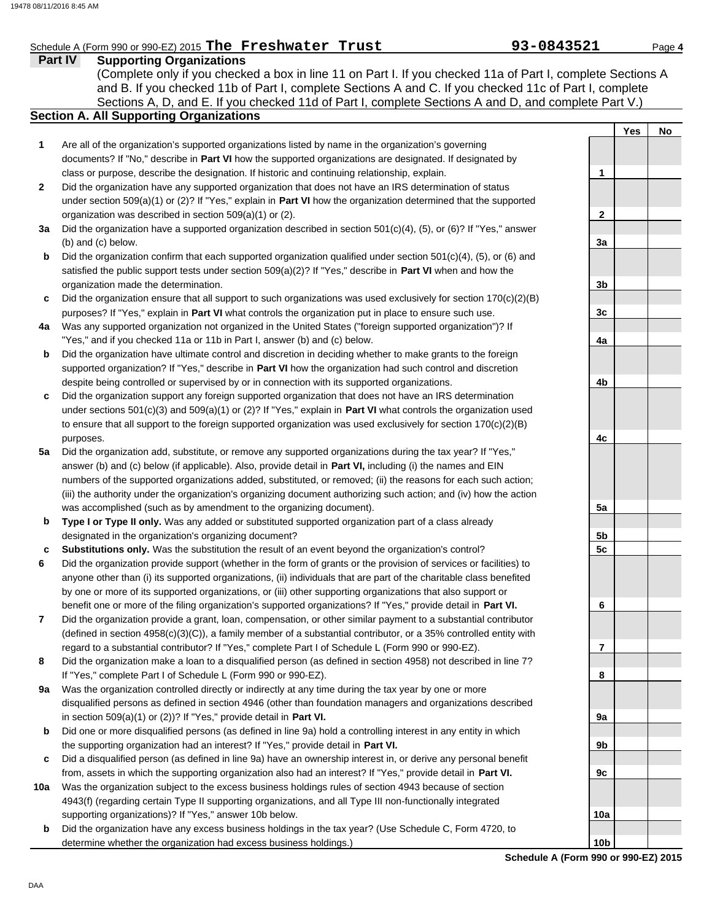Schedule A (Form 990 or 990-EZ) 2015 **The Freshwater Trust** 93-0843521 Page **4**

## Part IV Supporting Organizations

(Complete only if you checked a box in line 11 on Part I. If you checked 11a of Part I, complete Sections A and B. If you checked 11b of Part I, complete Sections A and C. If you checked 11c of Part I, complete Sections A, D, and E. If you checked 11d of Part I, complete Sections A and D, and complete Part V.)

### Section A. All Supporting Organizations

| | | | Yes | No |
|---|---|---|---|---|
| **1** | Are all of the organization's supported organizations listed by name in the organization's governing documents? If "No," describe in **Part VI** how the supported organizations are designated. If designated by class or purpose, describe the designation. If historic and continuing relationship, explain. | 1 | | |
| **2** | Did the organization have any supported organization that does not have an IRS determination of status under section 509(a)(1) or (2)? If "Yes," explain in **Part VI** how the organization determined that the supported organization was described in section 509(a)(1) or (2). | 2 | | |
| **3a** | Did the organization have a supported organization described in section 501(c)(4), (5), or (6)? If "Yes," answer (b) and (c) below. | 3a | | |
| **b** | Did the organization confirm that each supported organization qualified under section 501(c)(4), (5), or (6) and satisfied the public support tests under section 509(a)(2)? If "Yes," describe in **Part VI** when and how the organization made the determination. | 3b | | |
| **c** | Did the organization ensure that all support to such organizations was used exclusively for section 170(c)(2)(B) purposes? If "Yes," explain in **Part VI** what controls the organization put in place to ensure such use. | 3c | | |
| **4a** | Was any supported organization not organized in the United States ("foreign supported organization")? If "Yes," and if you checked 11a or 11b in Part I, answer (b) and (c) below. | 4a | | |
| **b** | Did the organization have ultimate control and discretion in deciding whether to make grants to the foreign supported organization? If "Yes," describe in **Part VI** how the organization had such control and discretion despite being controlled or supervised by or in connection with its supported organizations. | 4b | | |
| **c** | Did the organization support any foreign supported organization that does not have an IRS determination under sections 501(c)(3) and 509(a)(1) or (2)? If "Yes," explain in **Part VI** what controls the organization used to ensure that all support to the foreign supported organization was used exclusively for section 170(c)(2)(B) purposes. | 4c | | |
| **5a** | Did the organization add, substitute, or remove any supported organizations during the tax year? If "Yes," answer (b) and (c) below (if applicable). Also, provide detail in **Part VI,** including (i) the names and EIN numbers of the supported organizations added, substituted, or removed; (ii) the reasons for each such action; (iii) the authority under the organization's organizing document authorizing such action; and (iv) how the action was accomplished (such as by amendment to the organizing document). | 5a | | |
| **b** | **Type I or Type II only.** Was any added or substituted supported organization part of a class already designated in the organization's organizing document? | 5b | | |
| **c** | **Substitutions only.** Was the substitution the result of an event beyond the organization's control? | 5c | | |
| **6** | Did the organization provide support (whether in the form of grants or the provision of services or facilities) to anyone other than (i) its supported organizations, (ii) individuals that are part of the charitable class benefited by one or more of its supported organizations, or (iii) other supporting organizations that also support or benefit one or more of the filing organization's supported organizations? If "Yes," provide detail in **Part VI.** | 6 | | |
| **7** | Did the organization provide a grant, loan, compensation, or other similar payment to a substantial contributor (defined in section 4958(c)(3)(C)), a family member of a substantial contributor, or a 35% controlled entity with regard to a substantial contributor? If "Yes," complete Part I of Schedule L (Form 990 or 990-EZ). | 7 | | |
| **8** | Did the organization make a loan to a disqualified person (as defined in section 4958) not described in line 7? If "Yes," complete Part I of Schedule L (Form 990 or 990-EZ). | 8 | | |
| **9a** | Was the organization controlled directly or indirectly at any time during the tax year by one or more disqualified persons as defined in section 4946 (other than foundation managers and organizations described in section 509(a)(1) or (2))? If "Yes," provide detail in **Part VI.** | 9a | | |
| **b** | Did one or more disqualified persons (as defined in line 9a) hold a controlling interest in any entity in which the supporting organization had an interest? If "Yes," provide detail in **Part VI.** | 9b | | |
| **c** | Did a disqualified person (as defined in line 9a) have an ownership interest in, or derive any personal benefit from, assets in which the supporting organization also had an interest? If "Yes," provide detail in **Part VI.** | 9c | | |
| **10a** | Was the organization subject to the excess business holdings rules of section 4943 because of section 4943(f) (regarding certain Type II supporting organizations, and all Type III non-functionally integrated supporting organizations)? If "Yes," answer 10b below. | 10a | | |
| **b** | Did the organization have any excess business holdings in the tax year? (Use Schedule C, Form 4720, to determine whether the organization had excess business holdings.) | 10b | | |

**Schedule A (Form 990 or 990-EZ) 2015**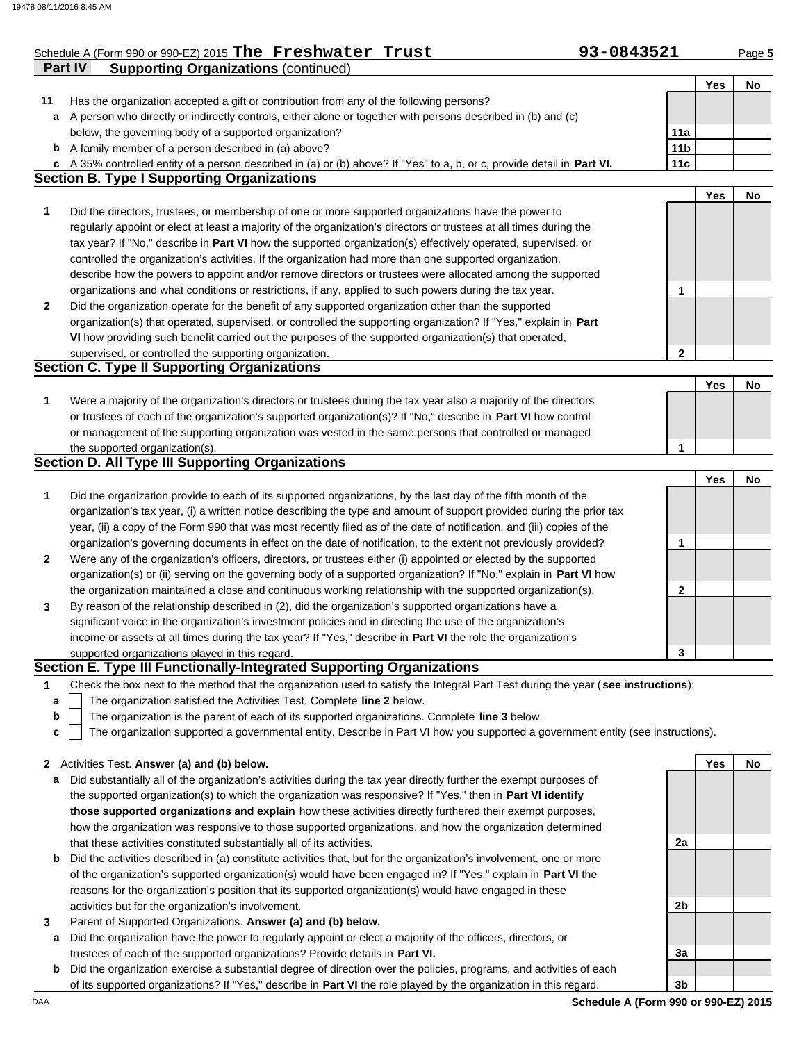Schedule A (Form 990 or 990-EZ) 2015 **The Freshwater Trust** **93-0843521**

**Part IV Supporting Organizations** (continued)

| | | | Yes | No |
|---|---|---|---|---|
| **11** | Has the organization accepted a gift or contribution from any of the following persons? | | | |
| **a** | A person who directly or indirectly controls, either alone or together with persons described in (b) and (c) below, the governing body of a supported organization? | 11a | | |
| **b** | A family member of a person described in (a) above? | 11b | | |
| **c** | A 35% controlled entity of a person described in (a) or (b) above? If "Yes" to a, b, or c, provide detail in **Part VI.** | 11c | | |

## Section B. Type I Supporting Organizations

| | | | Yes | No |
|---|---|---|---|---|
| **1** | Did the directors, trustees, or membership of one or more supported organizations have the power to regularly appoint or elect at least a majority of the organization's directors or trustees at all times during the tax year? If "No," describe in **Part VI** how the supported organization(s) effectively operated, supervised, or controlled the organization's activities. If the organization had more than one supported organization, describe how the powers to appoint and/or remove directors or trustees were allocated among the supported organizations and what conditions or restrictions, if any, applied to such powers during the tax year. | 1 | | |
| **2** | Did the organization operate for the benefit of any supported organization other than the supported organization(s) that operated, supervised, or controlled the supporting organization? If "Yes," explain in **Part VI** how providing such benefit carried out the purposes of the supported organization(s) that operated, supervised, or controlled the supporting organization. | 2 | | |

## Section C. Type II Supporting Organizations

| | | | Yes | No |
|---|---|---|---|---|
| **1** | Were a majority of the organization's directors or trustees during the tax year also a majority of the directors or trustees of each of the organization's supported organization(s)? If "No," describe in **Part VI** how control or management of the supporting organization was vested in the same persons that controlled or managed the supported organization(s). | 1 | | |

## Section D. All Type III Supporting Organizations

| | | | Yes | No |
|---|---|---|---|---|
| **1** | Did the organization provide to each of its supported organizations, by the last day of the fifth month of the organization's tax year, (i) a written notice describing the type and amount of support provided during the prior tax year, (ii) a copy of the Form 990 that was most recently filed as of the date of notification, and (iii) copies of the organization's governing documents in effect on the date of notification, to the extent not previously provided? | 1 | | |
| **2** | Were any of the organization's officers, directors, or trustees either (i) appointed or elected by the supported organization(s) or (ii) serving on the governing body of a supported organization? If "No," explain in **Part VI** how the organization maintained a close and continuous working relationship with the supported organization(s). | 2 | | |
| **3** | By reason of the relationship described in (2), did the organization's supported organizations have a significant voice in the organization's investment policies and in directing the use of the organization's income or assets at all times during the tax year? If "Yes," describe in **Part VI** the role the organization's supported organizations played in this regard. | 3 | | |

## Section E. Type III Functionally-Integrated Supporting Organizations

**1** Check the box next to the method that the organization used to satisfy the Integral Part Test during the year (**see instructions**):

- **a** ☐ The organization satisfied the Activities Test. Complete **line 2** below.
- **b** ☐ The organization is the parent of each of its supported organizations. Complete **line 3** below.
- **c** ☐ The organization supported a governmental entity. Describe in Part VI how you supported a government entity (see instructions).

| | | | Yes | No |
|---|---|---|---|---|
| **2** | Activities Test. **Answer (a) and (b) below.** | | | |
| **a** | Did substantially all of the organization's activities during the tax year directly further the exempt purposes of the supported organization(s) to which the organization was responsive? If "Yes," then in **Part VI identify those supported organizations and explain** how these activities directly furthered their exempt purposes, how the organization was responsive to those supported organizations, and how the organization determined that these activities constituted substantially all of its activities. | 2a | | |
| **b** | Did the activities described in (a) constitute activities that, but for the organization's involvement, one or more of the organization's supported organization(s) would have been engaged in? If "Yes," explain in **Part VI** the reasons for the organization's position that its supported organization(s) would have engaged in these activities but for the organization's involvement. | 2b | | |
| **3** | Parent of Supported Organizations. **Answer (a) and (b) below.** | | | |
| **a** | Did the organization have the power to regularly appoint or elect a majority of the officers, directors, or trustees of each of the supported organizations? Provide details in **Part VI.** | 3a | | |
| **b** | Did the organization exercise a substantial degree of direction over the policies, programs, and activities of each of its supported organizations? If "Yes," describe in **Part VI** the role played by the organization in this regard. | 3b | | |

**Schedule A (Form 990 or 990-EZ) 2015**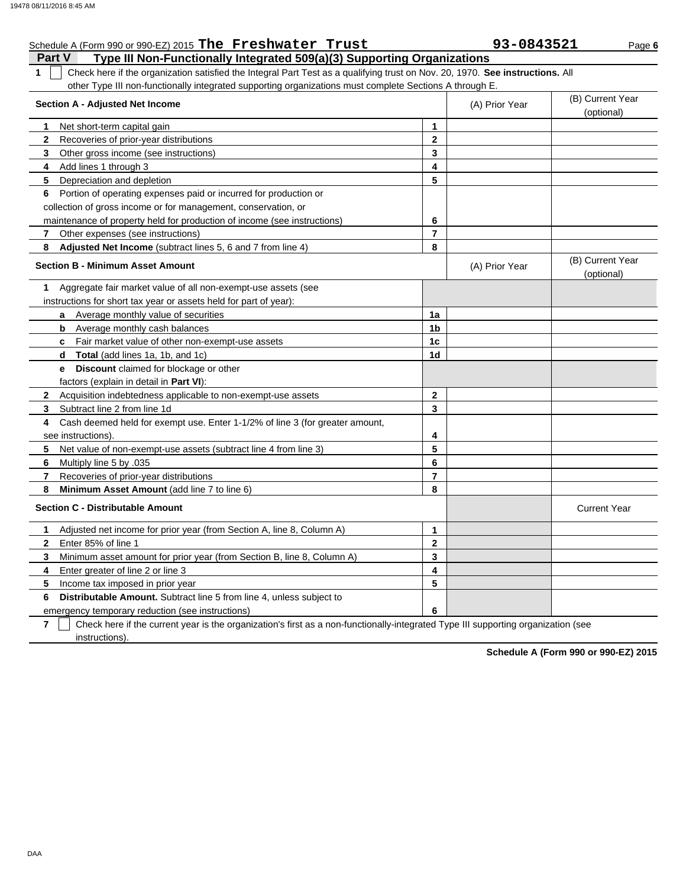Schedule A (Form 990 or 990-EZ) 2015 **The Freshwater Trust** 93-0843521 Page **6**

## Part V Type III Non-Functionally Integrated 509(a)(3) Supporting Organizations

**1** ☐ Check here if the organization satisfied the Integral Part Test as a qualifying trust on Nov. 20, 1970. **See instructions.** All other Type III non-functionally integrated supporting organizations must complete Sections A through E.

| **Section A - Adjusted Net Income** | | (A) Prior Year | (B) Current Year (optional) |
|---|---|---|---|
| **1** Net short-term capital gain | 1 | | |
| **2** Recoveries of prior-year distributions | 2 | | |
| **3** Other gross income (see instructions) | 3 | | |
| **4** Add lines 1 through 3 | 4 | | |
| **5** Depreciation and depletion | 5 | | |
| **6** Portion of operating expenses paid or incurred for production or collection of gross income or for management, conservation, or maintenance of property held for production of income (see instructions) | 6 | | |
| **7** Other expenses (see instructions) | 7 | | |
| **8** **Adjusted Net Income** (subtract lines 5, 6 and 7 from line 4) | 8 | | |

| **Section B - Minimum Asset Amount** | | (A) Prior Year | (B) Current Year (optional) |
|---|---|---|---|
| **1** Aggregate fair market value of all non-exempt-use assets (see instructions for short tax year or assets held for part of year): | | | |
| **a** Average monthly value of securities | 1a | | |
| **b** Average monthly cash balances | 1b | | |
| **c** Fair market value of other non-exempt-use assets | 1c | | |
| **d** **Total** (add lines 1a, 1b, and 1c) | 1d | | |
| **e** **Discount** claimed for blockage or other factors (explain in detail in **Part VI**): | | | |
| **2** Acquisition indebtedness applicable to non-exempt-use assets | 2 | | |
| **3** Subtract line 2 from line 1d | 3 | | |
| **4** Cash deemed held for exempt use. Enter 1-1/2% of line 3 (for greater amount, see instructions). | 4 | | |
| **5** Net value of non-exempt-use assets (subtract line 4 from line 3) | 5 | | |
| **6** Multiply line 5 by .035 | 6 | | |
| **7** Recoveries of prior-year distributions | 7 | | |
| **8** **Minimum Asset Amount** (add line 7 to line 6) | 8 | | |

| **Section C - Distributable Amount** | | | Current Year |
|---|---|---|---|
| **1** Adjusted net income for prior year (from Section A, line 8, Column A) | 1 | | |
| **2** Enter 85% of line 1 | 2 | | |
| **3** Minimum asset amount for prior year (from Section B, line 8, Column A) | 3 | | |
| **4** Enter greater of line 2 or line 3 | 4 | | |
| **5** Income tax imposed in prior year | 5 | | |
| **6** **Distributable Amount.** Subtract line 5 from line 4, unless subject to emergency temporary reduction (see instructions) | 6 | | |

**7** ☐ Check here if the current year is the organization's first as a non-functionally-integrated Type III supporting organization (see instructions).

**Schedule A (Form 990 or 990-EZ) 2015**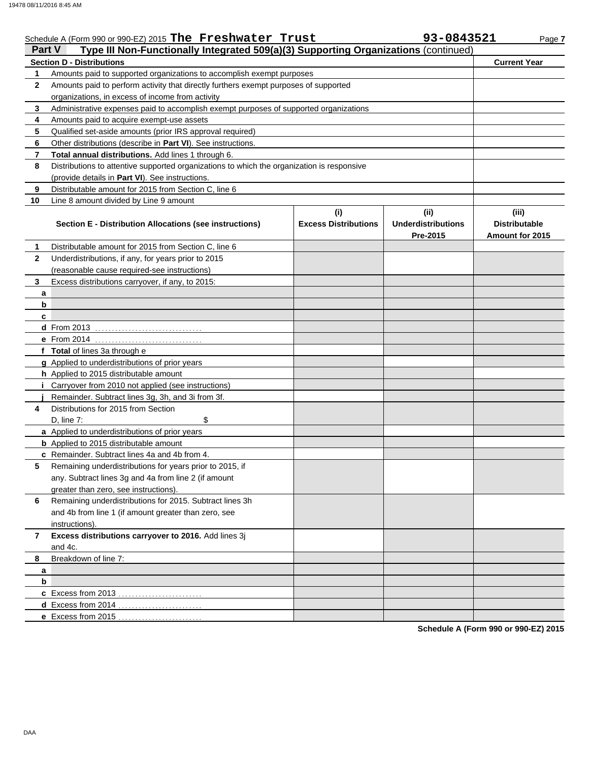Schedule A (Form 990 or 990-EZ) 2015 **The Freshwater Trust** **93-0843521** Page **7**

## Part V Type III Non-Functionally Integrated 509(a)(3) Supporting Organizations (continued)

| | Section D - Distributions | Current Year |
|---|---|---|
| 1 | Amounts paid to supported organizations to accomplish exempt purposes | |
| 2 | Amounts paid to perform activity that directly furthers exempt purposes of supported organizations, in excess of income from activity | |
| 3 | Administrative expenses paid to accomplish exempt purposes of supported organizations | |
| 4 | Amounts paid to acquire exempt-use assets | |
| 5 | Qualified set-aside amounts (prior IRS approval required) | |
| 6 | Other distributions (describe in **Part VI**). See instructions. | |
| 7 | **Total annual distributions.** Add lines 1 through 6. | |
| 8 | Distributions to attentive supported organizations to which the organization is responsive (provide details in **Part VI**). See instructions. | |
| 9 | Distributable amount for 2015 from Section C, line 6 | |
| 10 | Line 8 amount divided by Line 9 amount | |

| | Section E - Distribution Allocations (see instructions) | (i) Excess Distributions | (ii) Underdistributions Pre-2015 | (iii) Distributable Amount for 2015 |
|---|---|---|---|---|
| 1 | Distributable amount for 2015 from Section C, line 6 | | | |
| 2 | Underdistributions, if any, for years prior to 2015 (reasonable cause required-see instructions) | | | |
| 3 | Excess distributions carryover, if any, to 2015: | | | |
| a | | | | |
| b | | | | |
| c | | | | |
| d | From 2013 | | | |
| e | From 2014 | | | |
| f | **Total** of lines 3a through e | | | |
| g | Applied to underdistributions of prior years | | | |
| h | Applied to 2015 distributable amount | | | |
| i | Carryover from 2010 not applied (see instructions) | | | |
| j | Remainder. Subtract lines 3g, 3h, and 3i from 3f. | | | |
| 4 | Distributions for 2015 from Section D, line 7: $ | | | |
| a | Applied to underdistributions of prior years | | | |
| b | Applied to 2015 distributable amount | | | |
| c | Remainder. Subtract lines 4a and 4b from 4. | | | |
| 5 | Remaining underdistributions for years prior to 2015, if any. Subtract lines 3g and 4a from line 2 (if amount greater than zero, see instructions). | | | |
| 6 | Remaining underdistributions for 2015. Subtract lines 3h and 4b from line 1 (if amount greater than zero, see instructions). | | | |
| 7 | **Excess distributions carryover to 2016.** Add lines 3j and 4c. | | | |
| 8 | Breakdown of line 7: | | | |
| a | | | | |
| b | | | | |
| c | Excess from 2013 | | | |
| d | Excess from 2014 | | | |
| e | Excess from 2015 | | | |

**Schedule A (Form 990 or 990-EZ) 2015**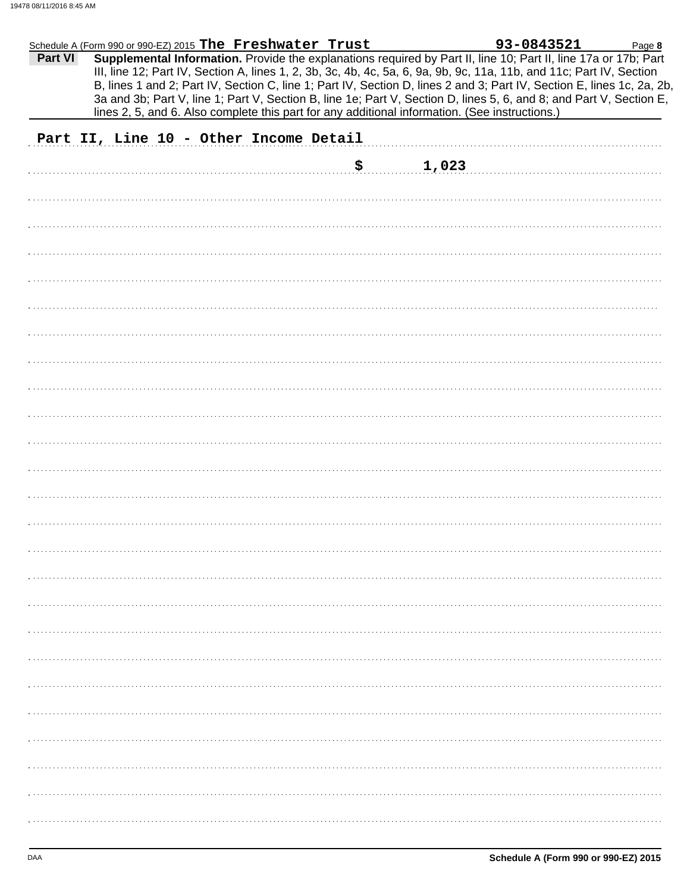Schedule A (Form 990 or 990-EZ) 2015 **The Freshwater Trust** **93-0843521** Page **8**

**Part VI** **Supplemental Information.** Provide the explanations required by Part II, line 10; Part II, line 17a or 17b; Part III, line 12; Part IV, Section A, lines 1, 2, 3b, 3c, 4b, 4c, 5a, 6, 9a, 9b, 9c, 11a, 11b, and 11c; Part IV, Section B, lines 1 and 2; Part IV, Section C, line 1; Part IV, Section D, lines 2 and 3; Part IV, Section E, lines 1c, 2a, 2b, 3a and 3b; Part V, line 1; Part V, Section B, line 1e; Part V, Section D, lines 5, 6, and 8; and Part V, Section E, lines 2, 5, and 6. Also complete this part for any additional information. (See instructions.)

Part II, Line 10 - Other Income Detail

$ 1,023

DAA **Schedule A (Form 990 or 990-EZ) 2015**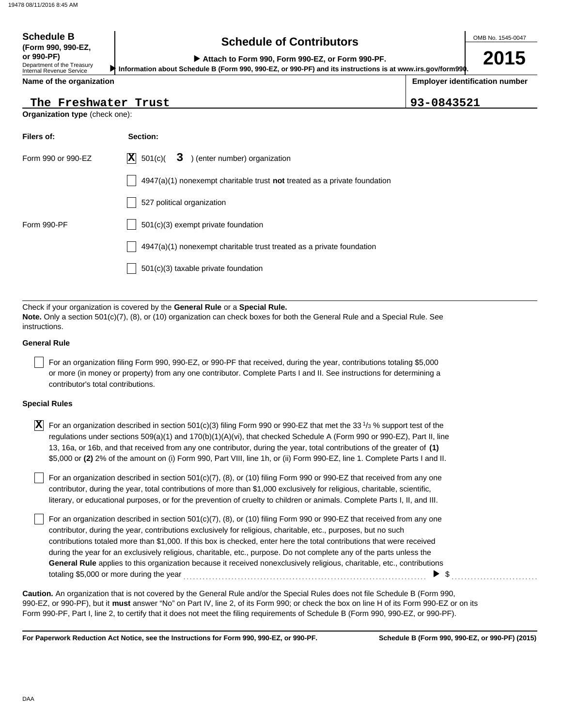**Schedule B**
**(Form 990, 990-EZ, or 990-PF)**
Department of the Treasury
Internal Revenue Service

# Schedule of Contributors

▶ **Attach to Form 990, Form 990-EZ, or Form 990-PF.**
▶ **Information about Schedule B (Form 990, 990-EZ, or 990-PF) and its instructions is at www.irs.gov/form990.**

OMB No. 1545-0047

**2015**

| **Name of the organization** | **Employer identification number** |
|---|---|
| The Freshwater Trust | 93-0843521 |

**Organization type** (check one):

| **Filers of:** | **Section:** |
|---|---|
| Form 990 or 990-EZ | [X] 501(c)( 3 ) (enter number) organization |
| | [ ] 4947(a)(1) nonexempt charitable trust **not** treated as a private foundation |
| | [ ] 527 political organization |
| Form 990-PF | [ ] 501(c)(3) exempt private foundation |
| | [ ] 4947(a)(1) nonexempt charitable trust treated as a private foundation |
| | [ ] 501(c)(3) taxable private foundation |

Check if your organization is covered by the **General Rule** or a **Special Rule.**
**Note.** Only a section 501(c)(7), (8), or (10) organization can check boxes for both the General Rule and a Special Rule. See instructions.

**General Rule**

[ ] For an organization filing Form 990, 990-EZ, or 990-PF that received, during the year, contributions totaling $5,000 or more (in money or property) from any one contributor. Complete Parts I and II. See instructions for determining a contributor's total contributions.

**Special Rules**

[X] For an organization described in section 501(c)(3) filing Form 990 or 990-EZ that met the 33 1/3 % support test of the regulations under sections 509(a)(1) and 170(b)(1)(A)(vi), that checked Schedule A (Form 990 or 990-EZ), Part II, line 13, 16a, or 16b, and that received from any one contributor, during the year, total contributions of the greater of **(1)** $5,000 or **(2)** 2% of the amount on (i) Form 990, Part VIII, line 1h, or (ii) Form 990-EZ, line 1. Complete Parts I and II.

[ ] For an organization described in section 501(c)(7), (8), or (10) filing Form 990 or 990-EZ that received from any one contributor, during the year, total contributions of more than $1,000 exclusively for religious, charitable, scientific, literary, or educational purposes, or for the prevention of cruelty to children or animals. Complete Parts I, II, and III.

[ ] For an organization described in section 501(c)(7), (8), or (10) filing Form 990 or 990-EZ that received from any one contributor, during the year, contributions exclusively for religious, charitable, etc., purposes, but no such contributions totaled more than $1,000. If this box is checked, enter here the total contributions that were received during the year for an exclusively religious, charitable, etc., purpose. Do not complete any of the parts unless the **General Rule** applies to this organization because it received nonexclusively religious, charitable, etc., contributions totaling $5,000 or more during the year ▶ $

**Caution.** An organization that is not covered by the General Rule and/or the Special Rules does not file Schedule B (Form 990, 990-EZ, or 990-PF), but it **must** answer "No" on Part IV, line 2, of its Form 990; or check the box on line H of its Form 990-EZ or on its Form 990-PF, Part I, line 2, to certify that it does not meet the filing requirements of Schedule B (Form 990, 990-EZ, or 990-PF).

**For Paperwork Reduction Act Notice, see the Instructions for Form 990, 990-EZ, or 990-PF.** **Schedule B (Form 990, 990-EZ, or 990-PF) (2015)**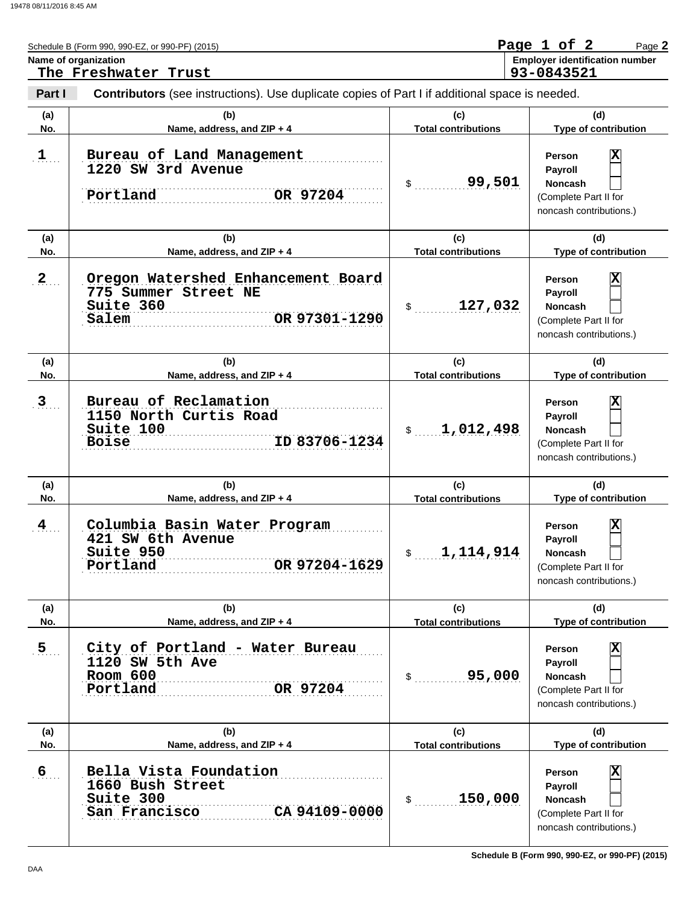Schedule B (Form 990, 990-EZ, or 990-PF) (2015)

**Name of organization**
The Freshwater Trust

**Employer identification number**
93-0843521

**Part I** **Contributors** (see instructions). Use duplicate copies of Part I if additional space is needed.

| (a) No. | (b) Name, address, and ZIP + 4 | (c) Total contributions | (d) Type of contribution |
|---|---|---|---|
| 1 | Bureau of Land Management<br>1220 SW 3rd Avenue<br>Portland OR 97204 | $ 99,501 | Person [X]<br>Payroll [ ]<br>Noncash [ ]<br>(Complete Part II for noncash contributions.) |
| 2 | Oregon Watershed Enhancement Board<br>775 Summer Street NE<br>Suite 360<br>Salem OR 97301-1290 | $ 127,032 | Person [X]<br>Payroll [ ]<br>Noncash [ ]<br>(Complete Part II for noncash contributions.) |
| 3 | Bureau of Reclamation<br>1150 North Curtis Road<br>Suite 100<br>Boise ID 83706-1234 | $ 1,012,498 | Person [X]<br>Payroll [ ]<br>Noncash [ ]<br>(Complete Part II for noncash contributions.) |
| 4 | Columbia Basin Water Program<br>421 SW 6th Avenue<br>Suite 950<br>Portland OR 97204-1629 | $ 1,114,914 | Person [X]<br>Payroll [ ]<br>Noncash [ ]<br>(Complete Part II for noncash contributions.) |
| 5 | City of Portland - Water Bureau<br>1120 SW 5th Ave<br>Room 600<br>Portland OR 97204 | $ 95,000 | Person [X]<br>Payroll [ ]<br>Noncash [ ]<br>(Complete Part II for noncash contributions.) |
| 6 | Bella Vista Foundation<br>1660 Bush Street<br>Suite 300<br>San Francisco CA 94109-0000 | $ 150,000 | Person [X]<br>Payroll [ ]<br>Noncash [ ]<br>(Complete Part II for noncash contributions.) |

Schedule B (Form 990, 990-EZ, or 990-PF) (2015)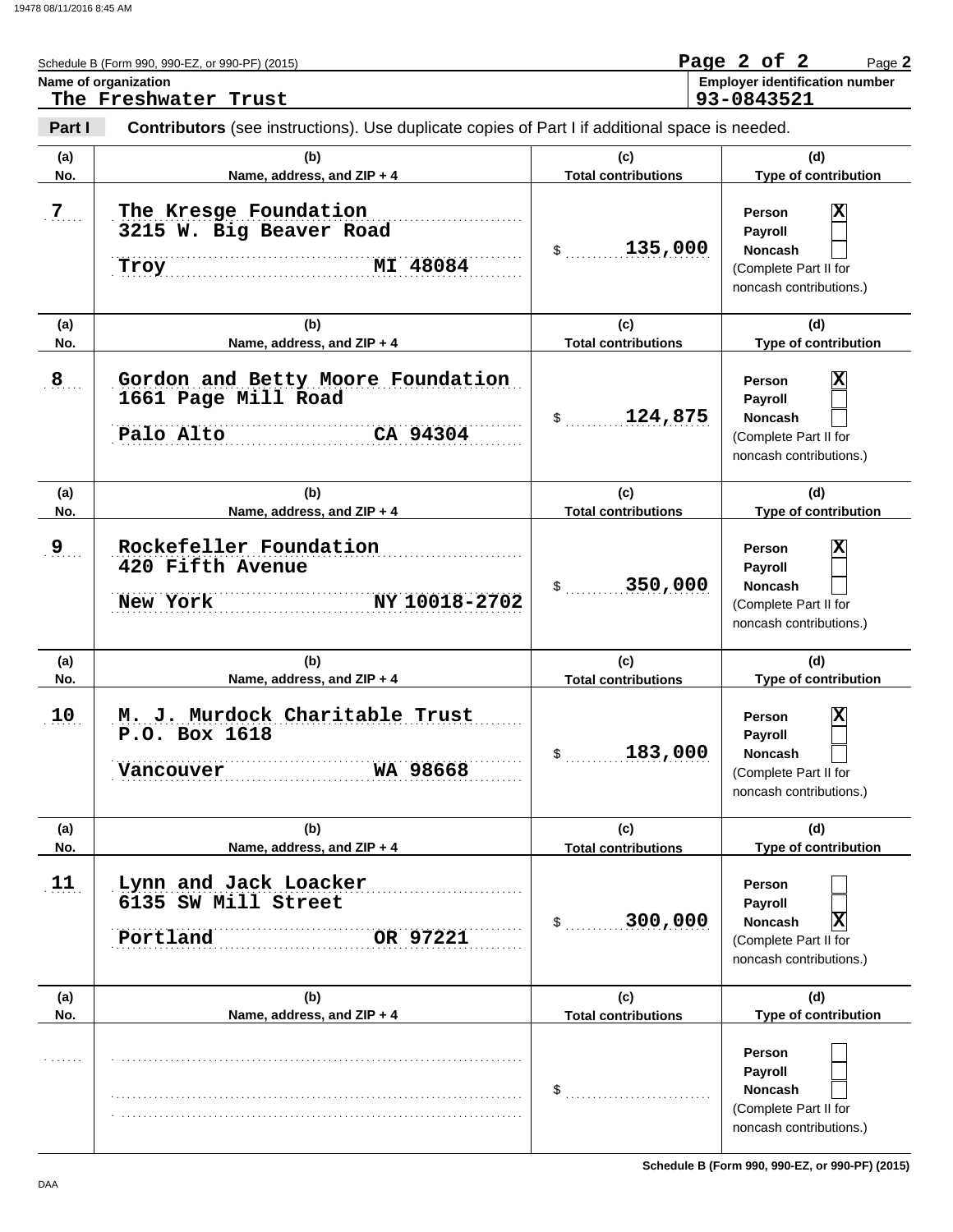Schedule B (Form 990, 990-EZ, or 990-PF) (2015)

**Name of organization**
The Freshwater Trust

**Employer identification number**
93-0843521

**Part I** **Contributors** (see instructions). Use duplicate copies of Part I if additional space is needed.

| (a) No. | (b) Name, address, and ZIP + 4 | (c) Total contributions | (d) Type of contribution |
|---|---|---|---|
| 7 | The Kresge Foundation<br>3215 W. Big Beaver Road<br>Troy MI 48084 | $ 135,000 | Person [X]<br>Payroll [ ]<br>Noncash [ ]<br>(Complete Part II for noncash contributions.) |
| 8 | Gordon and Betty Moore Foundation<br>1661 Page Mill Road<br>Palo Alto CA 94304 | $ 124,875 | Person [X]<br>Payroll [ ]<br>Noncash [ ]<br>(Complete Part II for noncash contributions.) |
| 9 | Rockefeller Foundation<br>420 Fifth Avenue<br>New York NY 10018-2702 | $ 350,000 | Person [X]<br>Payroll [ ]<br>Noncash [ ]<br>(Complete Part II for noncash contributions.) |
| 10 | M. J. Murdock Charitable Trust<br>P.O. Box 1618<br>Vancouver WA 98668 | $ 183,000 | Person [X]<br>Payroll [ ]<br>Noncash [ ]<br>(Complete Part II for noncash contributions.) |
| 11 | Lynn and Jack Loacker<br>6135 SW Mill Street<br>Portland OR 97221 | $ 300,000 | Person [ ]<br>Payroll [ ]<br>Noncash [X]<br>(Complete Part II for noncash contributions.) |
| | | $ | Person [ ]<br>Payroll [ ]<br>Noncash [ ]<br>(Complete Part II for noncash contributions.) |

Schedule B (Form 990, 990-EZ, or 990-PF) (2015)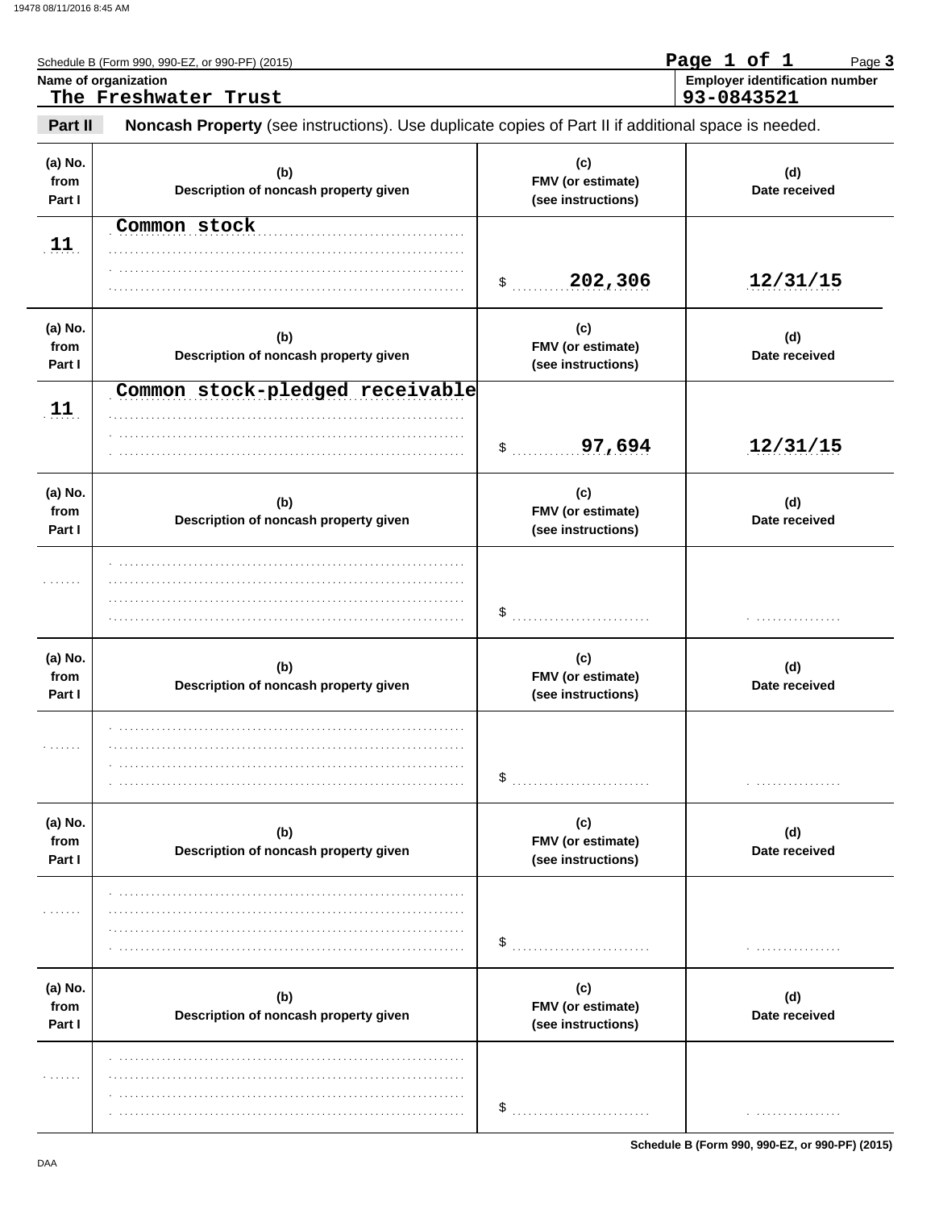Schedule B (Form 990, 990-EZ, or 990-PF) (2015)

Page 3

**Name of organization**
The Freshwater Trust

**Employer identification number**
93-0843521

**Part II** **Noncash Property** (see instructions). Use duplicate copies of Part II if additional space is needed.

| (a) No. from Part I | (b) Description of noncash property given | (c) FMV (or estimate) (see instructions) | (d) Date received |
|---|---|---|---|
| 11 | Common stock | $ 202,306 | 12/31/15 |
| 11 | Common stock-pledged receivable | $ 97,694 | 12/31/15 |
| | | $ | |
| | | $ | |
| | | $ | |
| | | $ | |

Schedule B (Form 990, 990-EZ, or 990-PF) (2015)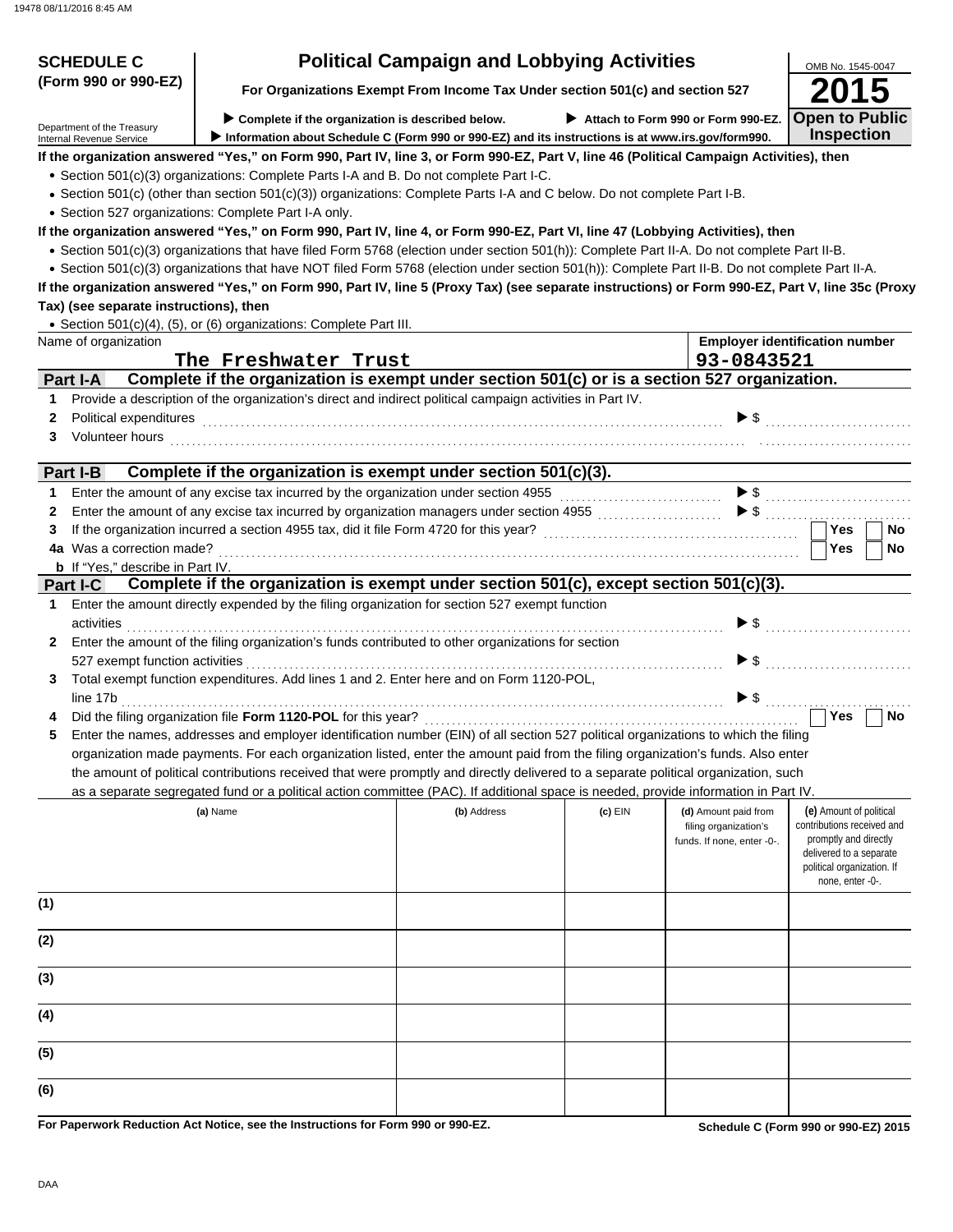**SCHEDULE C (Form 990 or 990-EZ)**

Department of the Treasury
Internal Revenue Service

# Political Campaign and Lobbying Activities

**For Organizations Exempt From Income Tax Under section 501(c) and section 527**

▶ **Complete if the organization is described below.** ▶ **Attach to Form 990 or Form 990-EZ.**
▶ **Information about Schedule C (Form 990 or 990-EZ) and its instructions is at www.irs.gov/form990.**

OMB No. 1545-0047

**2015**

**Open to Public Inspection**

**If the organization answered "Yes," on Form 990, Part IV, line 3, or Form 990-EZ, Part V, line 46 (Political Campaign Activities), then**

- Section 501(c)(3) organizations: Complete Parts I-A and B. Do not complete Part I-C.
- Section 501(c) (other than section 501(c)(3)) organizations: Complete Parts I-A and C below. Do not complete Part I-B.
- Section 527 organizations: Complete Part I-A only.

**If the organization answered "Yes," on Form 990, Part IV, line 4, or Form 990-EZ, Part VI, line 47 (Lobbying Activities), then**

- Section 501(c)(3) organizations that have filed Form 5768 (election under section 501(h)): Complete Part II-A. Do not complete Part II-B.
- Section 501(c)(3) organizations that have NOT filed Form 5768 (election under section 501(h)): Complete Part II-B. Do not complete Part II-A.

**If the organization answered "Yes," on Form 990, Part IV, line 5 (Proxy Tax) (see separate instructions) or Form 990-EZ, Part V, line 35c (Proxy Tax) (see separate instructions), then**

- Section 501(c)(4), (5), or (6) organizations: Complete Part III.

| Name of organization | Employer identification number |
|---|---|
| The Freshwater Trust | 93-0843521 |

## Part I-A Complete if the organization is exempt under section 501(c) or is a section 527 organization.

1. Provide a description of the organization's direct and indirect political campaign activities in Part IV.
2. Political expenditures ▶ $
3. Volunteer hours

## Part I-B Complete if the organization is exempt under section 501(c)(3).

1. Enter the amount of any excise tax incurred by the organization under section 4955 ▶ $
2. Enter the amount of any excise tax incurred by organization managers under section 4955 ▶ $
3. If the organization incurred a section 4955 tax, did it file Form 4720 for this year? ☐ Yes ☐ No
4a. Was a correction made? ☐ Yes ☐ No
b. If "Yes," describe in Part IV.

## Part I-C Complete if the organization is exempt under section 501(c), except section 501(c)(3).

1. Enter the amount directly expended by the filing organization for section 527 exempt function activities ▶ $
2. Enter the amount of the filing organization's funds contributed to other organizations for section 527 exempt function activities ▶ $
3. Total exempt function expenditures. Add lines 1 and 2. Enter here and on Form 1120-POL, line 17b ▶ $
4. Did the filing organization file **Form 1120-POL** for this year? ☐ Yes ☐ No
5. Enter the names, addresses and employer identification number (EIN) of all section 527 political organizations to which the filing organization made payments. For each organization listed, enter the amount paid from the filing organization's funds. Also enter the amount of political contributions received that were promptly and directly delivered to a separate political organization, such as a separate segregated fund or a political action committee (PAC). If additional space is needed, provide information in Part IV.

| | (a) Name | (b) Address | (c) EIN | (d) Amount paid from filing organization's funds. If none, enter -0-. | (e) Amount of political contributions received and promptly and directly delivered to a separate political organization. If none, enter -0-. |
|---|---|---|---|---|---|
| (1) | | | | | |
| (2) | | | | | |
| (3) | | | | | |
| (4) | | | | | |
| (5) | | | | | |
| (6) | | | | | |

**For Paperwork Reduction Act Notice, see the Instructions for Form 990 or 990-EZ.**

**Schedule C (Form 990 or 990-EZ) 2015**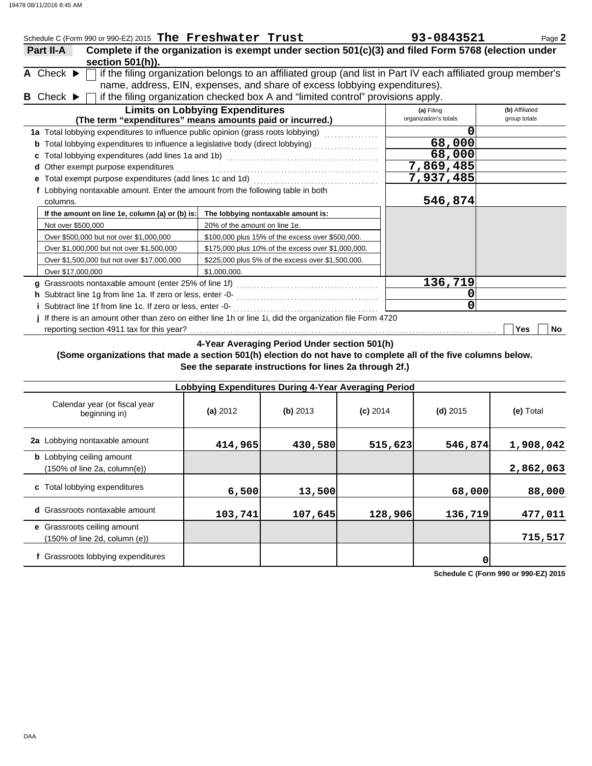Schedule C (Form 990 or 990-EZ) 2015 **The Freshwater Trust** **93-0843521** Page **2**

**Part II-A** **Complete if the organization is exempt under section 501(c)(3) and filed Form 5768 (election under section 501(h)).**

**A** Check ▶ ☐ if the filing organization belongs to an affiliated group (and list in Part IV each affiliated group member's name, address, EIN, expenses, and share of excess lobbying expenditures).

**B** Check ▶ ☐ if the filing organization checked box A and "limited control" provisions apply.

| **Limits on Lobbying Expenditures** (The term "expenditures" means amounts paid or incurred.) | **(a)** Filing organization's totals | **(b)** Affiliated group totals |
|---|---|---|
| **1a** Total lobbying expenditures to influence public opinion (grass roots lobbying) | 0 | |
| **b** Total lobbying expenditures to influence a legislative body (direct lobbying) | 68,000 | |
| **c** Total lobbying expenditures (add lines 1a and 1b) | 68,000 | |
| **d** Other exempt purpose expenditures | 7,869,485 | |
| **e** Total exempt purpose expenditures (add lines 1c and 1d) | 7,937,485 | |
| **f** Lobbying nontaxable amount. Enter the amount from the following table in both columns. | 546,874 | |

| If the amount on line 1e, column (a) or (b) is: | The lobbying nontaxable amount is: |
|---|---|
| Not over $500,000 | 20% of the amount on line 1e. |
| Over $500,000 but not over $1,000,000 | $100,000 plus 15% of the excess over $500,000. |
| Over $1,000,000 but not over $1,500,000 | $175,000 plus 10% of the excess over $1,000,000. |
| Over $1,500,000 but not over $17,000,000 | $225,000 plus 5% of the excess over $1,500,000. |
| Over $17,000,000 | $1,000,000. |

| | (a) | (b) |
|---|---|---|
| **g** Grassroots nontaxable amount (enter 25% of line 1f) | 136,719 | |
| **h** Subtract line 1g from line 1a. If zero or less, enter -0- | 0 | |
| **i** Subtract line 1f from line 1c. If zero or less, enter -0- | 0 | |

**j** If there is an amount other than zero on either line 1h or line 1i, did the organization file Form 4720 reporting section 4911 tax for this year? ☐ Yes ☐ No

**4-Year Averaging Period Under section 501(h)**

**(Some organizations that made a section 501(h) election do not have to complete all of the five columns below. See the separate instructions for lines 2a through 2f.)**

**Lobbying Expenditures During 4-Year Averaging Period**

| Calendar year (or fiscal year beginning in) | **(a)** 2012 | **(b)** 2013 | **(c)** 2014 | **(d)** 2015 | **(e)** Total |
|---|---|---|---|---|---|
| **2a** Lobbying nontaxable amount | 414,965 | 430,580 | 515,623 | 546,874 | 1,908,042 |
| **b** Lobbying ceiling amount (150% of line 2a, column(e)) | | | | | 2,862,063 |
| **c** Total lobbying expenditures | 6,500 | 13,500 | | 68,000 | 88,000 |
| **d** Grassroots nontaxable amount | 103,741 | 107,645 | 128,906 | 136,719 | 477,011 |
| **e** Grassroots ceiling amount (150% of line 2d, column (e)) | | | | | 715,517 |
| **f** Grassroots lobbying expenditures | | | | 0 | |

**Schedule C (Form 990 or 990-EZ) 2015**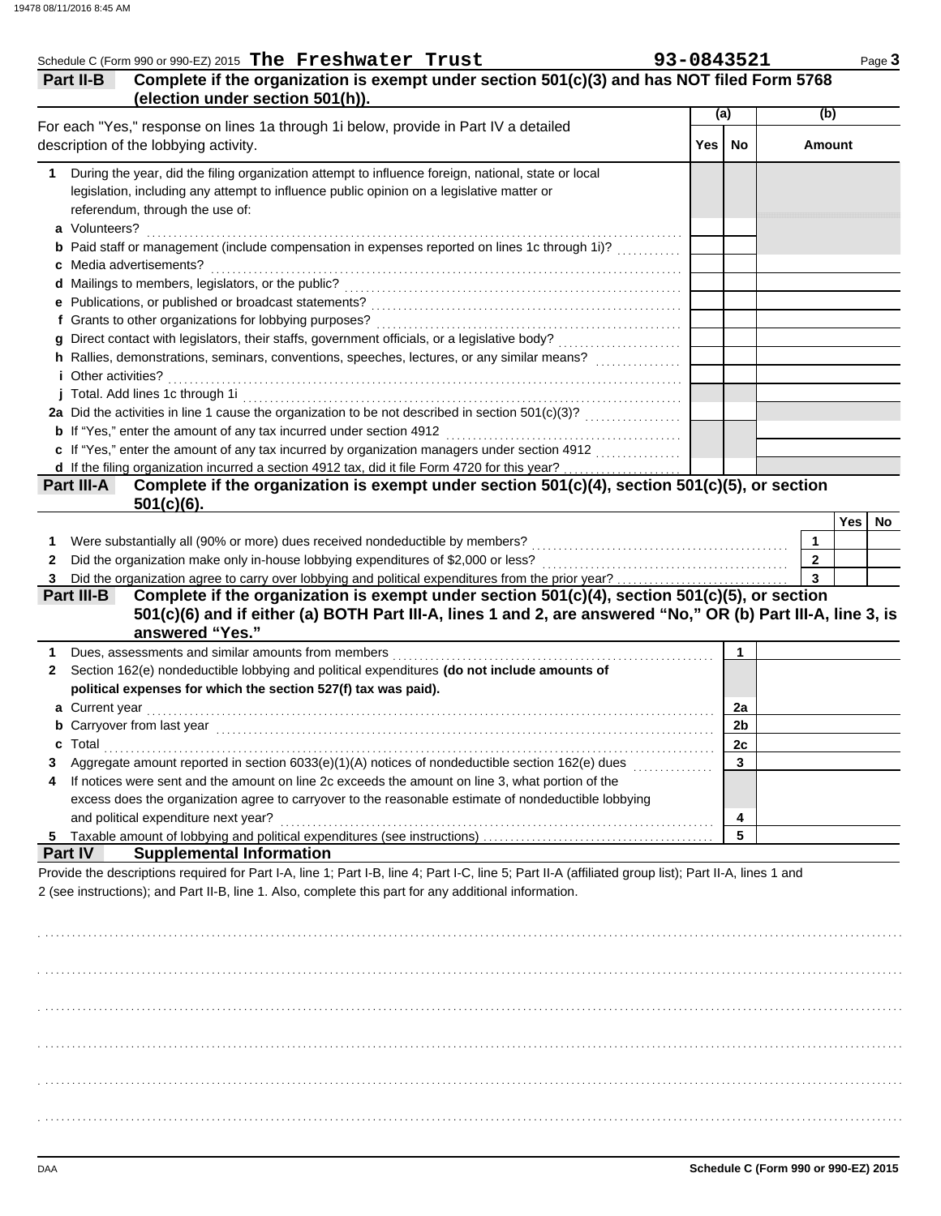Schedule C (Form 990 or 990-EZ) 2015 **The Freshwater Trust** **93-0843521**

## Part II-B Complete if the organization is exempt under section 501(c)(3) and has NOT filed Form 5768 (election under section 501(h)).

| For each "Yes," response on lines 1a through 1i below, provide in Part IV a detailed description of the lobbying activity. | (a) Yes | (a) No | (b) Amount |
|---|---|---|---|
| **1** During the year, did the filing organization attempt to influence foreign, national, state or local legislation, including any attempt to influence public opinion on a legislative matter or referendum, through the use of: | | | |
| **a** Volunteers? | | | |
| **b** Paid staff or management (include compensation in expenses reported on lines 1c through 1i)? | | | |
| **c** Media advertisements? | | | |
| **d** Mailings to members, legislators, or the public? | | | |
| **e** Publications, or published or broadcast statements? | | | |
| **f** Grants to other organizations for lobbying purposes? | | | |
| **g** Direct contact with legislators, their staffs, government officials, or a legislative body? | | | |
| **h** Rallies, demonstrations, seminars, conventions, speeches, lectures, or any similar means? | | | |
| **i** Other activities? | | | |
| **j** Total. Add lines 1c through 1i | | | |
| **2a** Did the activities in line 1 cause the organization to be not described in section 501(c)(3)? | | | |
| **b** If "Yes," enter the amount of any tax incurred under section 4912 | | | |
| **c** If "Yes," enter the amount of any tax incurred by organization managers under section 4912 | | | |
| **d** If the filing organization incurred a section 4912 tax, did it file Form 4720 for this year? | | | |

## Part III-A Complete if the organization is exempt under section 501(c)(4), section 501(c)(5), or section 501(c)(6).

| | | | Yes | No |
|---|---|---|---|---|
| **1** | Were substantially all (90% or more) dues received nondeductible by members? | 1 | | |
| **2** | Did the organization make only in-house lobbying expenditures of $2,000 or less? | 2 | | |
| **3** | Did the organization agree to carry over lobbying and political expenditures from the prior year? | 3 | | |

## Part III-B Complete if the organization is exempt under section 501(c)(4), section 501(c)(5), or section 501(c)(6) and if either (a) BOTH Part III-A, lines 1 and 2, are answered "No," OR (b) Part III-A, line 3, is answered "Yes."

| | | | |
|---|---|---|---|
| **1** | Dues, assessments and similar amounts from members | 1 | |
| **2** | Section 162(e) nondeductible lobbying and political expenditures **(do not include amounts of political expenses for which the section 527(f) tax was paid).** | | |
| **a** | Current year | 2a | |
| **b** | Carryover from last year | 2b | |
| **c** | Total | 2c | |
| **3** | Aggregate amount reported in section 6033(e)(1)(A) notices of nondeductible section 162(e) dues | 3 | |
| **4** | If notices were sent and the amount on line 2c exceeds the amount on line 3, what portion of the excess does the organization agree to carryover to the reasonable estimate of nondeductible lobbying and political expenditure next year? | 4 | |
| **5** | Taxable amount of lobbying and political expenditures (see instructions) | 5 | |

## Part IV Supplemental Information

Provide the descriptions required for Part I-A, line 1; Part I-B, line 4; Part I-C, line 5; Part II-A (affiliated group list); Part II-A, lines 1 and 2 (see instructions); and Part II-B, line 1. Also, complete this part for any additional information.

Schedule C (Form 990 or 990-EZ) 2015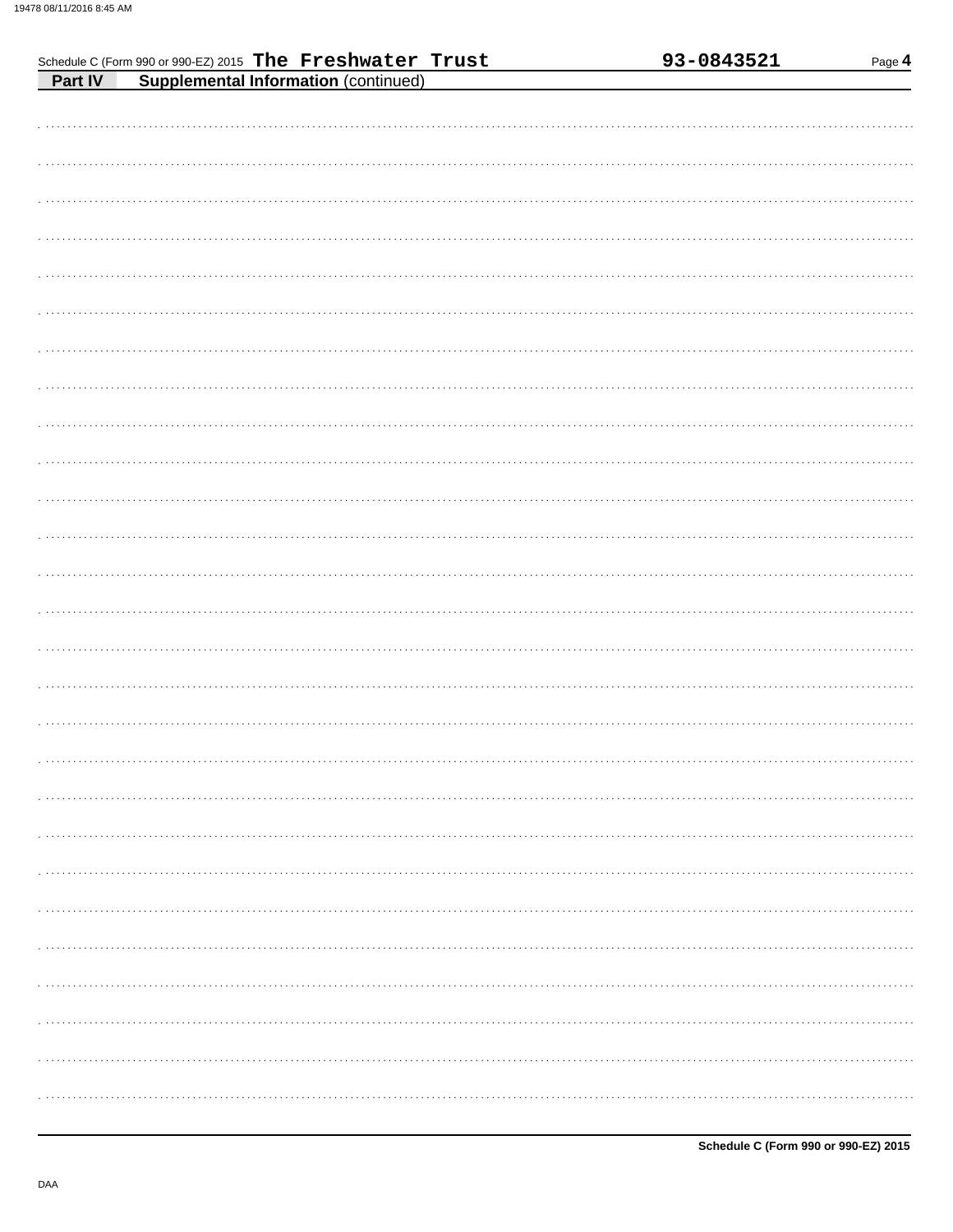Schedule C (Form 990 or 990-EZ) 2015 The Freshwater Trust 93-0843521

**Part IV** **Supplemental Information** (continued)

**Schedule C (Form 990 or 990-EZ) 2015**

DAA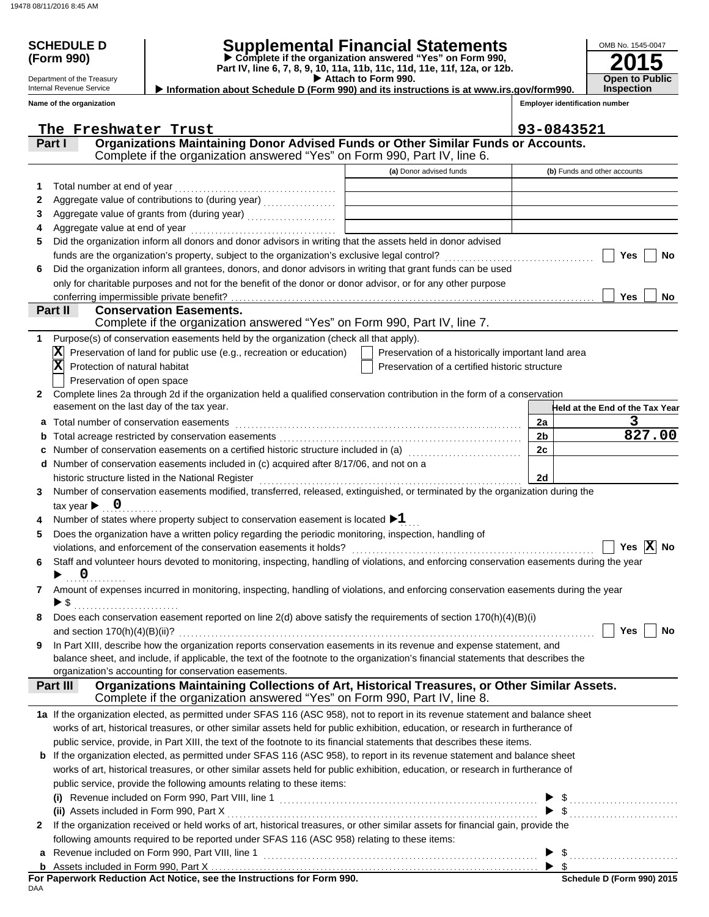**SCHEDULE D (Form 990)**

Department of the Treasury
Internal Revenue Service

# Supplemental Financial Statements

▶ Complete if the organization answered "Yes" on Form 990, Part IV, line 6, 7, 8, 9, 10, 11a, 11b, 11c, 11d, 11e, 11f, 12a, or 12b.

▶ Attach to Form 990.

▶ Information about Schedule D (Form 990) and its instructions is at www.irs.gov/form990.

OMB No. 1545-0047

**2015**

**Open to Public Inspection**

Name of the organization: The Freshwater Trust

Employer identification number: 93-0843521

## Part I — Organizations Maintaining Donor Advised Funds or Other Similar Funds or Accounts.

Complete if the organization answered "Yes" on Form 990, Part IV, line 6.

| | | (a) Donor advised funds | (b) Funds and other accounts |
|---|---|---|---|
| 1 | Total number at end of year | | |
| 2 | Aggregate value of contributions to (during year) | | |
| 3 | Aggregate value of grants from (during year) | | |
| 4 | Aggregate value at end of year | | |

5 Did the organization inform all donors and donor advisors in writing that the assets held in donor advised funds are the organization's property, subject to the organization's exclusive legal control? ☐ Yes ☐ No

6 Did the organization inform all grantees, donors, and donor advisors in writing that grant funds can be used only for charitable purposes and not for the benefit of the donor or donor advisor, or for any other purpose conferring impermissible private benefit? ☐ Yes ☐ No

## Part II — Conservation Easements.

Complete if the organization answered "Yes" on Form 990, Part IV, line 7.

1 Purpose(s) of conservation easements held by the organization (check all that apply).

- [X] Preservation of land for public use (e.g., recreation or education)
- [ ] Preservation of a historically important land area
- [X] Protection of natural habitat
- [ ] Preservation of a certified historic structure
- [ ] Preservation of open space

2 Complete lines 2a through 2d if the organization held a qualified conservation contribution in the form of a conservation easement on the last day of the tax year.

| | | | Held at the End of the Tax Year |
|---|---|---|---|
| a | Total number of conservation easements | 2a | 3 |
| b | Total acreage restricted by conservation easements | 2b | 827.00 |
| c | Number of conservation easements on a certified historic structure included in (a) | 2c | |
| d | Number of conservation easements included in (c) acquired after 8/17/06, and not on a historic structure listed in the National Register | 2d | |

3 Number of conservation easements modified, transferred, released, extinguished, or terminated by the organization during the tax year ▶ 0

4 Number of states where property subject to conservation easement is located ▶ 1

5 Does the organization have a written policy regarding the periodic monitoring, inspection, handling of violations, and enforcement of the conservation easements it holds? ☐ Yes ☒ No

6 Staff and volunteer hours devoted to monitoring, inspecting, handling of violations, and enforcing conservation easements during the year ▶ 0

7 Amount of expenses incurred in monitoring, inspecting, handling of violations, and enforcing conservation easements during the year ▶ $

8 Does each conservation easement reported on line 2(d) above satisfy the requirements of section 170(h)(4)(B)(i) and section 170(h)(4)(B)(ii)? ☐ Yes ☐ No

9 In Part XIII, describe how the organization reports conservation easements in its revenue and expense statement, and balance sheet, and include, if applicable, the text of the footnote to the organization's financial statements that describes the organization's accounting for conservation easements.

## Part III — Organizations Maintaining Collections of Art, Historical Treasures, or Other Similar Assets.

Complete if the organization answered "Yes" on Form 990, Part IV, line 8.

1a If the organization elected, as permitted under SFAS 116 (ASC 958), not to report in its revenue statement and balance sheet works of art, historical treasures, or other similar assets held for public exhibition, education, or research in furtherance of public service, provide, in Part XIII, the text of the footnote to its financial statements that describes these items.

b If the organization elected, as permitted under SFAS 116 (ASC 958), to report in its revenue statement and balance sheet works of art, historical treasures, or other similar assets held for public exhibition, education, or research in furtherance of public service, provide the following amounts relating to these items:

(i) Revenue included on Form 990, Part VIII, line 1 ▶ $

(ii) Assets included in Form 990, Part X ▶ $

2 If the organization received or held works of art, historical treasures, or other similar assets for financial gain, provide the following amounts required to be reported under SFAS 116 (ASC 958) relating to these items:

a Revenue included on Form 990, Part VIII, line 1 ▶ $

b Assets included in Form 990, Part X ▶ $

**For Paperwork Reduction Act Notice, see the Instructions for Form 990.**

DAA

**Schedule D (Form 990) 2015**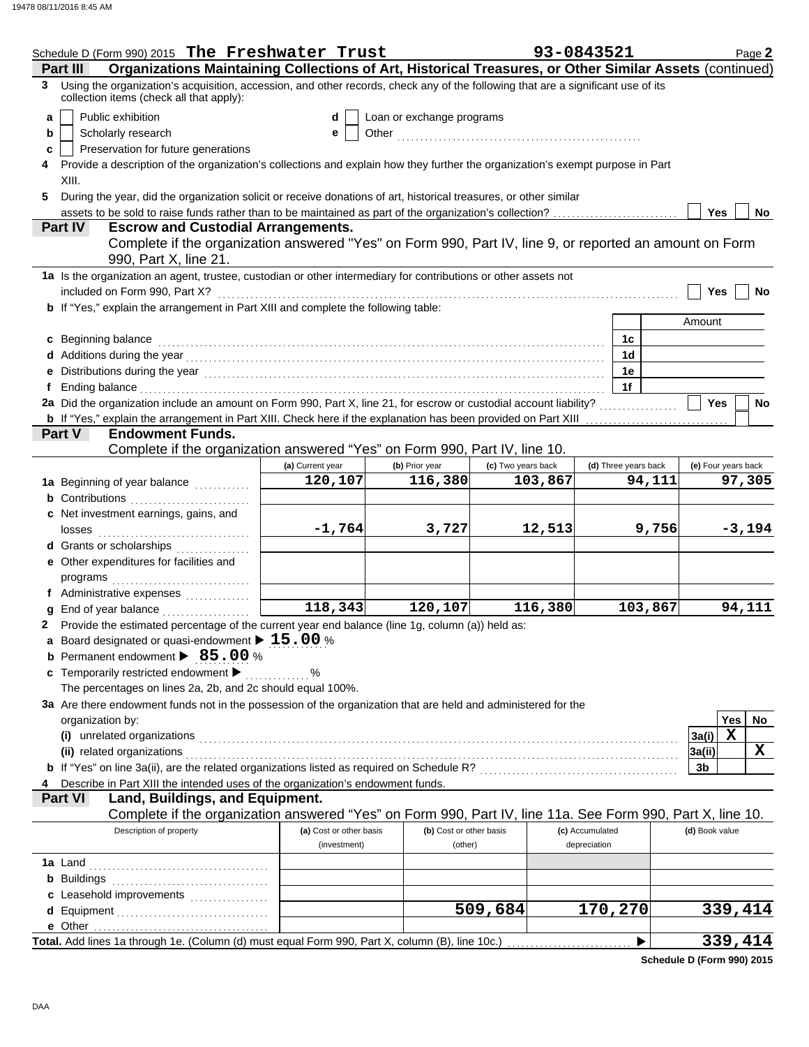Schedule D (Form 990) 2015 **The Freshwater Trust** **93-0843521** Page **2**

## Part III Organizations Maintaining Collections of Art, Historical Treasures, or Other Similar Assets (continued)

**3** Using the organization's acquisition, accession, and other records, check any of the following that are a significant use of its collection items (check all that apply):

- **a** ☐ Public exhibition
- **b** ☐ Scholarly research
- **c** ☐ Preservation for future generations
- **d** ☐ Loan or exchange programs
- **e** ☐ Other ..........

**4** Provide a description of the organization's collections and explain how they further the organization's exempt purpose in Part XIII.

**5** During the year, did the organization solicit or receive donations of art, historical treasures, or other similar assets to be sold to raise funds rather than to be maintained as part of the organization's collection? ☐ Yes ☐ No

## Part IV Escrow and Custodial Arrangements.

Complete if the organization answered "Yes" on Form 990, Part IV, line 9, or reported an amount on Form 990, Part X, line 21.

**1a** Is the organization an agent, trustee, custodian or other intermediary for contributions or other assets not included on Form 990, Part X? ☐ Yes ☐ No

**b** If "Yes," explain the arrangement in Part XIII and complete the following table:

| | | Amount |
|---|---|---|
| **c** Beginning balance | 1c | |
| **d** Additions during the year | 1d | |
| **e** Distributions during the year | 1e | |
| **f** Ending balance | 1f | |

**2a** Did the organization include an amount on Form 990, Part X, line 21, for escrow or custodial account liability? ☐ Yes ☐ No

**b** If "Yes," explain the arrangement in Part XIII. Check here if the explanation has been provided on Part XIII ☐

## Part V Endowment Funds.

Complete if the organization answered "Yes" on Form 990, Part IV, line 10.

| | (a) Current year | (b) Prior year | (c) Two years back | (d) Three years back | (e) Four years back |
|---|---|---|---|---|---|
| **1a** Beginning of year balance | 120,107 | 116,380 | 103,867 | 94,111 | 97,305 |
| **b** Contributions | | | | | |
| **c** Net investment earnings, gains, and losses | -1,764 | 3,727 | 12,513 | 9,756 | -3,194 |
| **d** Grants or scholarships | | | | | |
| **e** Other expenditures for facilities and programs | | | | | |
| **f** Administrative expenses | | | | | |
| **g** End of year balance | 118,343 | 120,107 | 116,380 | 103,867 | 94,111 |

**2** Provide the estimated percentage of the current year end balance (line 1g, column (a)) held as:

**a** Board designated or quasi-endowment ▶ **15.00** %

**b** Permanent endowment ▶ **85.00** %

**c** Temporarily restricted endowment ▶ ........ %

The percentages on lines 2a, 2b, and 2c should equal 100%.

**3a** Are there endowment funds not in the possession of the organization that are held and administered for the organization by:

| | | Yes | No |
|---|---|---|---|
| **(i)** unrelated organizations | 3a(i) | X | |
| **(ii)** related organizations | 3a(ii) | | X |
| **b** If "Yes" on line 3a(ii), are the related organizations listed as required on Schedule R? | 3b | | |

**4** Describe in Part XIII the intended uses of the organization's endowment funds.

## Part VI Land, Buildings, and Equipment.

Complete if the organization answered "Yes" on Form 990, Part IV, line 11a. See Form 990, Part X, line 10.

| Description of property | (a) Cost or other basis (investment) | (b) Cost or other basis (other) | (c) Accumulated depreciation | (d) Book value |
|---|---|---|---|---|
| **1a** Land | | | | |
| **b** Buildings | | | | |
| **c** Leasehold improvements | | | | |
| **d** Equipment | | 509,684 | 170,270 | 339,414 |
| **e** Other | | | | |
| **Total.** Add lines 1a through 1e. (Column (d) must equal Form 990, Part X, column (B), line 10c.) ▶ | | | | 339,414 |

**Schedule D (Form 990) 2015**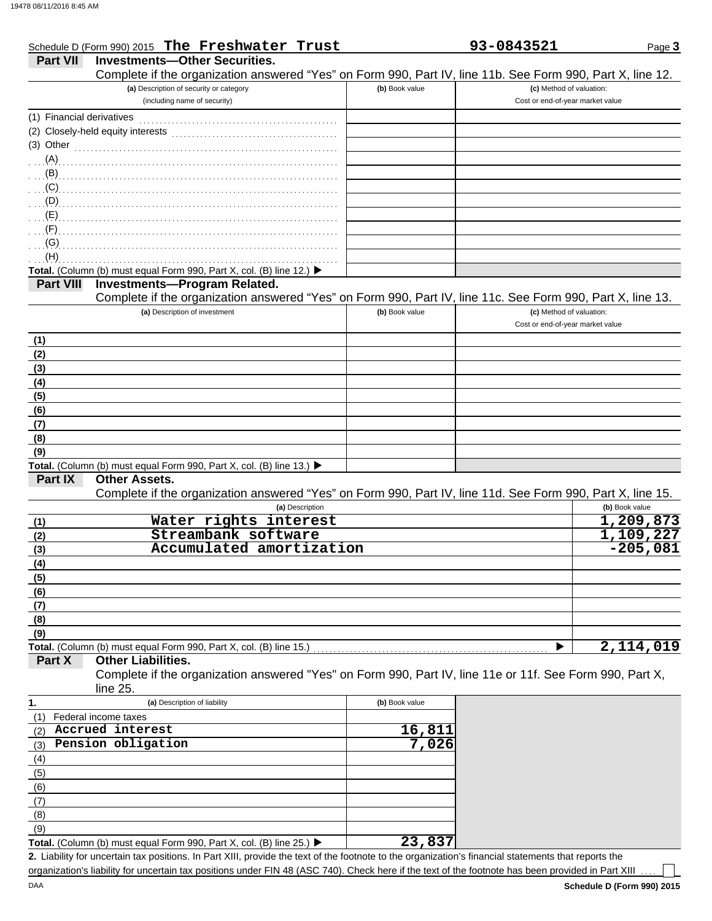Schedule D (Form 990) 2015 **The Freshwater Trust** **93-0843521** Page **3**

**Part VII** **Investments—Other Securities.**

Complete if the organization answered "Yes" on Form 990, Part IV, line 11b. See Form 990, Part X, line 12.

| (a) Description of security or category (including name of security) | (b) Book value | (c) Method of valuation: Cost or end-of-year market value |
|---|---|---|
| (1) Financial derivatives | | |
| (2) Closely-held equity interests | | |
| (3) Other | | |
| (A) | | |
| (B) | | |
| (C) | | |
| (D) | | |
| (E) | | |
| (F) | | |
| (G) | | |
| (H) | | |
| **Total.** (Column (b) must equal Form 990, Part X, col. (B) line 12.) ▶ | | |

**Part VIII** **Investments—Program Related.**

Complete if the organization answered "Yes" on Form 990, Part IV, line 11c. See Form 990, Part X, line 13.

| (a) Description of investment | (b) Book value | (c) Method of valuation: Cost or end-of-year market value |
|---|---|---|
| (1) | | |
| (2) | | |
| (3) | | |
| (4) | | |
| (5) | | |
| (6) | | |
| (7) | | |
| (8) | | |
| (9) | | |
| **Total.** (Column (b) must equal Form 990, Part X, col. (B) line 13.) ▶ | | |

**Part IX** **Other Assets.**

Complete if the organization answered "Yes" on Form 990, Part IV, line 11d. See Form 990, Part X, line 15.

| | (a) Description | (b) Book value |
|---|---|---|
| (1) | Water rights interest | 1,209,873 |
| (2) | Streambank software | 1,109,227 |
| (3) | Accumulated amortization | -205,081 |
| (4) | | |
| (5) | | |
| (6) | | |
| (7) | | |
| (8) | | |
| (9) | | |
| **Total.** (Column (b) must equal Form 990, Part X, col. (B) line 15.) ▶ | | 2,114,019 |

**Part X** **Other Liabilities.**

Complete if the organization answered "Yes" on Form 990, Part IV, line 11e or 11f. See Form 990, Part X, line 25.

| 1. (a) Description of liability | (b) Book value |
|---|---|
| (1) Federal income taxes | |
| (2) Accrued interest | 16,811 |
| (3) Pension obligation | 7,026 |
| (4) | |
| (5) | |
| (6) | |
| (7) | |
| (8) | |
| (9) | |
| **Total.** (Column (b) must equal Form 990, Part X, col. (B) line 25.) ▶ | 23,837 |

**2.** Liability for uncertain tax positions. In Part XIII, provide the text of the footnote to the organization's financial statements that reports the organization's liability for uncertain tax positions under FIN 48 (ASC 740). Check here if the text of the footnote has been provided in Part XIII ☐

DAA **Schedule D (Form 990) 2015**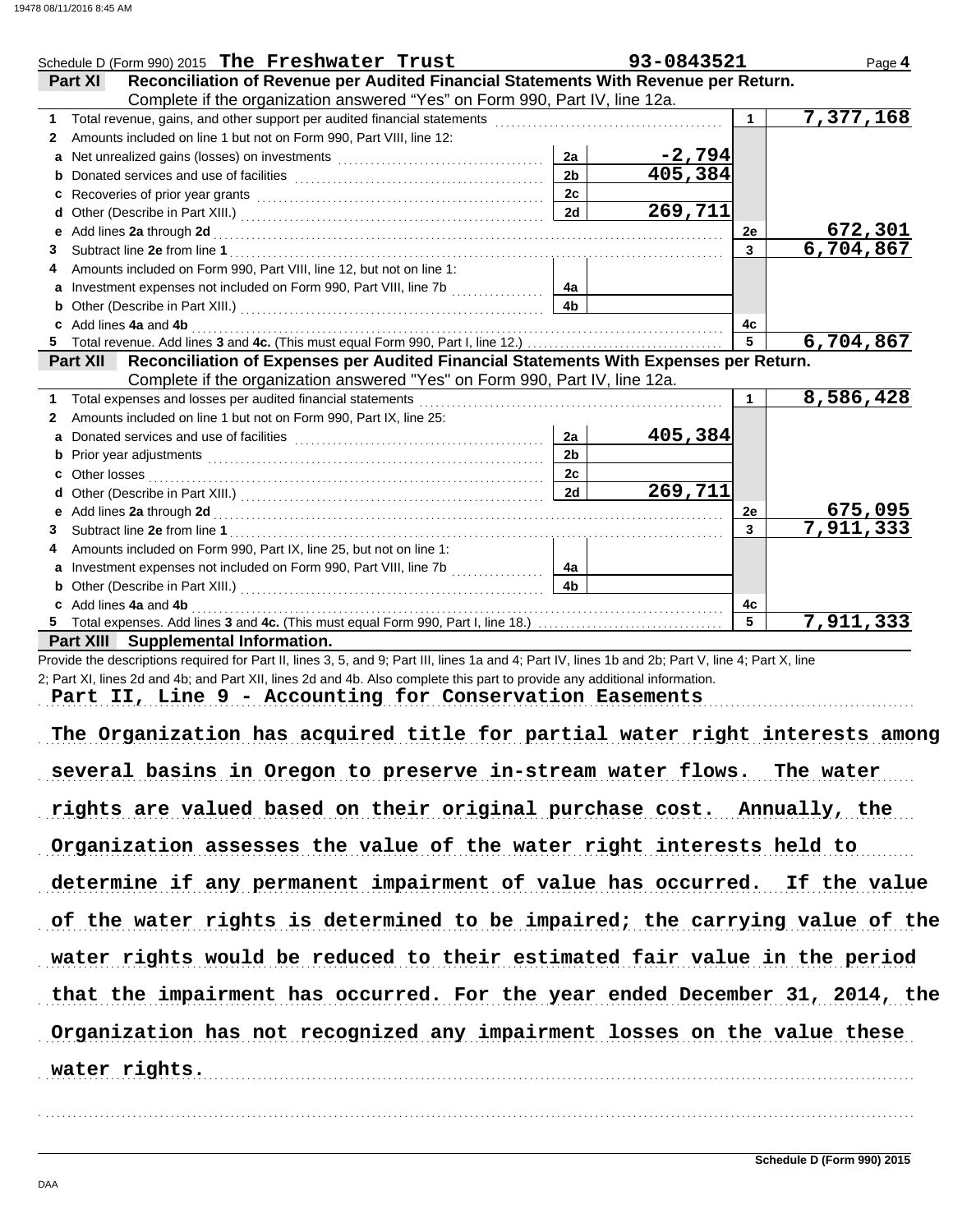Schedule D (Form 990) 2015 **The Freshwater Trust** **93-0843521** Page **4**

**Part XI** **Reconciliation of Revenue per Audited Financial Statements With Revenue per Return.** Complete if the organization answered "Yes" on Form 990, Part IV, line 12a.

| | | | | | |
|---|---|---|---|---|---|
| 1 | Total revenue, gains, and other support per audited financial statements | | | 1 | 7,377,168 |
| 2 | Amounts included on line 1 but not on Form 990, Part VIII, line 12: | | | | |
| a | Net unrealized gains (losses) on investments | 2a | -2,794 | | |
| b | Donated services and use of facilities | 2b | 405,384 | | |
| c | Recoveries of prior year grants | 2c | | | |
| d | Other (Describe in Part XIII.) | 2d | 269,711 | | |
| e | Add lines **2a** through **2d** | | | 2e | 672,301 |
| 3 | Subtract line **2e** from line **1** | | | 3 | 6,704,867 |
| 4 | Amounts included on Form 990, Part VIII, line 12, but not on line 1: | | | | |
| a | Investment expenses not included on Form 990, Part VIII, line 7b | 4a | | | |
| b | Other (Describe in Part XIII.) | 4b | | | |
| c | Add lines **4a** and **4b** | | | 4c | |
| 5 | Total revenue. Add lines **3** and **4c.** (This must equal Form 990, Part I, line 12.) | | | 5 | 6,704,867 |

**Part XII** **Reconciliation of Expenses per Audited Financial Statements With Expenses per Return.** Complete if the organization answered "Yes" on Form 990, Part IV, line 12a.

| | | | | | |
|---|---|---|---|---|---|
| 1 | Total expenses and losses per audited financial statements | | | 1 | 8,586,428 |
| 2 | Amounts included on line 1 but not on Form 990, Part IX, line 25: | | | | |
| a | Donated services and use of facilities | 2a | 405,384 | | |
| b | Prior year adjustments | 2b | | | |
| c | Other losses | 2c | | | |
| d | Other (Describe in Part XIII.) | 2d | 269,711 | | |
| e | Add lines **2a** through **2d** | | | 2e | 675,095 |
| 3 | Subtract line **2e** from line **1** | | | 3 | 7,911,333 |
| 4 | Amounts included on Form 990, Part IX, line 25, but not on line 1: | | | | |
| a | Investment expenses not included on Form 990, Part VIII, line 7b | 4a | | | |
| b | Other (Describe in Part XIII.) | 4b | | | |
| c | Add lines **4a** and **4b** | | | 4c | |
| 5 | Total expenses. Add lines **3** and **4c.** (This must equal Form 990, Part I, line 18.) | | | 5 | 7,911,333 |

**Part XIII** **Supplemental Information.**

Provide the descriptions required for Part II, lines 3, 5, and 9; Part III, lines 1a and 4; Part IV, lines 1b and 2b; Part V, line 4; Part X, line 2; Part XI, lines 2d and 4b; and Part XII, lines 2d and 4b. Also complete this part to provide any additional information.

Part II, Line 9 - Accounting for Conservation Easements

The Organization has acquired title for partial water right interests among several basins in Oregon to preserve in-stream water flows. The water rights are valued based on their original purchase cost. Annually, the Organization assesses the value of the water right interests held to determine if any permanent impairment of value has occurred. If the value of the water rights is determined to be impaired; the carrying value of the water rights would be reduced to their estimated fair value in the period that the impairment has occurred. For the year ended December 31, 2014, the Organization has not recognized any impairment losses on the value these water rights.

Schedule D (Form 990) 2015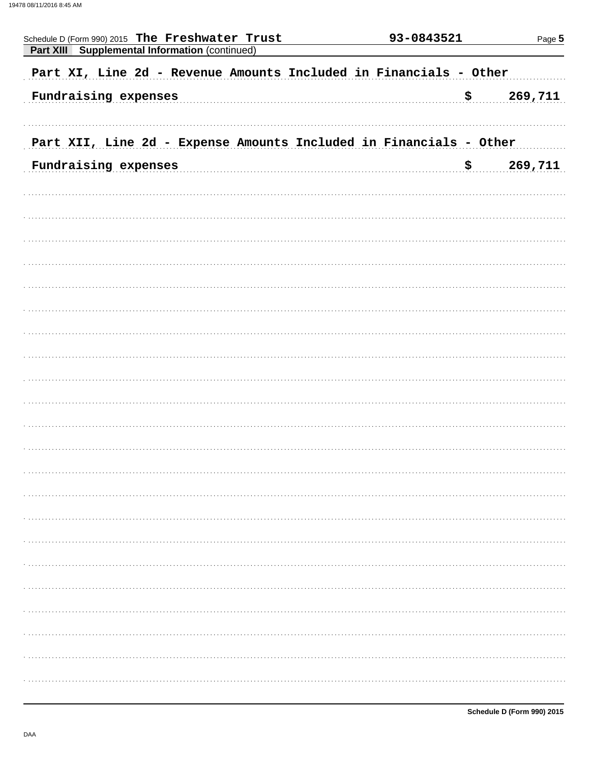Schedule D (Form 990) 2015 **The Freshwater Trust** **93-0843521** Page **5**

**Part XIII Supplemental Information** (continued)

**Part XI, Line 2d - Revenue Amounts Included in Financials - Other**

| | |
|---|---|
| Fundraising expenses | $ 269,711 |

**Part XII, Line 2d - Expense Amounts Included in Financials - Other**

| | |
|---|---|
| Fundraising expenses | $ 269,711 |

**Schedule D (Form 990) 2015**

DAA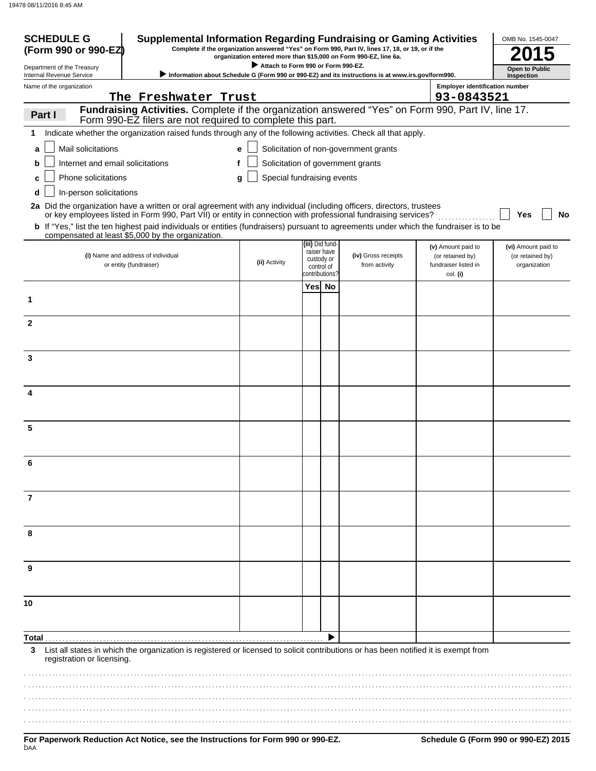**SCHEDULE G (Form 990 or 990-EZ)**

Department of the Treasury
Internal Revenue Service

# Supplemental Information Regarding Fundraising or Gaming Activities

**Complete if the organization answered "Yes" on Form 990, Part IV, lines 17, 18, or 19, or if the organization entered more than $15,000 on Form 990-EZ, line 6a.**

▶ **Attach to Form 990 or Form 990-EZ.**

▶ **Information about Schedule G (Form 990 or 990-EZ) and its instructions is at www.irs.gov/form990.**

OMB No. 1545-0047

**2015**

**Open to Public Inspection**

Name of the organization: The Freshwater Trust

Employer identification number: 93-0843521

**Part I** **Fundraising Activities.** Complete if the organization answered "Yes" on Form 990, Part IV, line 17. Form 990-EZ filers are not required to complete this part.

**1** Indicate whether the organization raised funds through any of the following activities. Check all that apply.

- **a** ☐ Mail solicitations
- **b** ☐ Internet and email solicitations
- **c** ☐ Phone solicitations
- **d** ☐ In-person solicitations
- **e** ☐ Solicitation of non-government grants
- **f** ☐ Solicitation of government grants
- **g** ☐ Special fundraising events

**2a** Did the organization have a written or oral agreement with any individual (including officers, directors, trustees or key employees listed in Form 990, Part VII) or entity in connection with professional fundraising services? ☐ **Yes** ☐ **No**

**b** If "Yes," list the ten highest paid individuals or entities (fundraisers) pursuant to agreements under which the fundraiser is to be compensated at least $5,000 by the organization.

| | (i) Name and address of individual or entity (fundraiser) | (ii) Activity | (iii) Did fund-raiser have custody or control of contributions? Yes | No | (iv) Gross receipts from activity | (v) Amount paid to (or retained by) fundraiser listed in col. (i) | (vi) Amount paid to (or retained by) organization |
|---|---|---|---|---|---|---|---|
| 1 | | | | | | | |
| 2 | | | | | | | |
| 3 | | | | | | | |
| 4 | | | | | | | |
| 5 | | | | | | | |
| 6 | | | | | | | |
| 7 | | | | | | | |
| 8 | | | | | | | |
| 9 | | | | | | | |
| 10 | | | | | | | |
| **Total** ▶ | | | | | | | |

**3** List all states in which the organization is registered or licensed to solicit contributions or has been notified it is exempt from registration or licensing.

**For Paperwork Reduction Act Notice, see the Instructions for Form 990 or 990-EZ.** **Schedule G (Form 990 or 990-EZ) 2015**

DAA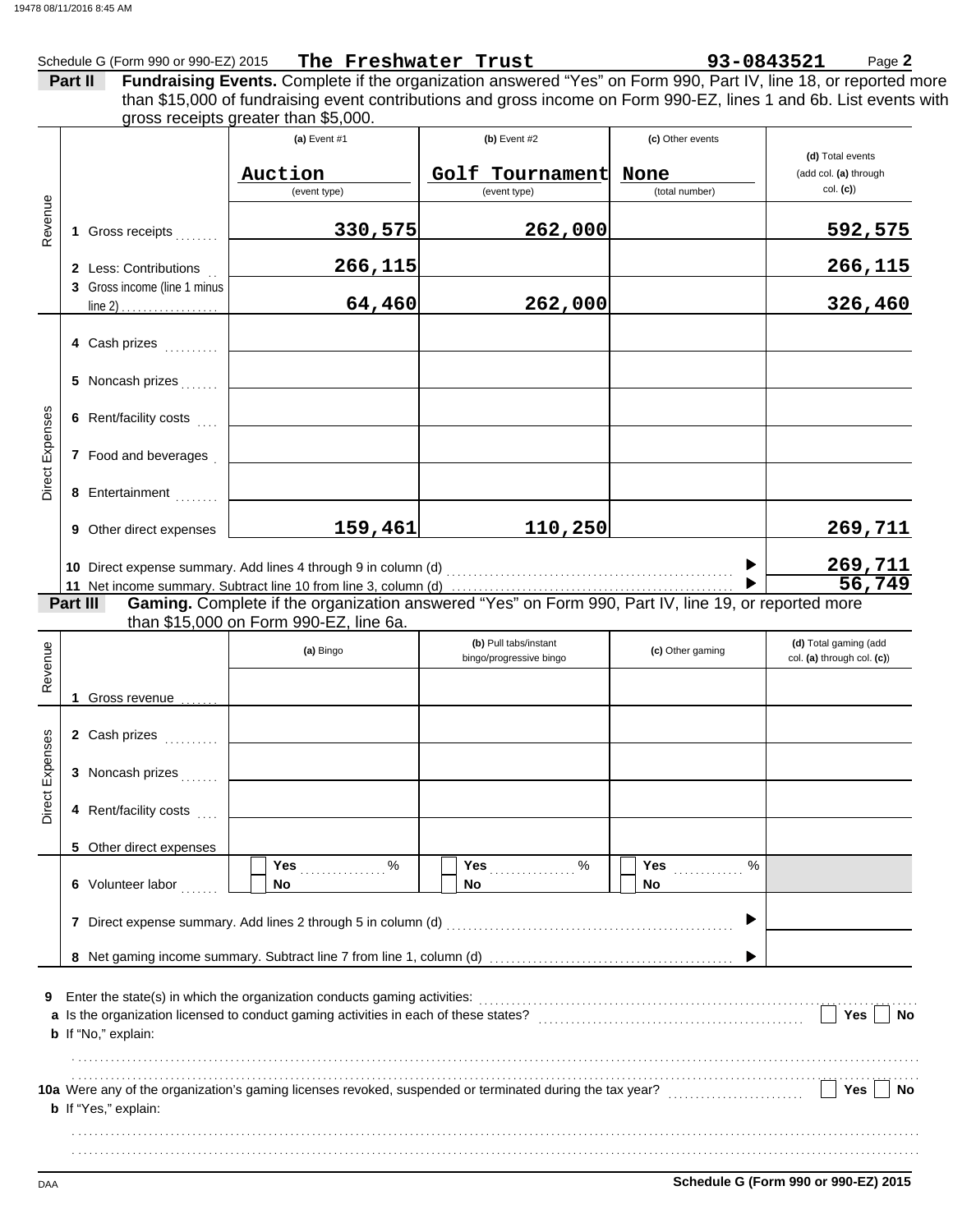Schedule G (Form 990 or 990-EZ) 2015 **The Freshwater Trust** **93-0843521** Page **2**

**Part II** **Fundraising Events.** Complete if the organization answered "Yes" on Form 990, Part IV, line 18, or reported more than $15,000 of fundraising event contributions and gross income on Form 990-EZ, lines 1 and 6b. List events with gross receipts greater than $5,000.

| | | (a) Event #1 | (b) Event #2 | (c) Other events | (d) Total events (add col. (a) through col. (c)) |
|---|---|---|---|---|---|
| | | Auction (event type) | Golf Tournament (event type) | None (total number) | |
| Revenue | 1 Gross receipts | 330,575 | 262,000 | | 592,575 |
| | 2 Less: Contributions | 266,115 | | | 266,115 |
| | 3 Gross income (line 1 minus line 2) | 64,460 | 262,000 | | 326,460 |
| Direct Expenses | 4 Cash prizes | | | | |
| | 5 Noncash prizes | | | | |
| | 6 Rent/facility costs | | | | |
| | 7 Food and beverages | | | | |
| | 8 Entertainment | | | | |
| | 9 Other direct expenses | 159,461 | 110,250 | | 269,711 |
| | 10 Direct expense summary. Add lines 4 through 9 in column (d) | | | | 269,711 |
| | 11 Net income summary. Subtract line 10 from line 3, column (d) | | | | 56,749 |

**Part III** **Gaming.** Complete if the organization answered "Yes" on Form 990, Part IV, line 19, or reported more than $15,000 on Form 990-EZ, line 6a.

| | | (a) Bingo | (b) Pull tabs/instant bingo/progressive bingo | (c) Other gaming | (d) Total gaming (add col. (a) through col. (c)) |
|---|---|---|---|---|---|
| Revenue | 1 Gross revenue | | | | |
| Direct Expenses | 2 Cash prizes | | | | |
| | 3 Noncash prizes | | | | |
| | 4 Rent/facility costs | | | | |
| | 5 Other direct expenses | | | | |
| | 6 Volunteer labor | Yes ____ % / No | Yes ____ % / No | Yes ____ % / No | |
| | 7 Direct expense summary. Add lines 2 through 5 in column (d) | | | | |
| | 8 Net gaming income summary. Subtract line 7 from line 1, column (d) | | | | |

**9** Enter the state(s) in which the organization conducts gaming activities:

**a** Is the organization licensed to conduct gaming activities in each of these states? Yes / No

**b** If "No," explain:

**10a** Were any of the organization's gaming licenses revoked, suspended or terminated during the tax year? Yes / No

**b** If "Yes," explain:

**Schedule G (Form 990 or 990-EZ) 2015**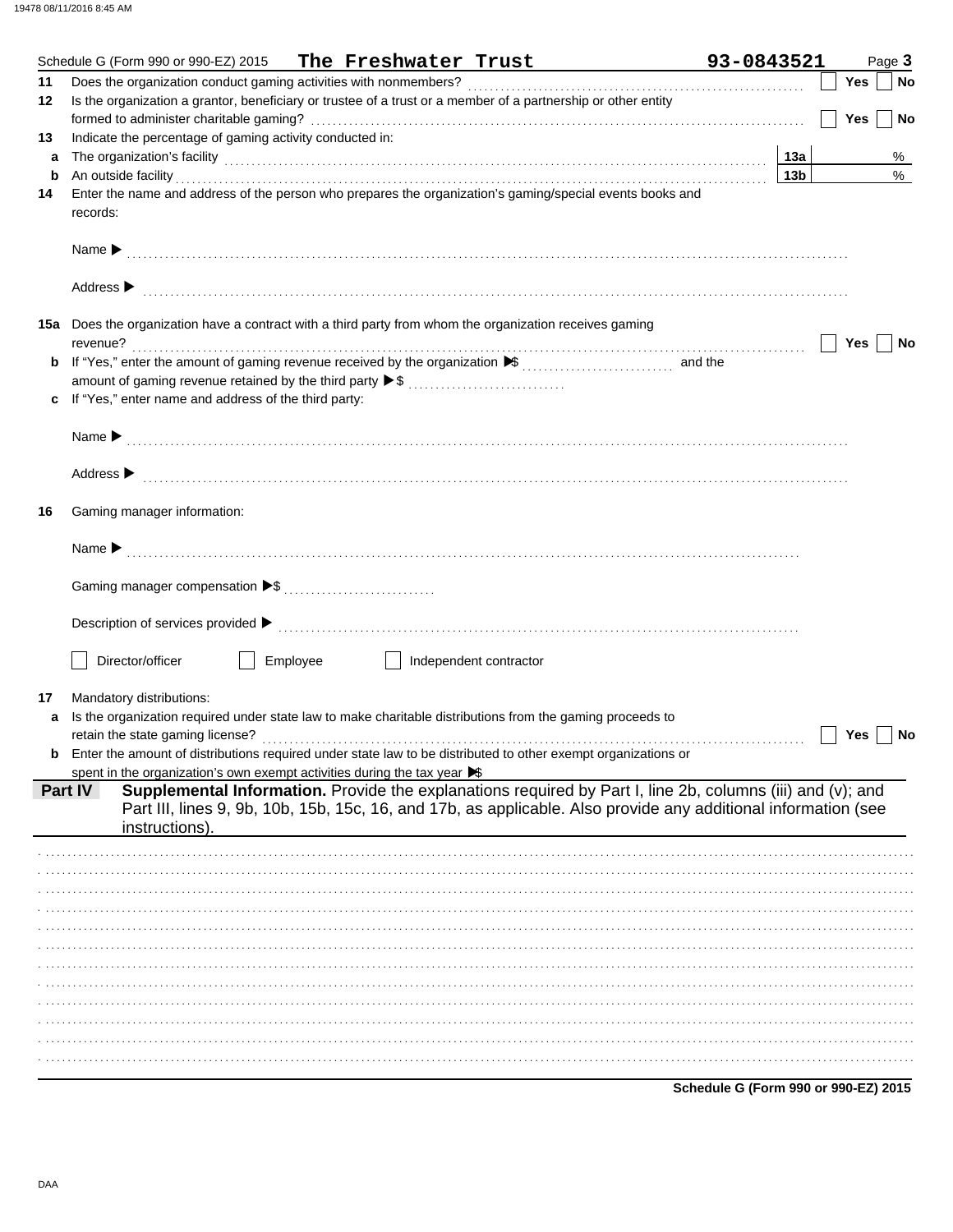Schedule G (Form 990 or 990-EZ) 2015 **The Freshwater Trust** **93-0843521** Page **3**

**11** Does the organization conduct gaming activities with nonmembers? ☐ Yes ☐ No

**12** Is the organization a grantor, beneficiary or trustee of a trust or a member of a partnership or other entity formed to administer charitable gaming? ☐ Yes ☐ No

**13** Indicate the percentage of gaming activity conducted in:

**a** The organization's facility **13a** %

**b** An outside facility **13b** %

**14** Enter the name and address of the person who prepares the organization's gaming/special events books and records:

Name ▶

Address ▶

**15a** Does the organization have a contract with a third party from whom the organization receives gaming revenue? ☐ Yes ☐ No

**b** If "Yes," enter the amount of gaming revenue received by the organization ▶$ and the amount of gaming revenue retained by the third party ▶$

**c** If "Yes," enter name and address of the third party:

Name ▶

Address ▶

**16** Gaming manager information:

Name ▶

Gaming manager compensation ▶$

Description of services provided ▶

☐ Director/officer ☐ Employee ☐ Independent contractor

**17** Mandatory distributions:

**a** Is the organization required under state law to make charitable distributions from the gaming proceeds to retain the state gaming license? ☐ Yes ☐ No

**b** Enter the amount of distributions required under state law to be distributed to other exempt organizations or spent in the organization's own exempt activities during the tax year ▶$

**Part IV** **Supplemental Information.** Provide the explanations required by Part I, line 2b, columns (iii) and (v); and Part III, lines 9, 9b, 10b, 15b, 15c, 16, and 17b, as applicable. Also provide any additional information (see instructions).

**Schedule G (Form 990 or 990-EZ) 2015**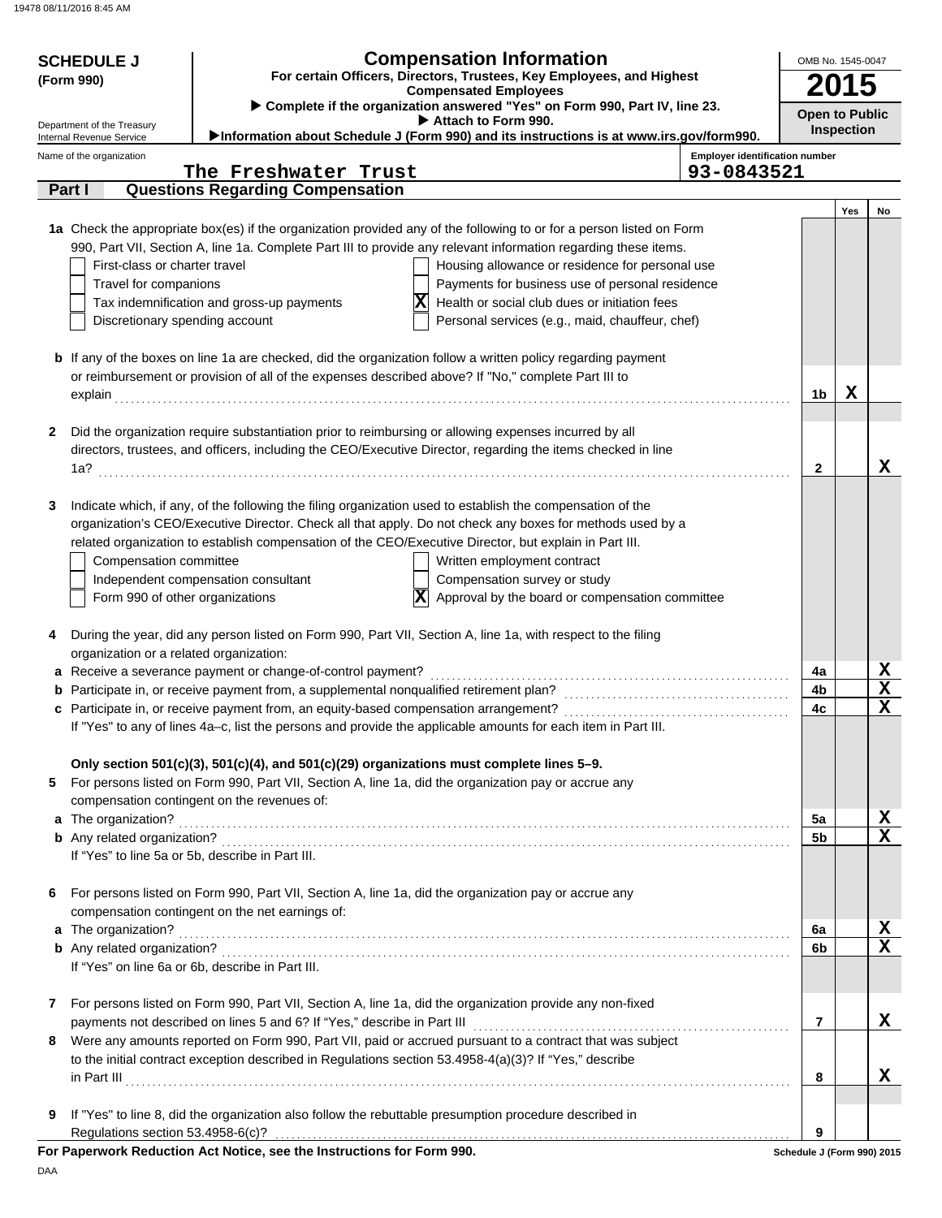19478 08/11/2016 8:45 AM

**SCHEDULE J**
**(Form 990)**

Department of the Treasury
Internal Revenue Service

# Compensation Information

**For certain Officers, Directors, Trustees, Key Employees, and Highest Compensated Employees**

▶ **Complete if the organization answered "Yes" on Form 990, Part IV, line 23.**
▶ **Attach to Form 990.**
▶**Information about Schedule J (Form 990) and its instructions is at www.irs.gov/form990.**

OMB No. 1545-0047

**2015**

**Open to Public Inspection**

Name of the organization: The Freshwater Trust

Employer identification number: 93-0843521

## Part I Questions Regarding Compensation

| | | Yes | No |
|---|---|---|---|
| **1a** Check the appropriate box(es) if the organization provided any of the following to or for a person listed on Form 990, Part VII, Section A, line 1a. Complete Part III to provide any relevant information regarding these items.<br>☐ First-class or charter travel ☐ Housing allowance or residence for personal use<br>☐ Travel for companions ☐ Payments for business use of personal residence<br>☐ Tax indemnification and gross-up payments ☒ Health or social club dues or initiation fees<br>☐ Discretionary spending account ☐ Personal services (e.g., maid, chauffeur, chef) | | | |
| **b** If any of the boxes on line 1a are checked, did the organization follow a written policy regarding payment or reimbursement or provision of all of the expenses described above? If "No," complete Part III to explain | 1b | X | |
| **2** Did the organization require substantiation prior to reimbursing or allowing expenses incurred by all directors, trustees, and officers, including the CEO/Executive Director, regarding the items checked in line 1a? | 2 | | X |
| **3** Indicate which, if any, of the following the filing organization used to establish the compensation of the organization's CEO/Executive Director. Check all that apply. Do not check any boxes for methods used by a related organization to establish compensation of the CEO/Executive Director, but explain in Part III.<br>☐ Compensation committee ☐ Written employment contract<br>☐ Independent compensation consultant ☐ Compensation survey or study<br>☐ Form 990 of other organizations ☒ Approval by the board or compensation committee | | | |
| **4** During the year, did any person listed on Form 990, Part VII, Section A, line 1a, with respect to the filing organization or a related organization: | | | |
| **a** Receive a severance payment or change-of-control payment? | 4a | | X |
| **b** Participate in, or receive payment from, a supplemental nonqualified retirement plan? | 4b | | X |
| **c** Participate in, or receive payment from, an equity-based compensation arrangement? | 4c | | X |
| If "Yes" to any of lines 4a–c, list the persons and provide the applicable amounts for each item in Part III. | | | |
| **Only section 501(c)(3), 501(c)(4), and 501(c)(29) organizations must complete lines 5–9.** | | | |
| **5** For persons listed on Form 990, Part VII, Section A, line 1a, did the organization pay or accrue any compensation contingent on the revenues of: | | | |
| **a** The organization? | 5a | | X |
| **b** Any related organization? | 5b | | X |
| If "Yes" to line 5a or 5b, describe in Part III. | | | |
| **6** For persons listed on Form 990, Part VII, Section A, line 1a, did the organization pay or accrue any compensation contingent on the net earnings of: | | | |
| **a** The organization? | 6a | | X |
| **b** Any related organization? | 6b | | X |
| If "Yes" on line 6a or 6b, describe in Part III. | | | |
| **7** For persons listed on Form 990, Part VII, Section A, line 1a, did the organization provide any non-fixed payments not described on lines 5 and 6? If "Yes," describe in Part III | 7 | | X |
| **8** Were any amounts reported on Form 990, Part VII, paid or accrued pursuant to a contract that was subject to the initial contract exception described in Regulations section 53.4958-4(a)(3)? If "Yes," describe in Part III | 8 | | X |
| **9** If "Yes" to line 8, did the organization also follow the rebuttable presumption procedure described in Regulations section 53.4958-6(c)? | 9 | | |

**For Paperwork Reduction Act Notice, see the Instructions for Form 990.**

Schedule J (Form 990) 2015

DAA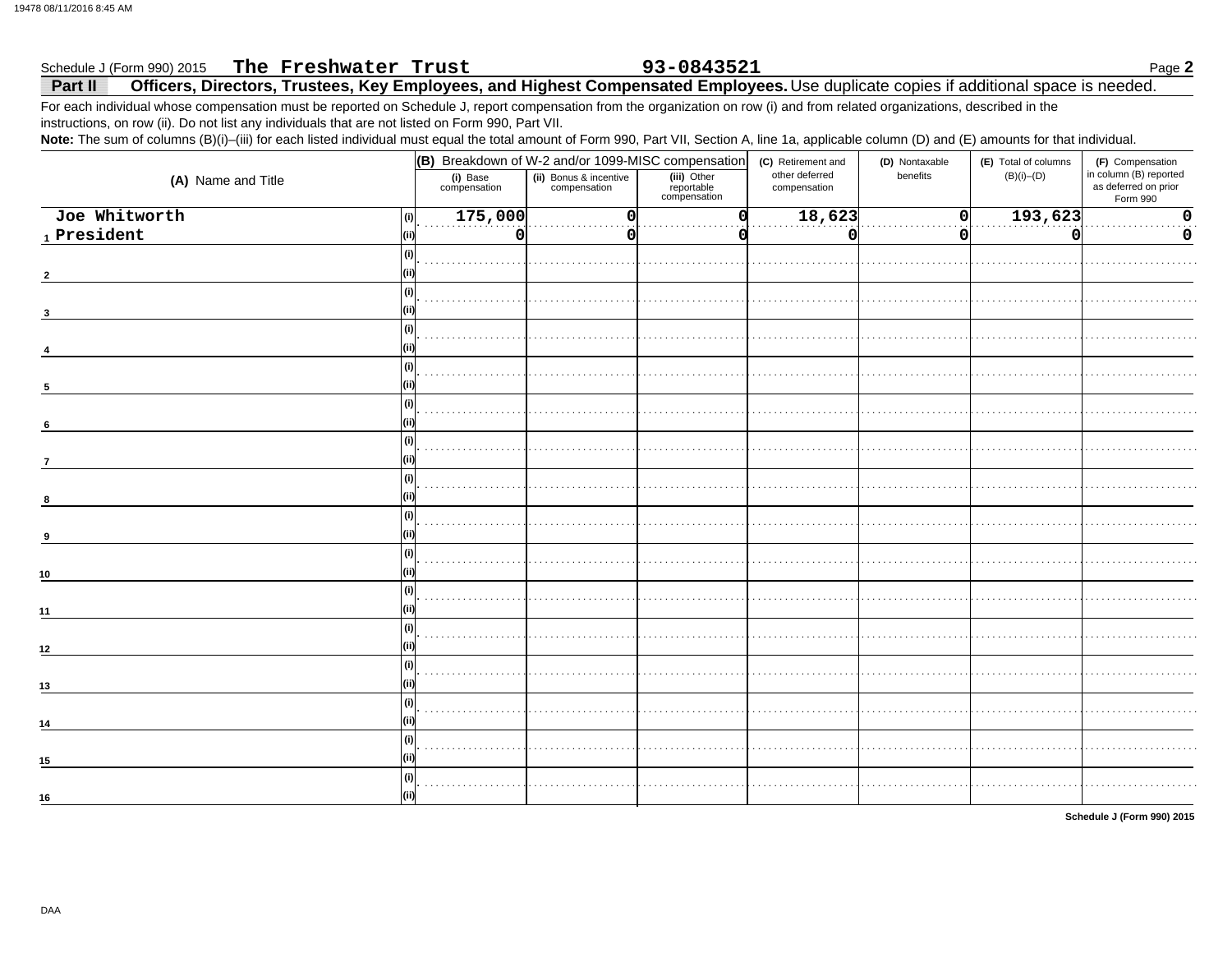Schedule J (Form 990) 2015 **The Freshwater Trust** **93-0843521** Page **2**

## Part II Officers, Directors, Trustees, Key Employees, and Highest Compensated Employees. 

Use duplicate copies if additional space is needed.

For each individual whose compensation must be reported on Schedule J, report compensation from the organization on row (i) and from related organizations, described in the instructions, on row (ii). Do not list any individuals that are not listed on Form 990, Part VII.

**Note:** The sum of columns (B)(i)–(iii) for each listed individual must equal the total amount of Form 990, Part VII, Section A, line 1a, applicable column (D) and (E) amounts for that individual.

| (A) Name and Title | | (B) Breakdown of W-2 and/or 1099-MISC compensation | | | (C) Retirement and other deferred compensation | (D) Nontaxable benefits | (E) Total of columns (B)(i)–(D) | (F) Compensation in column (B) reported as deferred on prior Form 990 |
|---|---|---|---|---|---|---|---|---|
| | | (i) Base compensation | (ii) Bonus & incentive compensation | (iii) Other reportable compensation | | | | |
| 1 Joe Whitworth | (i) | 175,000 | 0 | 0 | 18,623 | 0 | 193,623 | 0 |
| President | (ii) | 0 | 0 | 0 | 0 | 0 | 0 | 0 |
| 2 | (i) | | | | | | | |
| | (ii) | | | | | | | |
| 3 | (i) | | | | | | | |
| | (ii) | | | | | | | |
| 4 | (i) | | | | | | | |
| | (ii) | | | | | | | |
| 5 | (i) | | | | | | | |
| | (ii) | | | | | | | |
| 6 | (i) | | | | | | | |
| | (ii) | | | | | | | |
| 7 | (i) | | | | | | | |
| | (ii) | | | | | | | |
| 8 | (i) | | | | | | | |
| | (ii) | | | | | | | |
| 9 | (i) | | | | | | | |
| | (ii) | | | | | | | |
| 10 | (i) | | | | | | | |
| | (ii) | | | | | | | |
| 11 | (i) | | | | | | | |
| | (ii) | | | | | | | |
| 12 | (i) | | | | | | | |
| | (ii) | | | | | | | |
| 13 | (i) | | | | | | | |
| | (ii) | | | | | | | |
| 14 | (i) | | | | | | | |
| | (ii) | | | | | | | |
| 15 | (i) | | | | | | | |
| | (ii) | | | | | | | |
| 16 | (i) | | | | | | | |
| | (ii) | | | | | | | |

**Schedule J (Form 990) 2015**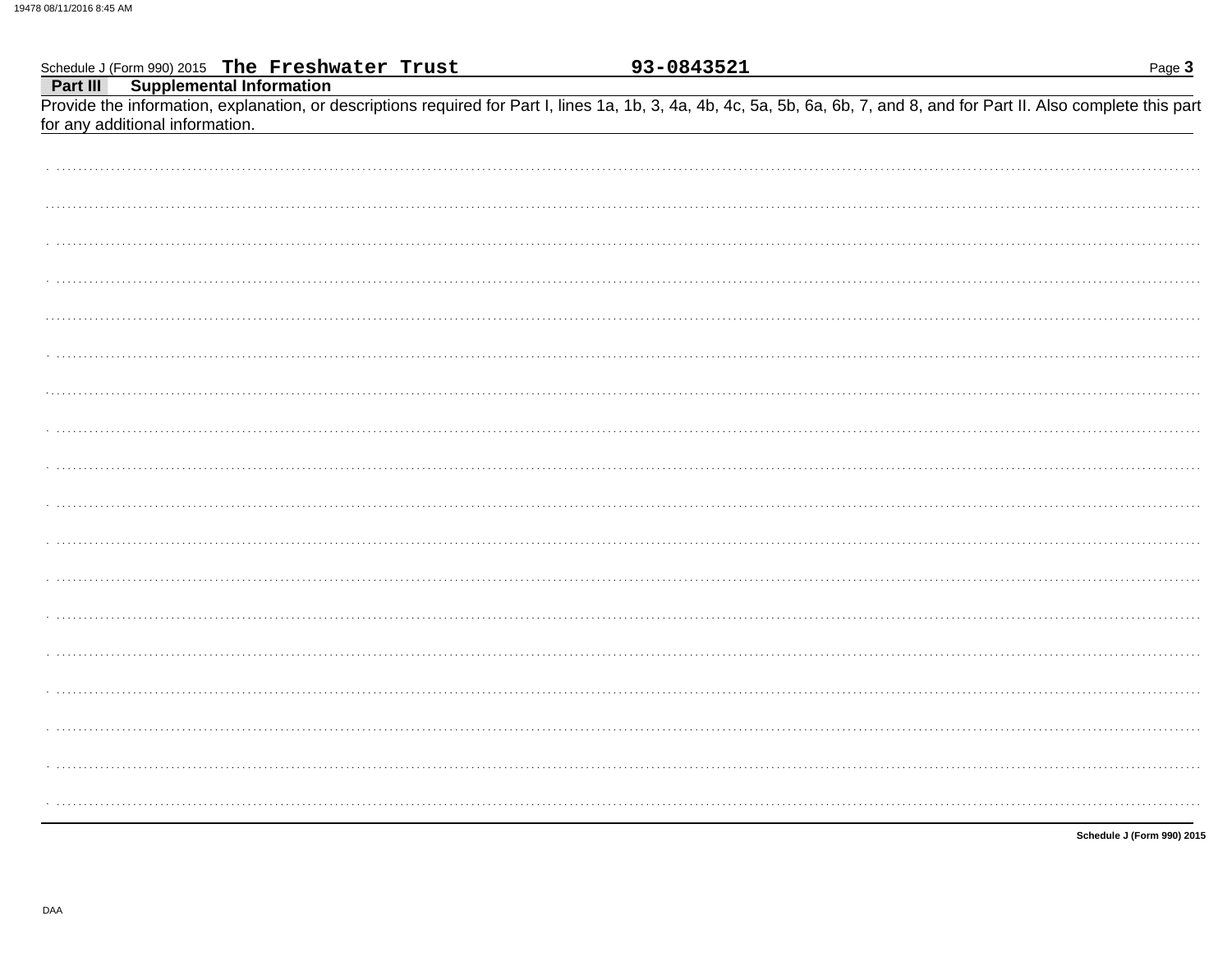Schedule J (Form 990) 2015 **The Freshwater Trust** **93-0843521**

## Part III Supplemental Information

Provide the information, explanation, or descriptions required for Part I, lines 1a, 1b, 3, 4a, 4b, 4c, 5a, 5b, 6a, 6b, 7, and 8, and for Part II. Also complete this part for any additional information.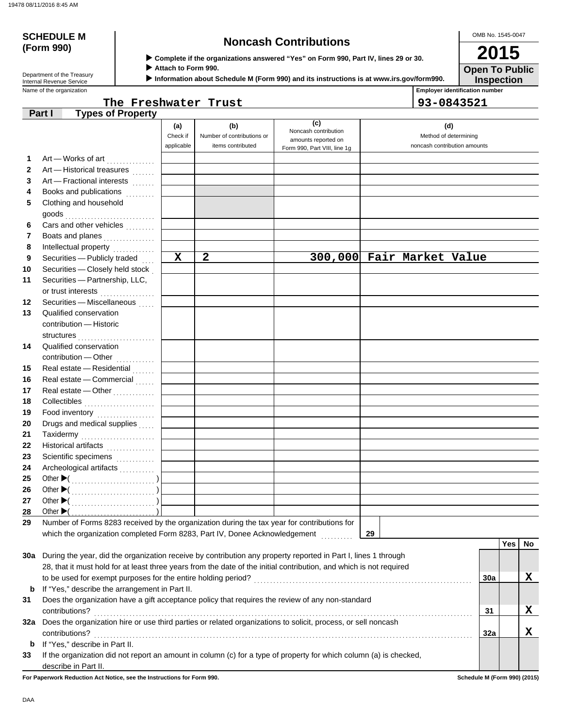# SCHEDULE M (Form 990)

Department of the Treasury
Internal Revenue Service

## Noncash Contributions

▶ Complete if the organizations answered "Yes" on Form 990, Part IV, lines 29 or 30.
▶ Attach to Form 990.
▶ Information about Schedule M (Form 990) and its instructions is at www.irs.gov/form990.

OMB No. 1545-0047

**2015**

**Open To Public Inspection**

Name of the organization: The Freshwater Trust

Employer identification number: 93-0843521

### Part I Types of Property

| | | (a) Check if applicable | (b) Number of contributions or items contributed | (c) Noncash contribution amounts reported on Form 990, Part VIII, line 1g | (d) Method of determining noncash contribution amounts |
|---|---|---|---|---|---|
| 1 | Art — Works of art | | | | |
| 2 | Art — Historical treasures | | | | |
| 3 | Art — Fractional interests | | | | |
| 4 | Books and publications | | | | |
| 5 | Clothing and household goods | | | | |
| 6 | Cars and other vehicles | | | | |
| 7 | Boats and planes | | | | |
| 8 | Intellectual property | | | | |
| 9 | Securities — Publicly traded | X | 2 | 300,000 | Fair Market Value |
| 10 | Securities — Closely held stock | | | | |
| 11 | Securities — Partnership, LLC, or trust interests | | | | |
| 12 | Securities — Miscellaneous | | | | |
| 13 | Qualified conservation contribution — Historic structures | | | | |
| 14 | Qualified conservation contribution — Other | | | | |
| 15 | Real estate — Residential | | | | |
| 16 | Real estate — Commercial | | | | |
| 17 | Real estate — Other | | | | |
| 18 | Collectibles | | | | |
| 19 | Food inventory | | | | |
| 20 | Drugs and medical supplies | | | | |
| 21 | Taxidermy | | | | |
| 22 | Historical artifacts | | | | |
| 23 | Scientific specimens | | | | |
| 24 | Archeological artifacts | | | | |
| 25 | Other ▶( ) | | | | |
| 26 | Other ▶( ) | | | | |
| 27 | Other ▶( ) | | | | |
| 28 | Other ▶( ) | | | | |

29 Number of Forms 8283 received by the organization during the tax year for contributions for which the organization completed Form 8283, Part IV, Donee Acknowledgement — **29**

| | | | Yes | No |
|---|---|---|---|---|
| 30a | During the year, did the organization receive by contribution any property reported in Part I, lines 1 through 28, that it must hold for at least three years from the date of the initial contribution, and which is not required to be used for exempt purposes for the entire holding period? | 30a | | X |
| b | If "Yes," describe the arrangement in Part II. | | | |
| 31 | Does the organization have a gift acceptance policy that requires the review of any non-standard contributions? | 31 | | X |
| 32a | Does the organization hire or use third parties or related organizations to solicit, process, or sell noncash contributions? | 32a | | X |
| b | If "Yes," describe in Part II. | | | |
| 33 | If the organization did not report an amount in column (c) for a type of property for which column (a) is checked, describe in Part II. | | | |

For Paperwork Reduction Act Notice, see the Instructions for Form 990.

Schedule M (Form 990) (2015)

DAA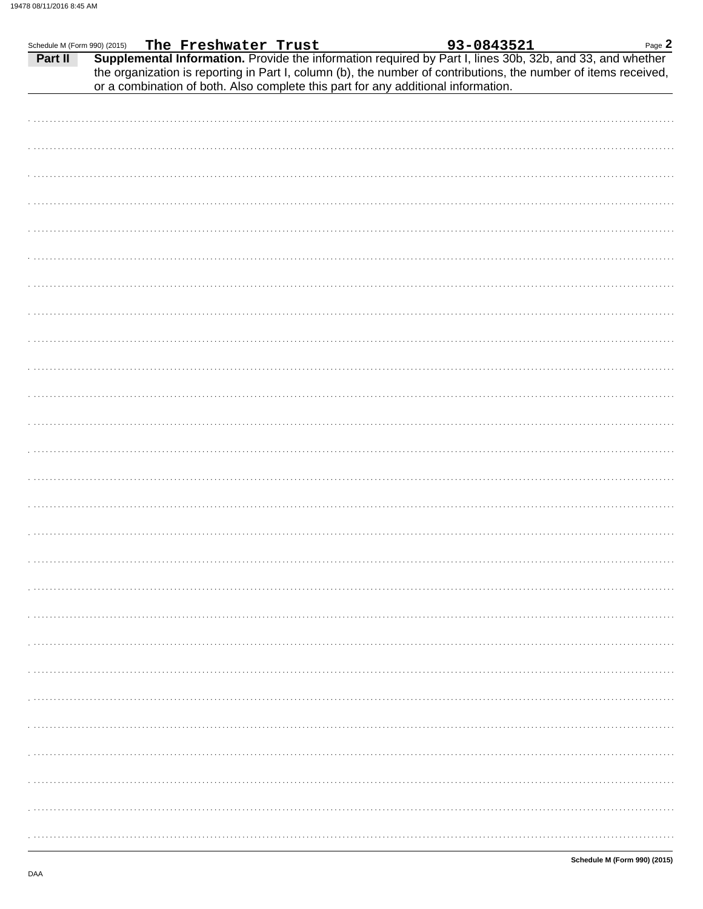Schedule M (Form 990) (2015) **The Freshwater Trust** **93-0843521**

**Part II** **Supplemental Information.** Provide the information required by Part I, lines 30b, 32b, and 33, and whether the organization is reporting in Part I, column (b), the number of contributions, the number of items received, or a combination of both. Also complete this part for any additional information.

**Schedule M (Form 990) (2015)**

DAA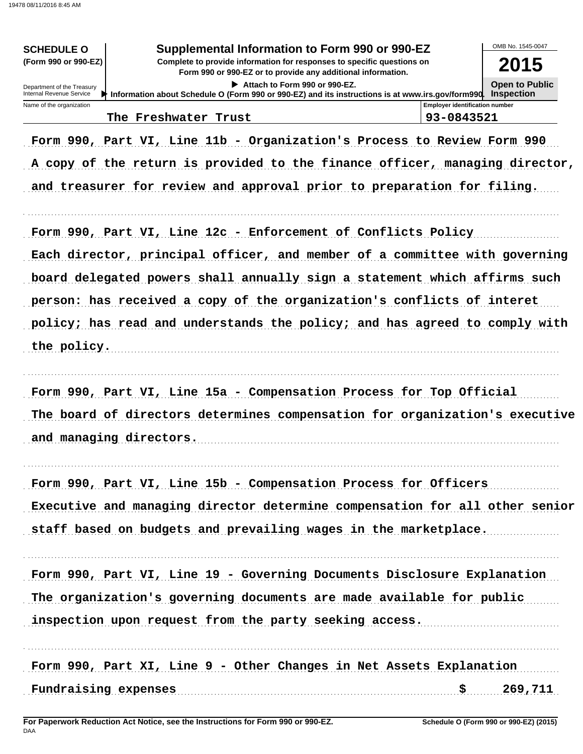**SCHEDULE O**
**(Form 990 or 990-EZ)**

Department of the Treasury
Internal Revenue Service

# Supplemental Information to Form 990 or 990-EZ

**Complete to provide information for responses to specific questions on Form 990 or 990-EZ or to provide any additional information.**

▶ Attach to Form 990 or 990-EZ.

▶ Information about Schedule O (Form 990 or 990-EZ) and its instructions is at www.irs.gov/form990.

OMB No. 1545-0047

**2015**

**Open to Public Inspection**

| Name of the organization | Employer identification number |
|---|---|
| The Freshwater Trust | 93-0843521 |

Form 990, Part VI, Line 11b - Organization's Process to Review Form 990

A copy of the return is provided to the finance officer, managing director, and treasurer for review and approval prior to preparation for filing.

Form 990, Part VI, Line 12c - Enforcement of Conflicts Policy

Each director, principal officer, and member of a committee with governing board delegated powers shall annually sign a statement which affirms such person: has received a copy of the organization's conflicts of interet policy; has read and understands the policy; and has agreed to comply with the policy.

Form 990, Part VI, Line 15a - Compensation Process for Top Official

The board of directors determines compensation for organization's executive and managing directors.

Form 990, Part VI, Line 15b - Compensation Process for Officers

Executive and managing director determine compensation for all other senior staff based on budgets and prevailing wages in the marketplace.

Form 990, Part VI, Line 19 - Governing Documents Disclosure Explanation

The organization's governing documents are made available for public inspection upon request from the party seeking access.

Form 990, Part XI, Line 9 - Other Changes in Net Assets Explanation

Fundraising expenses $ 269,711

**For Paperwork Reduction Act Notice, see the Instructions for Form 990 or 990-EZ.**
DAA
**Schedule O (Form 990 or 990-EZ) (2015)**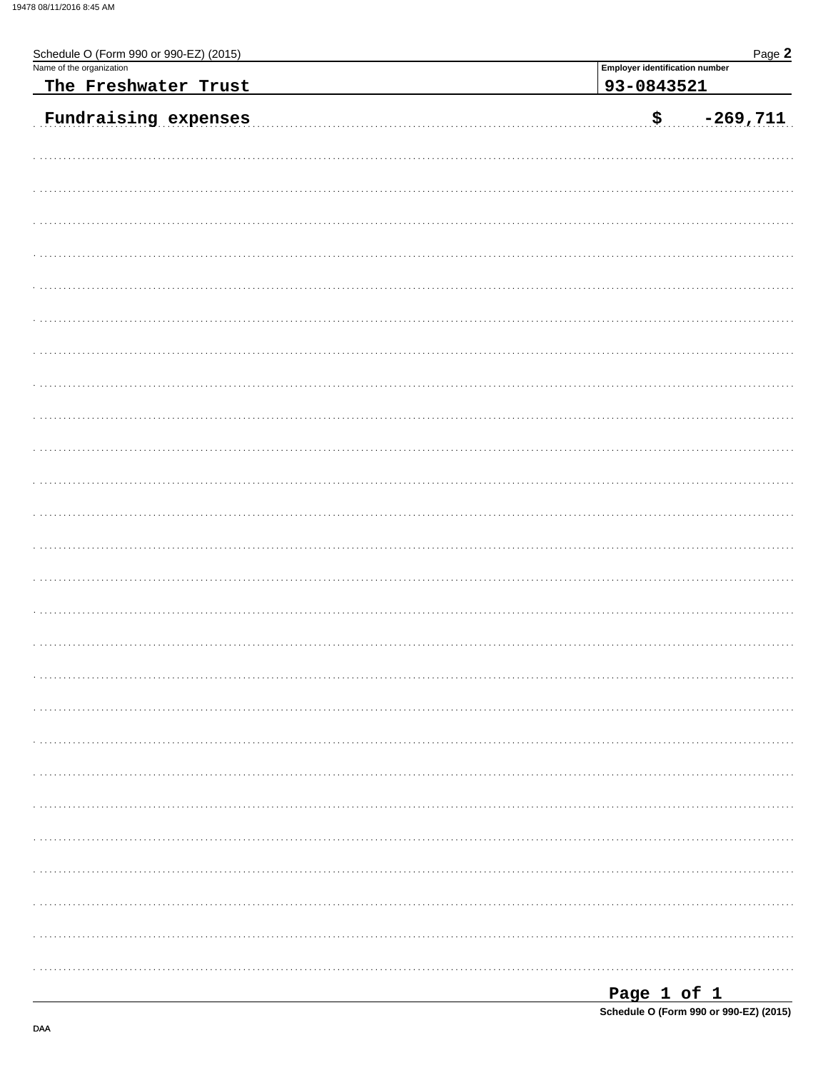Schedule O (Form 990 or 990-EZ) (2015)

| Name of the organization | Employer identification number |
|---|---|
| The Freshwater Trust | 93-0843521 |

Fundraising expenses $ -269,711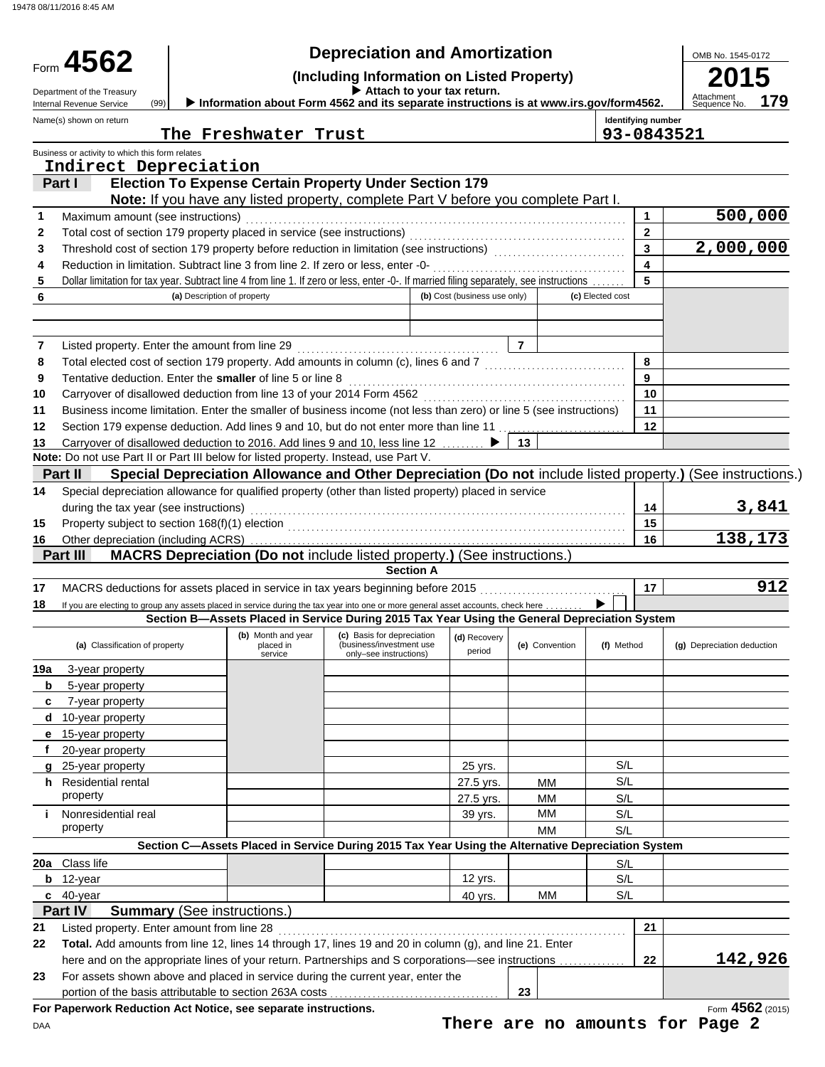# Form 4562 — Depreciation and Amortization

**(Including Information on Listed Property)**

▶ Attach to your tax return.

▶ Information about Form 4562 and its separate instructions is at www.irs.gov/form4562.

Department of the Treasury
Internal Revenue Service (99)

OMB No. 1545-0172

**2015**

Attachment Sequence No. **179**

Name(s) shown on return: **The Freshwater Trust**

Identifying number: **93-0843521**

Business or activity to which this form relates: **Indirect Depreciation**

## Part I — Election To Expense Certain Property Under Section 179

**Note:** If you have any listed property, complete Part V before you complete Part I.

| Line | Description | Line | Amount |
|---|---|---|---|
| 1 | Maximum amount (see instructions) | 1 | 500,000 |
| 2 | Total cost of section 179 property placed in service (see instructions) | 2 | |
| 3 | Threshold cost of section 179 property before reduction in limitation (see instructions) | 3 | 2,000,000 |
| 4 | Reduction in limitation. Subtract line 3 from line 2. If zero or less, enter -0- | 4 | |
| 5 | Dollar limitation for tax year. Subtract line 4 from line 1. If zero or less, enter -0-. If married filing separately, see instructions | 5 | |

| 6 | (a) Description of property | (b) Cost (business use only) | (c) Elected cost |
|---|---|---|---|
| | | | |
| | | | |

| Line | Description | Line | Amount |
|---|---|---|---|
| 7 | Listed property. Enter the amount from line 29 | 7 | |
| 8 | Total elected cost of section 179 property. Add amounts in column (c), lines 6 and 7 | 8 | |
| 9 | Tentative deduction. Enter the **smaller** of line 5 or line 8 | 9 | |
| 10 | Carryover of disallowed deduction from line 13 of your 2014 Form 4562 | 10 | |
| 11 | Business income limitation. Enter the smaller of business income (not less than zero) or line 5 (see instructions) | 11 | |
| 12 | Section 179 expense deduction. Add lines 9 and 10, but do not enter more than line 11 | 12 | |
| 13 | Carryover of disallowed deduction to 2016. Add lines 9 and 10, less line 12 ▶ | 13 | |

**Note:** Do not use Part II or Part III below for listed property. Instead, use Part V.

## Part II — Special Depreciation Allowance and Other Depreciation (Do not include listed property.) (See instructions.)

| Line | Description | Line | Amount |
|---|---|---|---|
| 14 | Special depreciation allowance for qualified property (other than listed property) placed in service during the tax year (see instructions) | 14 | 3,841 |
| 15 | Property subject to section 168(f)(1) election | 15 | |
| 16 | Other depreciation (including ACRS) | 16 | 138,173 |

## Part III — MACRS Depreciation (Do not include listed property.) (See instructions.)

### Section A

| Line | Description | Line | Amount |
|---|---|---|---|
| 17 | MACRS deductions for assets placed in service in tax years beginning before 2015 | 17 | 912 |
| 18 | If you are electing to group any assets placed in service during the tax year into one or more general asset accounts, check here ▶ ☐ | | |

### Section B—Assets Placed in Service During 2015 Tax Year Using the General Depreciation System

| (a) Classification of property | (b) Month and year placed in service | (c) Basis for depreciation (business/investment use only–see instructions) | (d) Recovery period | (e) Convention | (f) Method | (g) Depreciation deduction |
|---|---|---|---|---|---|---|
| 19a 3-year property | | | | | | |
| b 5-year property | | | | | | |
| c 7-year property | | | | | | |
| d 10-year property | | | | | | |
| e 15-year property | | | | | | |
| f 20-year property | | | | | | |
| g 25-year property | | | 25 yrs. | | S/L | |
| h Residential rental property | | | 27.5 yrs. | MM | S/L | |
| | | | 27.5 yrs. | MM | S/L | |
| i Nonresidential real property | | | 39 yrs. | MM | S/L | |
| | | | | MM | S/L | |

### Section C—Assets Placed in Service During 2015 Tax Year Using the Alternative Depreciation System

| (a) Classification of property | (b) Month and year placed in service | (c) Basis for depreciation | (d) Recovery period | (e) Convention | (f) Method | (g) Depreciation deduction |
|---|---|---|---|---|---|---|
| 20a Class life | | | | | S/L | |
| b 12-year | | | 12 yrs. | | S/L | |
| c 40-year | | | 40 yrs. | MM | S/L | |

## Part IV — Summary (See instructions.)

| Line | Description | Line | Amount |
|---|---|---|---|
| 21 | Listed property. Enter amount from line 28 | 21 | |
| 22 | **Total.** Add amounts from line 12, lines 14 through 17, lines 19 and 20 in column (g), and line 21. Enter here and on the appropriate lines of your return. Partnerships and S corporations—see instructions | 22 | 142,926 |
| 23 | For assets shown above and placed in service during the current year, enter the portion of the basis attributable to section 263A costs | 23 | |

**For Paperwork Reduction Act Notice, see separate instructions.**

Form **4562** (2015)

**There are no amounts for Page 2**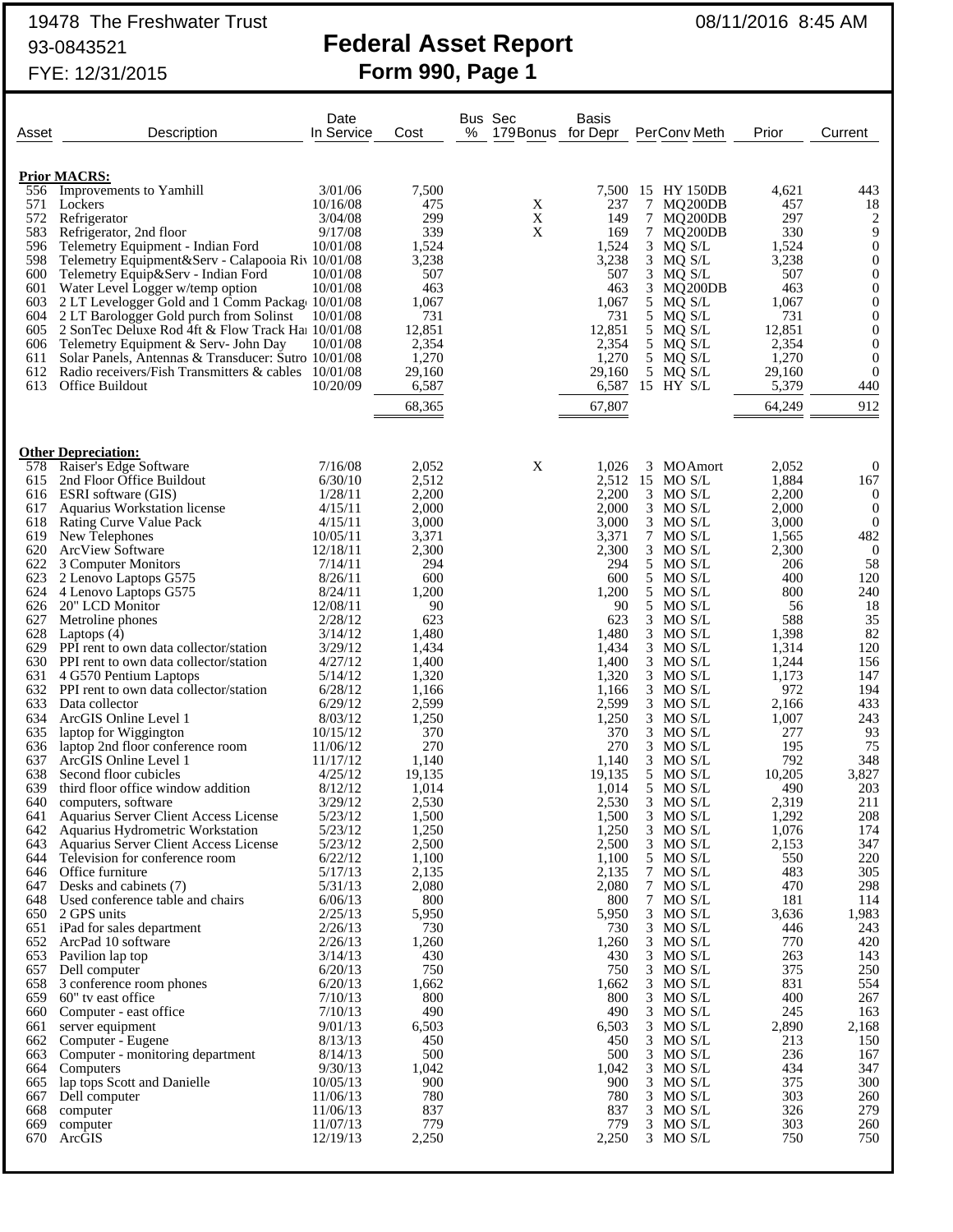19478 The Freshwater Trust

93-0843521

FYE: 12/31/2015

08/11/2016 8:45 AM

# Federal Asset Report
## Form 990, Page 1

| Asset | Description | Date In Service | Cost | Bus % | Sec 179Bonus | Basis for Depr | Per | Conv | Meth | Prior | Current |
|---|---|---|---|---|---|---|---|---|---|---|---|
| **Prior MACRS:** | | | | | | | | | | | |
| 556 | Improvements to Yamhill | 3/01/06 | 7,500 | | | 7,500 | 15 | HY | 150DB | 4,621 | 443 |
| 571 | Lockers | 10/16/08 | 475 | | X | 237 | 7 | MQ | 200DB | 457 | 18 |
| 572 | Refrigerator | 3/04/08 | 299 | | X | 149 | 7 | MQ | 200DB | 297 | 2 |
| 583 | Refrigerator, 2nd floor | 9/17/08 | 339 | | X | 169 | 7 | MQ | 200DB | 330 | 9 |
| 596 | Telemetry Equipment - Indian Ford | 10/01/08 | 1,524 | | | 1,524 | 3 | MQ | S/L | 1,524 | 0 |
| 598 | Telemetry Equipment&Serv - Calapooia Riv | 10/01/08 | 3,238 | | | 3,238 | 3 | MQ | S/L | 3,238 | 0 |
| 600 | Telemetry Equip&Serv - Indian Ford | 10/01/08 | 507 | | | 507 | 3 | MQ | S/L | 507 | 0 |
| 601 | Water Level Logger w/temp option | 10/01/08 | 463 | | | 463 | 3 | MQ | 200DB | 463 | 0 |
| 603 | 2 LT Levelogger Gold and 1 Comm Packag | 10/01/08 | 1,067 | | | 1,067 | 5 | MQ | S/L | 1,067 | 0 |
| 604 | 2 LT Barologger Gold purch from Solinst | 10/01/08 | 731 | | | 731 | 5 | MQ | S/L | 731 | 0 |
| 605 | 2 SonTec Deluxe Rod 4ft & Flow Track Ha | 10/01/08 | 12,851 | | | 12,851 | 5 | MQ | S/L | 12,851 | 0 |
| 606 | Telemetry Equipment & Serv- John Day | 10/01/08 | 2,354 | | | 2,354 | 5 | MQ | S/L | 2,354 | 0 |
| 611 | Solar Panels, Antennas & Transducer: Sutro | 10/01/08 | 1,270 | | | 1,270 | 5 | MQ | S/L | 1,270 | 0 |
| 612 | Radio receivers/Fish Transmitters & cables | 10/01/08 | 29,160 | | | 29,160 | 5 | MQ | S/L | 29,160 | 0 |
| 613 | Office Buildout | 10/20/09 | 6,587 | | | 6,587 | 15 | HY | S/L | 5,379 | 440 |
| | | | 68,365 | | | 67,807 | | | | 64,249 | 912 |
| **Other Depreciation:** | | | | | | | | | | | |
| 578 | Raiser's Edge Software | 7/16/08 | 2,052 | | X | 1,026 | 3 | MO | Amort | 2,052 | 0 |
| 615 | 2nd Floor Office Buildout | 6/30/10 | 2,512 | | | 2,512 | 15 | MO | S/L | 1,884 | 167 |
| 616 | ESRI software (GIS) | 1/28/11 | 2,200 | | | 2,200 | 3 | MO | S/L | 2,200 | 0 |
| 617 | Aquarius Workstation license | 4/15/11 | 2,000 | | | 2,000 | 3 | MO | S/L | 2,000 | 0 |
| 618 | Rating Curve Value Pack | 4/15/11 | 3,000 | | | 3,000 | 3 | MO | S/L | 3,000 | 0 |
| 619 | New Telephones | 10/05/11 | 3,371 | | | 3,371 | 7 | MO | S/L | 1,565 | 482 |
| 620 | ArcView Software | 12/18/11 | 2,300 | | | 2,300 | 3 | MO | S/L | 2,300 | 0 |
| 622 | 3 Computer Monitors | 7/14/11 | 294 | | | 294 | 5 | MO | S/L | 206 | 58 |
| 623 | 2 Lenovo Laptops G575 | 8/26/11 | 600 | | | 600 | 5 | MO | S/L | 400 | 120 |
| 624 | 4 Lenovo Laptops G575 | 8/24/11 | 1,200 | | | 1,200 | 5 | MO | S/L | 800 | 240 |
| 626 | 20" LCD Monitor | 12/08/11 | 90 | | | 90 | 5 | MO | S/L | 56 | 18 |
| 627 | Metroline phones | 2/28/12 | 623 | | | 623 | 3 | MO | S/L | 588 | 35 |
| 628 | Laptops (4) | 3/14/12 | 1,480 | | | 1,480 | 3 | MO | S/L | 1,398 | 82 |
| 629 | PPI rent to own data collector/station | 3/29/12 | 1,434 | | | 1,434 | 3 | MO | S/L | 1,314 | 120 |
| 630 | PPI rent to own data collector/station | 4/27/12 | 1,400 | | | 1,400 | 3 | MO | S/L | 1,244 | 156 |
| 631 | 4 G570 Pentium Laptops | 5/14/12 | 1,320 | | | 1,320 | 3 | MO | S/L | 1,173 | 147 |
| 632 | PPI rent to own data collector/station | 6/28/12 | 1,166 | | | 1,166 | 3 | MO | S/L | 972 | 194 |
| 633 | Data collector | 6/29/12 | 2,599 | | | 2,599 | 3 | MO | S/L | 2,166 | 433 |
| 634 | ArcGIS Online Level 1 | 8/03/12 | 1,250 | | | 1,250 | 3 | MO | S/L | 1,007 | 243 |
| 635 | laptop for Wiggington | 10/15/12 | 370 | | | 370 | 3 | MO | S/L | 277 | 93 |
| 636 | laptop 2nd floor conference room | 11/06/12 | 270 | | | 270 | 3 | MO | S/L | 195 | 75 |
| 637 | ArcGIS Online Level 1 | 11/17/12 | 1,140 | | | 1,140 | 3 | MO | S/L | 792 | 348 |
| 638 | Second floor cubicles | 4/25/12 | 19,135 | | | 19,135 | 5 | MO | S/L | 10,205 | 3,827 |
| 639 | third floor office window addition | 8/12/12 | 1,014 | | | 1,014 | 5 | MO | S/L | 490 | 203 |
| 640 | computers, software | 3/29/12 | 2,530 | | | 2,530 | 3 | MO | S/L | 2,319 | 211 |
| 641 | Aquarius Server Client Access License | 5/23/12 | 1,500 | | | 1,500 | 3 | MO | S/L | 1,292 | 208 |
| 642 | Aquarius Hydrometric Workstation | 5/23/12 | 1,250 | | | 1,250 | 3 | MO | S/L | 1,076 | 174 |
| 643 | Aquarius Server Client Access License | 5/23/12 | 2,500 | | | 2,500 | 3 | MO | S/L | 2,153 | 347 |
| 644 | Television for conference room | 6/22/12 | 1,100 | | | 1,100 | 5 | MO | S/L | 550 | 220 |
| 646 | Office furniture | 5/17/13 | 2,135 | | | 2,135 | 7 | MO | S/L | 483 | 305 |
| 647 | Desks and cabinets (7) | 5/31/13 | 2,080 | | | 2,080 | 7 | MO | S/L | 470 | 298 |
| 648 | Used conference table and chairs | 6/06/13 | 800 | | | 800 | 7 | MO | S/L | 181 | 114 |
| 650 | 2 GPS units | 2/25/13 | 5,950 | | | 5,950 | 3 | MO | S/L | 3,636 | 1,983 |
| 651 | iPad for sales department | 2/26/13 | 730 | | | 730 | 3 | MO | S/L | 446 | 243 |
| 652 | ArcPad 10 software | 2/26/13 | 1,260 | | | 1,260 | 3 | MO | S/L | 770 | 420 |
| 653 | Pavilion lap top | 3/14/13 | 430 | | | 430 | 3 | MO | S/L | 263 | 143 |
| 657 | Dell computer | 6/20/13 | 750 | | | 750 | 3 | MO | S/L | 375 | 250 |
| 658 | 3 conference room phones | 6/20/13 | 1,662 | | | 1,662 | 3 | MO | S/L | 831 | 554 |
| 659 | 60" tv east office | 7/10/13 | 800 | | | 800 | 3 | MO | S/L | 400 | 267 |
| 660 | Computer - east office | 7/10/13 | 490 | | | 490 | 3 | MO | S/L | 245 | 163 |
| 661 | server equipment | 9/01/13 | 6,503 | | | 6,503 | 3 | MO | S/L | 2,890 | 2,168 |
| 662 | Computer - Eugene | 8/13/13 | 450 | | | 450 | 3 | MO | S/L | 213 | 150 |
| 663 | Computer - monitoring department | 8/14/13 | 500 | | | 500 | 3 | MO | S/L | 236 | 167 |
| 664 | Computers | 9/30/13 | 1,042 | | | 1,042 | 3 | MO | S/L | 434 | 347 |
| 665 | lap tops Scott and Danielle | 10/05/13 | 900 | | | 900 | 3 | MO | S/L | 375 | 300 |
| 667 | Dell computer | 11/06/13 | 780 | | | 780 | 3 | MO | S/L | 303 | 260 |
| 668 | computer | 11/06/13 | 837 | | | 837 | 3 | MO | S/L | 326 | 279 |
| 669 | computer | 11/07/13 | 779 | | | 779 | 3 | MO | S/L | 303 | 260 |
| 670 | ArcGIS | 12/19/13 | 2,250 | | | 2,250 | 3 | MO | S/L | 750 | 750 |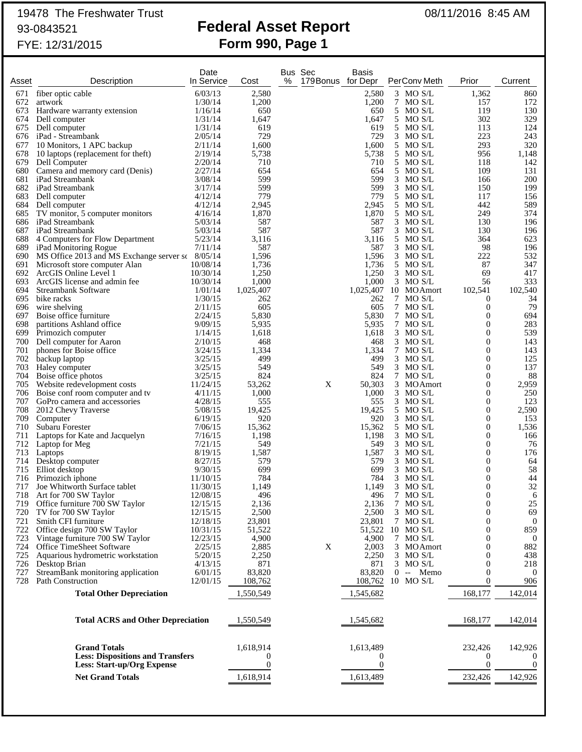19478 The Freshwater Trust
93-0843521
FYE: 12/31/2015

08/11/2016 8:45 AM

# Federal Asset Report
## Form 990, Page 1

| Asset | Description | Date In Service | Cost | Bus % | Sec 179Bonus | Basis for Depr | Per | Conv | Meth | Prior | Current |
|---|---|---|---|---|---|---|---|---|---|---|---|
| 671 | fiber optic cable | 6/03/13 | 2,580 | | | 2,580 | 3 | MO | S/L | 1,362 | 860 |
| 672 | artwork | 1/30/14 | 1,200 | | | 1,200 | 7 | MO | S/L | 157 | 172 |
| 673 | Hardware warranty extension | 1/16/14 | 650 | | | 650 | 5 | MO | S/L | 119 | 130 |
| 674 | Dell computer | 1/31/14 | 1,647 | | | 1,647 | 5 | MO | S/L | 302 | 329 |
| 675 | Dell computer | 1/31/14 | 619 | | | 619 | 5 | MO | S/L | 113 | 124 |
| 676 | iPad - Streambank | 2/05/14 | 729 | | | 729 | 3 | MO | S/L | 223 | 243 |
| 677 | 10 Monitors, 1 APC backup | 2/11/14 | 1,600 | | | 1,600 | 5 | MO | S/L | 293 | 320 |
| 678 | 10 laptops (replacement for theft) | 2/19/14 | 5,738 | | | 5,738 | 5 | MO | S/L | 956 | 1,148 |
| 679 | Dell Computer | 2/20/14 | 710 | | | 710 | 5 | MO | S/L | 118 | 142 |
| 680 | Camera and memory card (Denis) | 2/27/14 | 654 | | | 654 | 5 | MO | S/L | 109 | 131 |
| 681 | iPad Streambank | 3/08/14 | 599 | | | 599 | 3 | MO | S/L | 166 | 200 |
| 682 | iPad Streambank | 3/17/14 | 599 | | | 599 | 3 | MO | S/L | 150 | 199 |
| 683 | Dell computer | 4/12/14 | 779 | | | 779 | 5 | MO | S/L | 117 | 156 |
| 684 | Dell computer | 4/12/14 | 2,945 | | | 2,945 | 5 | MO | S/L | 442 | 589 |
| 685 | TV monitor, 5 computer monitors | 4/16/14 | 1,870 | | | 1,870 | 5 | MO | S/L | 249 | 374 |
| 686 | iPad Streambank | 5/03/14 | 587 | | | 587 | 3 | MO | S/L | 130 | 196 |
| 687 | iPad Streambank | 5/03/14 | 587 | | | 587 | 3 | MO | S/L | 130 | 196 |
| 688 | 4 Computers for Flow Department | 5/23/14 | 3,116 | | | 3,116 | 5 | MO | S/L | 364 | 623 |
| 689 | iPad Monitoring Rogue | 7/11/14 | 587 | | | 587 | 3 | MO | S/L | 98 | 196 |
| 690 | MS Office 2013 and MS Exchange server sc | 8/05/14 | 1,596 | | | 1,596 | 3 | MO | S/L | 222 | 532 |
| 691 | Microsoft store computer Alan | 10/08/14 | 1,736 | | | 1,736 | 5 | MO | S/L | 87 | 347 |
| 692 | ArcGIS Online Level 1 | 10/30/14 | 1,250 | | | 1,250 | 3 | MO | S/L | 69 | 417 |
| 693 | ArcGIS license and admin fee | 10/30/14 | 1,000 | | | 1,000 | 3 | MO | S/L | 56 | 333 |
| 694 | Streambank Software | 1/01/14 | 1,025,407 | | | 1,025,407 | 10 | MO | Amort | 102,541 | 102,540 |
| 695 | bike racks | 1/30/15 | 262 | | | 262 | 7 | MO | S/L | 0 | 34 |
| 696 | wire shelving | 2/11/15 | 605 | | | 605 | 7 | MO | S/L | 0 | 79 |
| 697 | Boise office furniture | 2/24/15 | 5,830 | | | 5,830 | 7 | MO | S/L | 0 | 694 |
| 698 | partitions Ashland office | 9/09/15 | 5,935 | | | 5,935 | 7 | MO | S/L | 0 | 283 |
| 699 | Primozich computer | 1/14/15 | 1,618 | | | 1,618 | 3 | MO | S/L | 0 | 539 |
| 700 | Dell computer for Aaron | 2/10/15 | 468 | | | 468 | 3 | MO | S/L | 0 | 143 |
| 701 | phones for Boise office | 3/24/15 | 1,334 | | | 1,334 | 7 | MO | S/L | 0 | 143 |
| 702 | backup laptop | 3/25/15 | 499 | | | 499 | 3 | MO | S/L | 0 | 125 |
| 703 | Haley computer | 3/25/15 | 549 | | | 549 | 3 | MO | S/L | 0 | 137 |
| 704 | Boise office photos | 3/25/15 | 824 | | | 824 | 7 | MO | S/L | 0 | 88 |
| 705 | Website redevelopment costs | 11/24/15 | 53,262 | | X | 50,303 | 3 | MO | Amort | 0 | 2,959 |
| 706 | Boise conf room computer and tv | 4/11/15 | 1,000 | | | 1,000 | 3 | MO | S/L | 0 | 250 |
| 707 | GoPro camera and accessories | 4/28/15 | 555 | | | 555 | 3 | MO | S/L | 0 | 123 |
| 708 | 2012 Chevy Traverse | 5/08/15 | 19,425 | | | 19,425 | 5 | MO | S/L | 0 | 2,590 |
| 709 | Computer | 6/19/15 | 920 | | | 920 | 3 | MO | S/L | 0 | 153 |
| 710 | Subaru Forester | 7/06/15 | 15,362 | | | 15,362 | 5 | MO | S/L | 0 | 1,536 |
| 711 | Laptops for Kate and Jacquelyn | 7/16/15 | 1,198 | | | 1,198 | 3 | MO | S/L | 0 | 166 |
| 712 | Laptop for Meg | 7/21/15 | 549 | | | 549 | 3 | MO | S/L | 0 | 76 |
| 713 | Laptops | 8/19/15 | 1,587 | | | 1,587 | 3 | MO | S/L | 0 | 176 |
| 714 | Desktop computer | 8/27/15 | 579 | | | 579 | 3 | MO | S/L | 0 | 64 |
| 715 | Elliot desktop | 9/30/15 | 699 | | | 699 | 3 | MO | S/L | 0 | 58 |
| 716 | Primozich iphone | 11/10/15 | 784 | | | 784 | 3 | MO | S/L | 0 | 44 |
| 717 | Joe Whitworth Surface tablet | 11/30/15 | 1,149 | | | 1,149 | 3 | MO | S/L | 0 | 32 |
| 718 | Art for 700 SW Taylor | 12/08/15 | 496 | | | 496 | 7 | MO | S/L | 0 | 6 |
| 719 | Office furniture 700 SW Taylor | 12/15/15 | 2,136 | | | 2,136 | 7 | MO | S/L | 0 | 25 |
| 720 | TV for 700 SW Taylor | 12/15/15 | 2,500 | | | 2,500 | 3 | MO | S/L | 0 | 69 |
| 721 | Smith CFI furniture | 12/18/15 | 23,801 | | | 23,801 | 7 | MO | S/L | 0 | 0 |
| 722 | Office design 700 SW Taylor | 10/31/15 | 51,522 | | | 51,522 | 10 | MO | S/L | 0 | 859 |
| 723 | Vintage furniture 700 SW Taylor | 12/23/15 | 4,900 | | | 4,900 | 7 | MO | S/L | 0 | 0 |
| 724 | Office TimeSheet Software | 2/25/15 | 2,885 | | X | 2,003 | 3 | MO | Amort | 0 | 882 |
| 725 | Aquarious hydrometric workstation | 5/20/15 | 2,250 | | | 2,250 | 3 | MO | S/L | 0 | 438 |
| 726 | Desktop Brian | 4/13/15 | 871 | | | 871 | 3 | MO | S/L | 0 | 218 |
| 727 | StreamBank monitoring application | 6/01/15 | 83,820 | | | 83,820 | 0 | -- | Memo | 0 | 0 |
| 728 | Path Construction | 12/01/15 | 108,762 | | | 108,762 | 10 | MO | S/L | 0 | 906 |
| | **Total Other Depreciation** | | 1,550,549 | | | 1,545,682 | | | | 168,177 | 142,014 |
| | **Total ACRS and Other Depreciation** | | 1,550,549 | | | 1,545,682 | | | | 168,177 | 142,014 |
| | **Grand Totals** | | 1,618,914 | | | 1,613,489 | | | | 232,426 | 142,926 |
| | **Less: Dispositions and Transfers** | | 0 | | | 0 | | | | 0 | 0 |
| | **Less: Start-up/Org Expense** | | 0 | | | 0 | | | | 0 | 0 |
| | **Net Grand Totals** | | 1,618,914 | | | 1,613,489 | | | | 232,426 | 142,926 |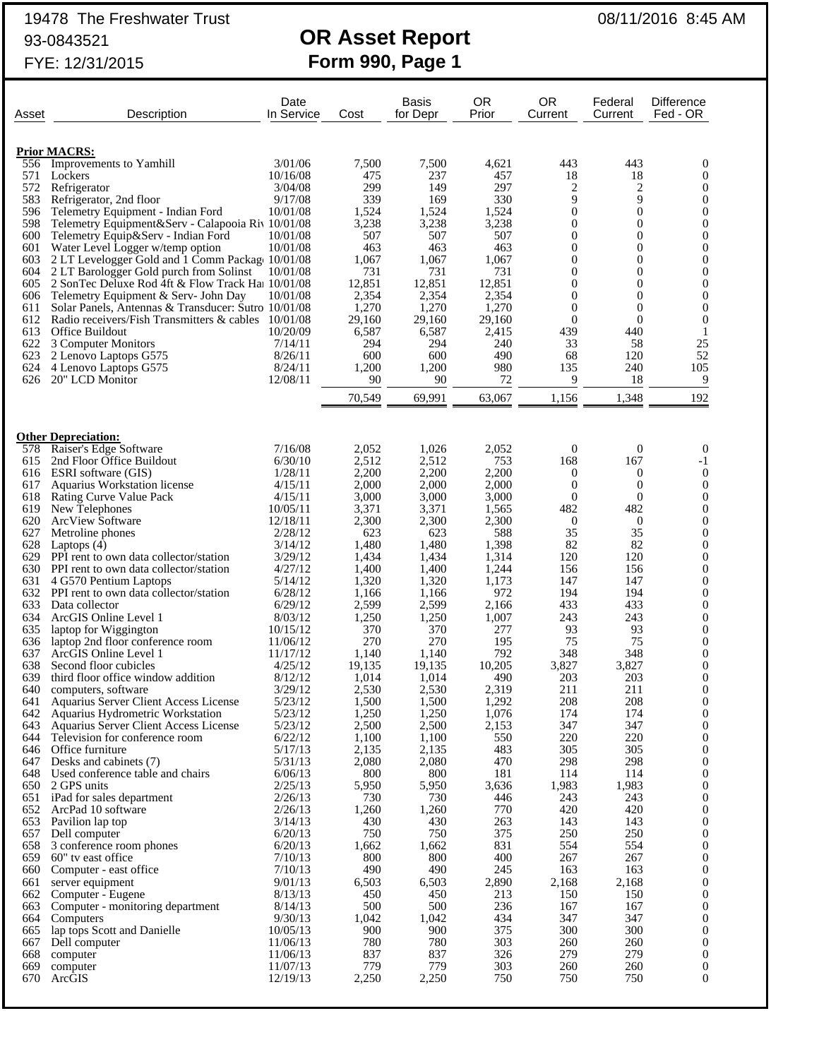19478 The Freshwater Trust
93-0843521
FYE: 12/31/2015

08/11/2016 8:45 AM

# OR Asset Report
## Form 990, Page 1

| Asset | Description | Date In Service | Cost | Basis for Depr | OR Prior | OR Current | Federal Current | Difference Fed - OR |
|---|---|---|---|---|---|---|---|---|
| **Prior MACRS:** | | | | | | | | |
| 556 | Improvements to Yamhill | 3/01/06 | 7,500 | 7,500 | 4,621 | 443 | 443 | 0 |
| 571 | Lockers | 10/16/08 | 475 | 237 | 457 | 18 | 18 | 0 |
| 572 | Refrigerator | 3/04/08 | 299 | 149 | 297 | 2 | 2 | 0 |
| 583 | Refrigerator, 2nd floor | 9/17/08 | 339 | 169 | 330 | 9 | 9 | 0 |
| 596 | Telemetry Equipment - Indian Ford | 10/01/08 | 1,524 | 1,524 | 1,524 | 0 | 0 | 0 |
| 598 | Telemetry Equipment&Serv - Calapooia Riv | 10/01/08 | 3,238 | 3,238 | 3,238 | 0 | 0 | 0 |
| 600 | Telemetry Equip&Serv - Indian Ford | 10/01/08 | 507 | 507 | 507 | 0 | 0 | 0 |
| 601 | Water Level Logger w/temp option | 10/01/08 | 463 | 463 | 463 | 0 | 0 | 0 |
| 603 | 2 LT Levelogger Gold and 1 Comm Packag | 10/01/08 | 1,067 | 1,067 | 1,067 | 0 | 0 | 0 |
| 604 | 2 LT Barologger Gold purch from Solinst | 10/01/08 | 731 | 731 | 731 | 0 | 0 | 0 |
| 605 | 2 SonTec Deluxe Rod 4ft & Flow Track Ha | 10/01/08 | 12,851 | 12,851 | 12,851 | 0 | 0 | 0 |
| 606 | Telemetry Equipment & Serv- John Day | 10/01/08 | 2,354 | 2,354 | 2,354 | 0 | 0 | 0 |
| 611 | Solar Panels, Antennas & Transducer: Sutro | 10/01/08 | 1,270 | 1,270 | 1,270 | 0 | 0 | 0 |
| 612 | Radio receivers/Fish Transmitters & cables | 10/01/08 | 29,160 | 29,160 | 29,160 | 0 | 0 | 0 |
| 613 | Office Buildout | 10/20/09 | 6,587 | 6,587 | 2,415 | 439 | 440 | 1 |
| 622 | 3 Computer Monitors | 7/14/11 | 294 | 294 | 240 | 33 | 58 | 25 |
| 623 | 2 Lenovo Laptops G575 | 8/26/11 | 600 | 600 | 490 | 68 | 120 | 52 |
| 624 | 4 Lenovo Laptops G575 | 8/24/11 | 1,200 | 1,200 | 980 | 135 | 240 | 105 |
| 626 | 20" LCD Monitor | 12/08/11 | 90 | 90 | 72 | 9 | 18 | 9 |
| | | | 70,549 | 69,991 | 63,067 | 1,156 | 1,348 | 192 |
| **Other Depreciation:** | | | | | | | | |
| 578 | Raiser's Edge Software | 7/16/08 | 2,052 | 1,026 | 2,052 | 0 | 0 | 0 |
| 615 | 2nd Floor Office Buildout | 6/30/10 | 2,512 | 2,512 | 753 | 168 | 167 | -1 |
| 616 | ESRI software (GIS) | 1/28/11 | 2,200 | 2,200 | 2,200 | 0 | 0 | 0 |
| 617 | Aquarius Workstation license | 4/15/11 | 2,000 | 2,000 | 2,000 | 0 | 0 | 0 |
| 618 | Rating Curve Value Pack | 4/15/11 | 3,000 | 3,000 | 3,000 | 0 | 0 | 0 |
| 619 | New Telephones | 10/05/11 | 3,371 | 3,371 | 1,565 | 482 | 482 | 0 |
| 620 | ArcView Software | 12/18/11 | 2,300 | 2,300 | 2,300 | 0 | 0 | 0 |
| 627 | Metroline phones | 2/28/12 | 623 | 623 | 588 | 35 | 35 | 0 |
| 628 | Laptops (4) | 3/14/12 | 1,480 | 1,480 | 1,398 | 82 | 82 | 0 |
| 629 | PPI rent to own data collector/station | 3/29/12 | 1,434 | 1,434 | 1,314 | 120 | 120 | 0 |
| 630 | PPI rent to own data collector/station | 4/27/12 | 1,400 | 1,400 | 1,244 | 156 | 156 | 0 |
| 631 | 4 G570 Pentium Laptops | 5/14/12 | 1,320 | 1,320 | 1,173 | 147 | 147 | 0 |
| 632 | PPI rent to own data collector/station | 6/28/12 | 1,166 | 1,166 | 972 | 194 | 194 | 0 |
| 633 | Data collector | 6/29/12 | 2,599 | 2,599 | 2,166 | 433 | 433 | 0 |
| 634 | ArcGIS Online Level 1 | 8/03/12 | 1,250 | 1,250 | 1,007 | 243 | 243 | 0 |
| 635 | laptop for Wiggington | 10/15/12 | 370 | 370 | 277 | 93 | 93 | 0 |
| 636 | laptop 2nd floor conference room | 11/06/12 | 270 | 270 | 195 | 75 | 75 | 0 |
| 637 | ArcGIS Online Level 1 | 11/17/12 | 1,140 | 1,140 | 792 | 348 | 348 | 0 |
| 638 | Second floor cubicles | 4/25/12 | 19,135 | 19,135 | 10,205 | 3,827 | 3,827 | 0 |
| 639 | third floor office window addition | 8/12/12 | 1,014 | 1,014 | 490 | 203 | 203 | 0 |
| 640 | computers, software | 3/29/12 | 2,530 | 2,530 | 2,319 | 211 | 211 | 0 |
| 641 | Aquarius Server Client Access License | 5/23/12 | 1,500 | 1,500 | 1,292 | 208 | 208 | 0 |
| 642 | Aquarius Hydrometric Workstation | 5/23/12 | 1,250 | 1,250 | 1,076 | 174 | 174 | 0 |
| 643 | Aquarius Server Client Access License | 5/23/12 | 2,500 | 2,500 | 2,153 | 347 | 347 | 0 |
| 644 | Television for conference room | 6/22/12 | 1,100 | 1,100 | 550 | 220 | 220 | 0 |
| 646 | Office furniture | 5/17/13 | 2,135 | 2,135 | 483 | 305 | 305 | 0 |
| 647 | Desks and cabinets (7) | 5/31/13 | 2,080 | 2,080 | 470 | 298 | 298 | 0 |
| 648 | Used conference table and chairs | 6/06/13 | 800 | 800 | 181 | 114 | 114 | 0 |
| 650 | 2 GPS units | 2/25/13 | 5,950 | 5,950 | 3,636 | 1,983 | 1,983 | 0 |
| 651 | iPad for sales department | 2/26/13 | 730 | 730 | 446 | 243 | 243 | 0 |
| 652 | ArcPad 10 software | 2/26/13 | 1,260 | 1,260 | 770 | 420 | 420 | 0 |
| 653 | Pavilion lap top | 3/14/13 | 430 | 430 | 263 | 143 | 143 | 0 |
| 657 | Dell computer | 6/20/13 | 750 | 750 | 375 | 250 | 250 | 0 |
| 658 | 3 conference room phones | 6/20/13 | 1,662 | 1,662 | 831 | 554 | 554 | 0 |
| 659 | 60" tv east office | 7/10/13 | 800 | 800 | 400 | 267 | 267 | 0 |
| 660 | Computer - east office | 7/10/13 | 490 | 490 | 245 | 163 | 163 | 0 |
| 661 | server equipment | 9/01/13 | 6,503 | 6,503 | 2,890 | 2,168 | 2,168 | 0 |
| 662 | Computer - Eugene | 8/13/13 | 450 | 450 | 213 | 150 | 150 | 0 |
| 663 | Computer - monitoring department | 8/14/13 | 500 | 500 | 236 | 167 | 167 | 0 |
| 664 | Computers | 9/30/13 | 1,042 | 1,042 | 434 | 347 | 347 | 0 |
| 665 | lap tops Scott and Danielle | 10/05/13 | 900 | 900 | 375 | 300 | 300 | 0 |
| 667 | Dell computer | 11/06/13 | 780 | 780 | 303 | 260 | 260 | 0 |
| 668 | computer | 11/06/13 | 837 | 837 | 326 | 279 | 279 | 0 |
| 669 | computer | 11/07/13 | 779 | 779 | 303 | 260 | 260 | 0 |
| 670 | ArcGIS | 12/19/13 | 2,250 | 2,250 | 750 | 750 | 750 | 0 |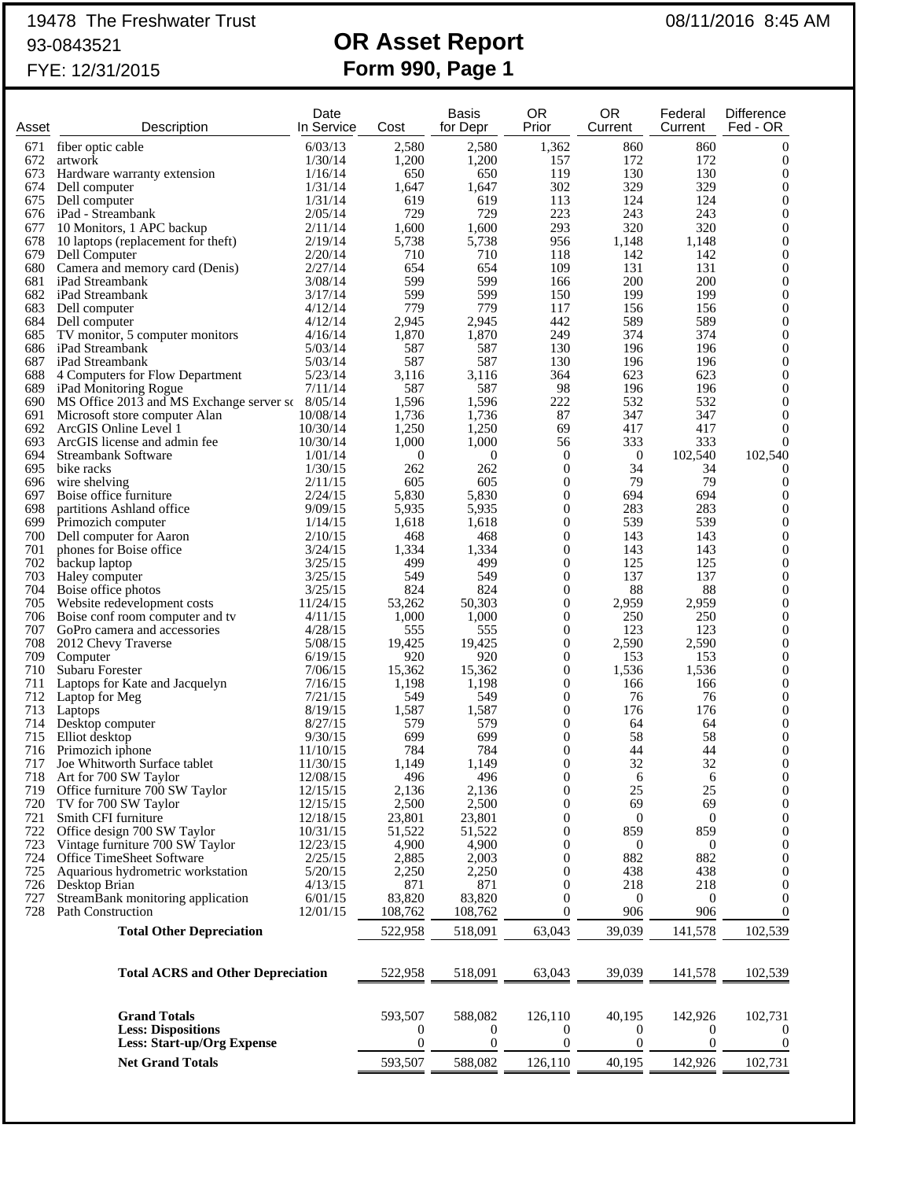19478 The Freshwater Trust  08/11/2016 8:45 AM
93-0843521
FYE: 12/31/2015

# OR Asset Report
## Form 990, Page 1

| Asset | Description | Date In Service | Cost | Basis for Depr | OR Prior | OR Current | Federal Current | Difference Fed - OR |
|---|---|---|---|---|---|---|---|---|
| 671 | fiber optic cable | 6/03/13 | 2,580 | 2,580 | 1,362 | 860 | 860 | 0 |
| 672 | artwork | 1/30/14 | 1,200 | 1,200 | 157 | 172 | 172 | 0 |
| 673 | Hardware warranty extension | 1/16/14 | 650 | 650 | 119 | 130 | 130 | 0 |
| 674 | Dell computer | 1/31/14 | 1,647 | 1,647 | 302 | 329 | 329 | 0 |
| 675 | Dell computer | 1/31/14 | 619 | 619 | 113 | 124 | 124 | 0 |
| 676 | iPad - Streambank | 2/05/14 | 729 | 729 | 223 | 243 | 243 | 0 |
| 677 | 10 Monitors, 1 APC backup | 2/11/14 | 1,600 | 1,600 | 293 | 320 | 320 | 0 |
| 678 | 10 laptops (replacement for theft) | 2/19/14 | 5,738 | 5,738 | 956 | 1,148 | 1,148 | 0 |
| 679 | Dell Computer | 2/20/14 | 710 | 710 | 118 | 142 | 142 | 0 |
| 680 | Camera and memory card (Denis) | 2/27/14 | 654 | 654 | 109 | 131 | 131 | 0 |
| 681 | iPad Streambank | 3/08/14 | 599 | 599 | 166 | 200 | 200 | 0 |
| 682 | iPad Streambank | 3/17/14 | 599 | 599 | 150 | 199 | 199 | 0 |
| 683 | Dell computer | 4/12/14 | 779 | 779 | 117 | 156 | 156 | 0 |
| 684 | Dell computer | 4/12/14 | 2,945 | 2,945 | 442 | 589 | 589 | 0 |
| 685 | TV monitor, 5 computer monitors | 4/16/14 | 1,870 | 1,870 | 249 | 374 | 374 | 0 |
| 686 | iPad Streambank | 5/03/14 | 587 | 587 | 130 | 196 | 196 | 0 |
| 687 | iPad Streambank | 5/03/14 | 587 | 587 | 130 | 196 | 196 | 0 |
| 688 | 4 Computers for Flow Department | 5/23/14 | 3,116 | 3,116 | 364 | 623 | 623 | 0 |
| 689 | iPad Monitoring Rogue | 7/11/14 | 587 | 587 | 98 | 196 | 196 | 0 |
| 690 | MS Office 2013 and MS Exchange server sc | 8/05/14 | 1,596 | 1,596 | 222 | 532 | 532 | 0 |
| 691 | Microsoft store computer Alan | 10/08/14 | 1,736 | 1,736 | 87 | 347 | 347 | 0 |
| 692 | ArcGIS Online Level 1 | 10/30/14 | 1,250 | 1,250 | 69 | 417 | 417 | 0 |
| 693 | ArcGIS license and admin fee | 10/30/14 | 1,000 | 1,000 | 56 | 333 | 333 | 0 |
| 694 | Streambank Software | 1/01/14 | 0 | 0 | 0 | 0 | 102,540 | 102,540 |
| 695 | bike racks | 1/30/15 | 262 | 262 | 0 | 34 | 34 | 0 |
| 696 | wire shelving | 2/11/15 | 605 | 605 | 0 | 79 | 79 | 0 |
| 697 | Boise office furniture | 2/24/15 | 5,830 | 5,830 | 0 | 694 | 694 | 0 |
| 698 | partitions Ashland office | 9/09/15 | 5,935 | 5,935 | 0 | 283 | 283 | 0 |
| 699 | Primozich computer | 1/14/15 | 1,618 | 1,618 | 0 | 539 | 539 | 0 |
| 700 | Dell computer for Aaron | 2/10/15 | 468 | 468 | 0 | 143 | 143 | 0 |
| 701 | phones for Boise office | 3/24/15 | 1,334 | 1,334 | 0 | 143 | 143 | 0 |
| 702 | backup laptop | 3/25/15 | 499 | 499 | 0 | 125 | 125 | 0 |
| 703 | Haley computer | 3/25/15 | 549 | 549 | 0 | 137 | 137 | 0 |
| 704 | Boise office photos | 3/25/15 | 824 | 824 | 0 | 88 | 88 | 0 |
| 705 | Website redevelopment costs | 11/24/15 | 53,262 | 50,303 | 0 | 2,959 | 2,959 | 0 |
| 706 | Boise conf room computer and tv | 4/11/15 | 1,000 | 1,000 | 0 | 250 | 250 | 0 |
| 707 | GoPro camera and accessories | 4/28/15 | 555 | 555 | 0 | 123 | 123 | 0 |
| 708 | 2012 Chevy Traverse | 5/08/15 | 19,425 | 19,425 | 0 | 2,590 | 2,590 | 0 |
| 709 | Computer | 6/19/15 | 920 | 920 | 0 | 153 | 153 | 0 |
| 710 | Subaru Forester | 7/06/15 | 15,362 | 15,362 | 0 | 1,536 | 1,536 | 0 |
| 711 | Laptops for Kate and Jacquelyn | 7/16/15 | 1,198 | 1,198 | 0 | 166 | 166 | 0 |
| 712 | Laptop for Meg | 7/21/15 | 549 | 549 | 0 | 76 | 76 | 0 |
| 713 | Laptops | 8/19/15 | 1,587 | 1,587 | 0 | 176 | 176 | 0 |
| 714 | Desktop computer | 8/27/15 | 579 | 579 | 0 | 64 | 64 | 0 |
| 715 | Elliot desktop | 9/30/15 | 699 | 699 | 0 | 58 | 58 | 0 |
| 716 | Primozich iphone | 11/10/15 | 784 | 784 | 0 | 44 | 44 | 0 |
| 717 | Joe Whitworth Surface tablet | 11/30/15 | 1,149 | 1,149 | 0 | 32 | 32 | 0 |
| 718 | Art for 700 SW Taylor | 12/08/15 | 496 | 496 | 0 | 6 | 6 | 0 |
| 719 | Office furniture 700 SW Taylor | 12/15/15 | 2,136 | 2,136 | 0 | 25 | 25 | 0 |
| 720 | TV for 700 SW Taylor | 12/15/15 | 2,500 | 2,500 | 0 | 69 | 69 | 0 |
| 721 | Smith CFI furniture | 12/18/15 | 23,801 | 23,801 | 0 | 0 | 0 | 0 |
| 722 | Office design 700 SW Taylor | 10/31/15 | 51,522 | 51,522 | 0 | 859 | 859 | 0 |
| 723 | Vintage furniture 700 SW Taylor | 12/23/15 | 4,900 | 4,900 | 0 | 0 | 0 | 0 |
| 724 | Office TimeSheet Software | 2/25/15 | 2,885 | 2,003 | 0 | 882 | 882 | 0 |
| 725 | Aquarious hydrometric workstation | 5/20/15 | 2,250 | 2,250 | 0 | 438 | 438 | 0 |
| 726 | Desktop Brian | 4/13/15 | 871 | 871 | 0 | 218 | 218 | 0 |
| 727 | StreamBank monitoring application | 6/01/15 | 83,820 | 83,820 | 0 | 0 | 0 | 0 |
| 728 | Path Construction | 12/01/15 | 108,762 | 108,762 | 0 | 906 | 906 | 0 |
| | **Total Other Depreciation** | | 522,958 | 518,091 | 63,043 | 39,039 | 141,578 | 102,539 |
| | **Total ACRS and Other Depreciation** | | 522,958 | 518,091 | 63,043 | 39,039 | 141,578 | 102,539 |
| | **Grand Totals** | | 593,507 | 588,082 | 126,110 | 40,195 | 142,926 | 102,731 |
| | **Less: Dispositions** | | 0 | 0 | 0 | 0 | 0 | 0 |
| | **Less: Start-up/Org Expense** | | 0 | 0 | 0 | 0 | 0 | 0 |
| | **Net Grand Totals** | | 593,507 | 588,082 | 126,110 | 40,195 | 142,926 | 102,731 |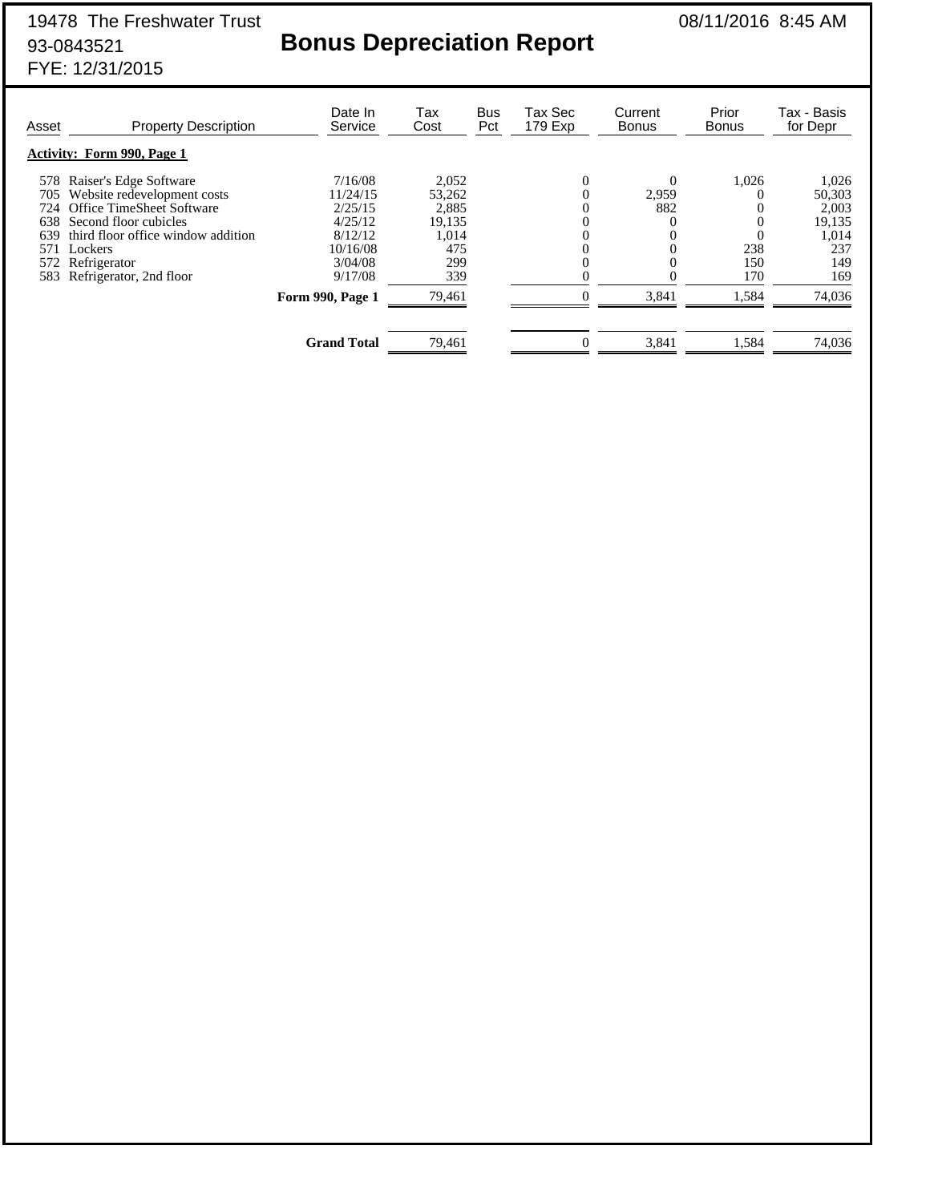19478 The Freshwater Trust
93-0843521
FYE: 12/31/2015

08/11/2016 8:45 AM

# Bonus Depreciation Report

| Asset | Property Description | Date In Service | Tax Cost | Bus Pct | Tax Sec 179 Exp | Current Bonus | Prior Bonus | Tax - Basis for Depr |
|---|---|---|---|---|---|---|---|---|
| **Activity: Form 990, Page 1** | | | | | | | | |
| 578 | Raiser's Edge Software | 7/16/08 | 2,052 | | 0 | 0 | 1,026 | 1,026 |
| 705 | Website redevelopment costs | 11/24/15 | 53,262 | | 0 | 2,959 | 0 | 50,303 |
| 724 | Office TimeSheet Software | 2/25/15 | 2,885 | | 0 | 882 | 0 | 2,003 |
| 638 | Second floor cubicles | 4/25/12 | 19,135 | | 0 | 0 | 0 | 19,135 |
| 639 | third floor office window addition | 8/12/12 | 1,014 | | 0 | 0 | 0 | 1,014 |
| 571 | Lockers | 10/16/08 | 475 | | 0 | 0 | 238 | 237 |
| 572 | Refrigerator | 3/04/08 | 299 | | 0 | 0 | 150 | 149 |
| 583 | Refrigerator, 2nd floor | 9/17/08 | 339 | | 0 | 0 | 170 | 169 |
| | | **Form 990, Page 1** | 79,461 | | 0 | 3,841 | 1,584 | 74,036 |
| | | **Grand Total** | 79,461 | | 0 | 3,841 | 1,584 | 74,036 |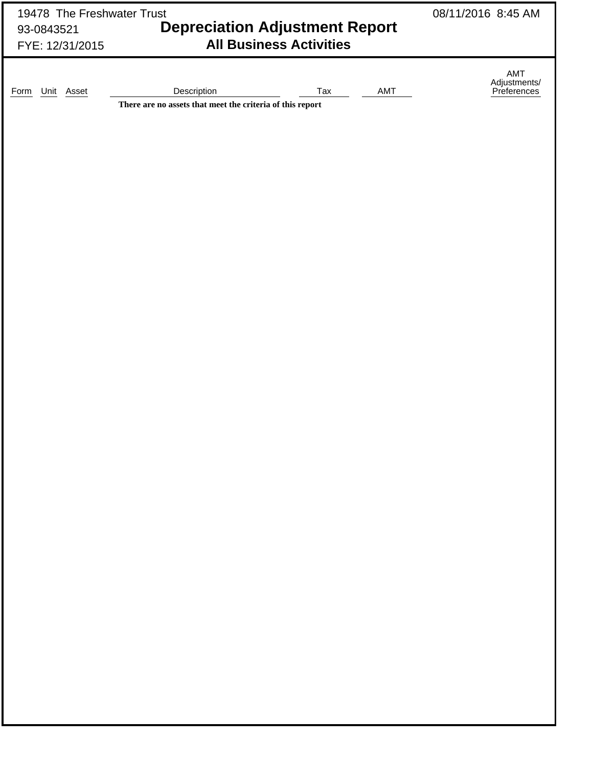19478 The Freshwater Trust
93-0843521
FYE: 12/31/2015

08/11/2016 8:45 AM

# Depreciation Adjustment Report

## All Business Activities

| Form | Unit | Asset | Description | Tax | AMT | AMT Adjustments/ Preferences |
|---|---|---|---|---|---|---|

**There are no assets that meet the criteria of this report**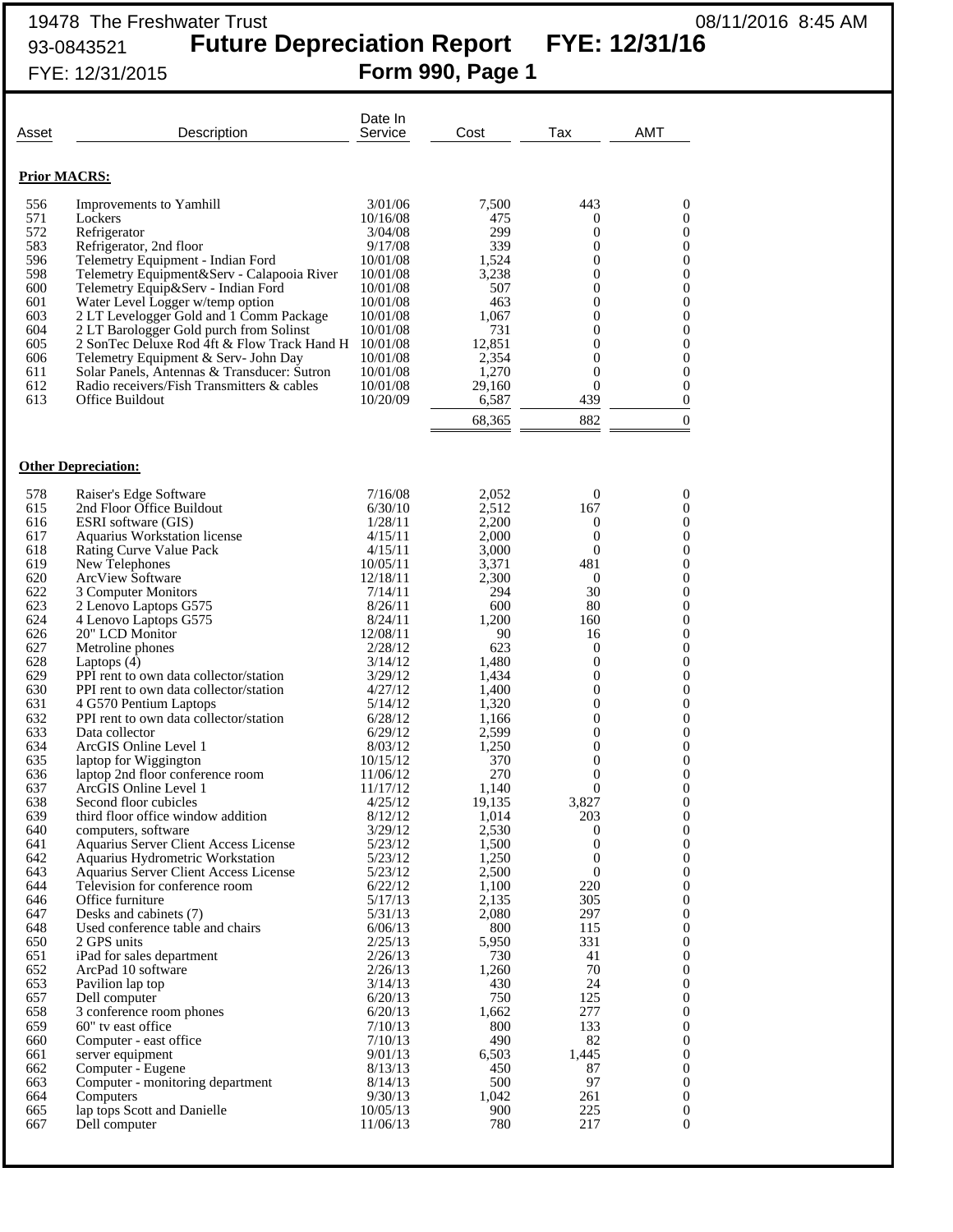19478 The Freshwater Trust
93-0843521
FYE: 12/31/2015

08/11/2016 8:45 AM

# Future Depreciation Report FYE: 12/31/16

## Form 990, Page 1

| Asset | Description | Date In Service | Cost | Tax | AMT |
|---|---|---|---|---|---|
| **Prior MACRS:** | | | | | |
| 556 | Improvements to Yamhill | 3/01/06 | 7,500 | 443 | 0 |
| 571 | Lockers | 10/16/08 | 475 | 0 | 0 |
| 572 | Refrigerator | 3/04/08 | 299 | 0 | 0 |
| 583 | Refrigerator, 2nd floor | 9/17/08 | 339 | 0 | 0 |
| 596 | Telemetry Equipment - Indian Ford | 10/01/08 | 1,524 | 0 | 0 |
| 598 | Telemetry Equipment&Serv - Calapooia River | 10/01/08 | 3,238 | 0 | 0 |
| 600 | Telemetry Equip&Serv - Indian Ford | 10/01/08 | 507 | 0 | 0 |
| 601 | Water Level Logger w/temp option | 10/01/08 | 463 | 0 | 0 |
| 603 | 2 LT Levelogger Gold and 1 Comm Package | 10/01/08 | 1,067 | 0 | 0 |
| 604 | 2 LT Barologger Gold purch from Solinst | 10/01/08 | 731 | 0 | 0 |
| 605 | 2 SonTec Deluxe Rod 4ft & Flow Track Hand H | 10/01/08 | 12,851 | 0 | 0 |
| 606 | Telemetry Equipment & Serv- John Day | 10/01/08 | 2,354 | 0 | 0 |
| 611 | Solar Panels, Antennas & Transducer: Sutron | 10/01/08 | 1,270 | 0 | 0 |
| 612 | Radio receivers/Fish Transmitters & cables | 10/01/08 | 29,160 | 0 | 0 |
| 613 | Office Buildout | 10/20/09 | 6,587 | 439 | 0 |
| | | | 68,365 | 882 | 0 |
| **Other Depreciation:** | | | | | |
| 578 | Raiser's Edge Software | 7/16/08 | 2,052 | 0 | 0 |
| 615 | 2nd Floor Office Buildout | 6/30/10 | 2,512 | 167 | 0 |
| 616 | ESRI software (GIS) | 1/28/11 | 2,200 | 0 | 0 |
| 617 | Aquarius Workstation license | 4/15/11 | 2,000 | 0 | 0 |
| 618 | Rating Curve Value Pack | 4/15/11 | 3,000 | 0 | 0 |
| 619 | New Telephones | 10/05/11 | 3,371 | 481 | 0 |
| 620 | ArcView Software | 12/18/11 | 2,300 | 0 | 0 |
| 622 | 3 Computer Monitors | 7/14/11 | 294 | 30 | 0 |
| 623 | 2 Lenovo Laptops G575 | 8/26/11 | 600 | 80 | 0 |
| 624 | 4 Lenovo Laptops G575 | 8/24/11 | 1,200 | 160 | 0 |
| 626 | 20" LCD Monitor | 12/08/11 | 90 | 16 | 0 |
| 627 | Metroline phones | 2/28/12 | 623 | 0 | 0 |
| 628 | Laptops (4) | 3/14/12 | 1,480 | 0 | 0 |
| 629 | PPI rent to own data collector/station | 3/29/12 | 1,434 | 0 | 0 |
| 630 | PPI rent to own data collector/station | 4/27/12 | 1,400 | 0 | 0 |
| 631 | 4 G570 Pentium Laptops | 5/14/12 | 1,320 | 0 | 0 |
| 632 | PPI rent to own data collector/station | 6/28/12 | 1,166 | 0 | 0 |
| 633 | Data collector | 6/29/12 | 2,599 | 0 | 0 |
| 634 | ArcGIS Online Level 1 | 8/03/12 | 1,250 | 0 | 0 |
| 635 | laptop for Wiggington | 10/15/12 | 370 | 0 | 0 |
| 636 | laptop 2nd floor conference room | 11/06/12 | 270 | 0 | 0 |
| 637 | ArcGIS Online Level 1 | 11/17/12 | 1,140 | 0 | 0 |
| 638 | Second floor cubicles | 4/25/12 | 19,135 | 3,827 | 0 |
| 639 | third floor office window addition | 8/12/12 | 1,014 | 203 | 0 |
| 640 | computers, software | 3/29/12 | 2,530 | 0 | 0 |
| 641 | Aquarius Server Client Access License | 5/23/12 | 1,500 | 0 | 0 |
| 642 | Aquarius Hydrometric Workstation | 5/23/12 | 1,250 | 0 | 0 |
| 643 | Aquarius Server Client Access License | 5/23/12 | 2,500 | 0 | 0 |
| 644 | Television for conference room | 6/22/12 | 1,100 | 220 | 0 |
| 646 | Office furniture | 5/17/13 | 2,135 | 305 | 0 |
| 647 | Desks and cabinets (7) | 5/31/13 | 2,080 | 297 | 0 |
| 648 | Used conference table and chairs | 6/06/13 | 800 | 115 | 0 |
| 650 | 2 GPS units | 2/25/13 | 5,950 | 331 | 0 |
| 651 | iPad for sales department | 2/26/13 | 730 | 41 | 0 |
| 652 | ArcPad 10 software | 2/26/13 | 1,260 | 70 | 0 |
| 653 | Pavilion lap top | 3/14/13 | 430 | 24 | 0 |
| 657 | Dell computer | 6/20/13 | 750 | 125 | 0 |
| 658 | 3 conference room phones | 6/20/13 | 1,662 | 277 | 0 |
| 659 | 60" tv east office | 7/10/13 | 800 | 133 | 0 |
| 660 | Computer - east office | 7/10/13 | 490 | 82 | 0 |
| 661 | server equipment | 9/01/13 | 6,503 | 1,445 | 0 |
| 662 | Computer - Eugene | 8/13/13 | 450 | 87 | 0 |
| 663 | Computer - monitoring department | 8/14/13 | 500 | 97 | 0 |
| 664 | Computers | 9/30/13 | 1,042 | 261 | 0 |
| 665 | lap tops Scott and Danielle | 10/05/13 | 900 | 225 | 0 |
| 667 | Dell computer | 11/06/13 | 780 | 217 | 0 |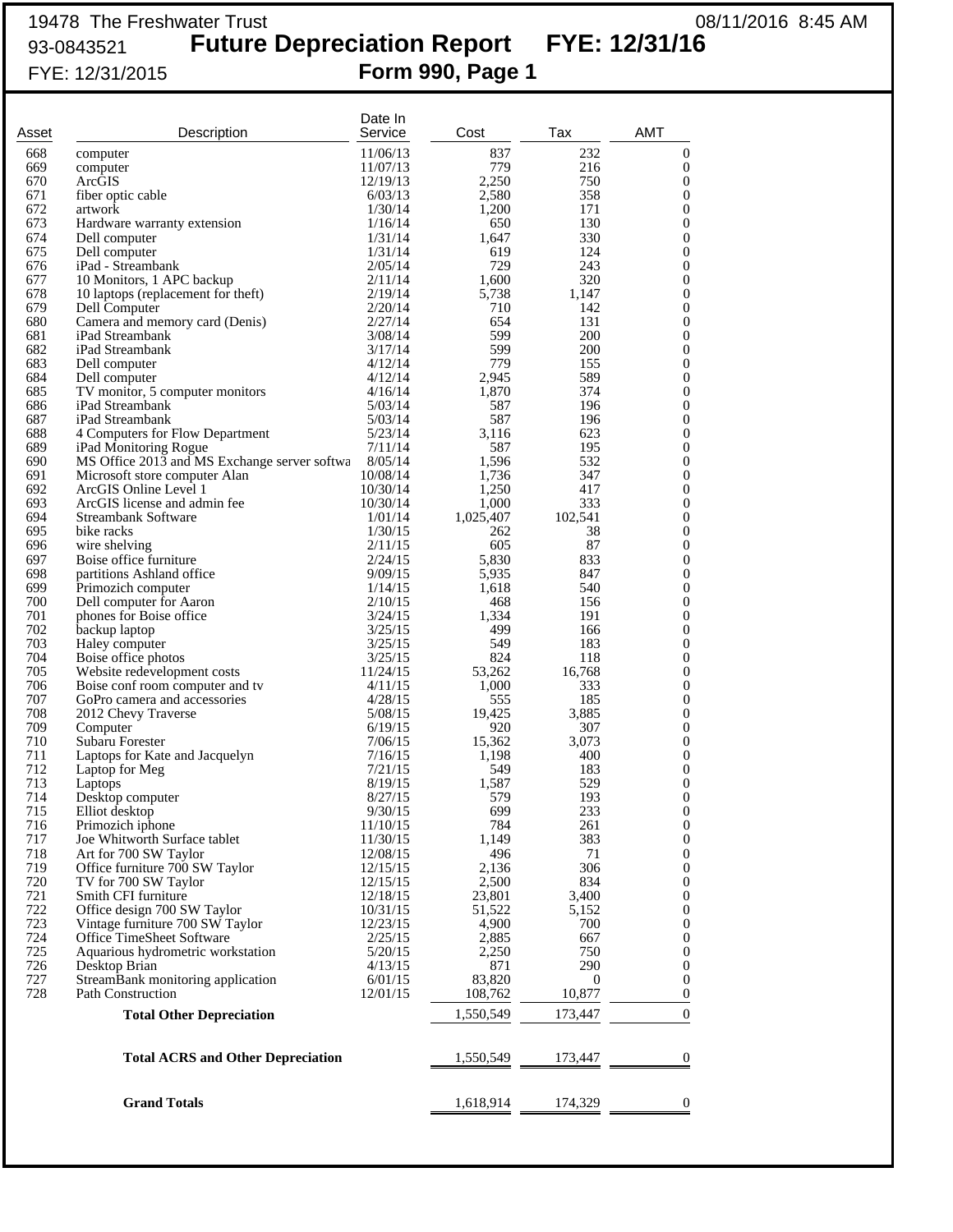19478 The Freshwater Trust
93-0843521
FYE: 12/31/2015

08/11/2016 8:45 AM

# Future Depreciation Report FYE: 12/31/16

## Form 990, Page 1

| Asset | Description | Date In Service | Cost | Tax | AMT |
|---|---|---|---|---|---|
| 668 | computer | 11/06/13 | 837 | 232 | 0 |
| 669 | computer | 11/07/13 | 779 | 216 | 0 |
| 670 | ArcGIS | 12/19/13 | 2,250 | 750 | 0 |
| 671 | fiber optic cable | 6/03/13 | 2,580 | 358 | 0 |
| 672 | artwork | 1/30/14 | 1,200 | 171 | 0 |
| 673 | Hardware warranty extension | 1/16/14 | 650 | 130 | 0 |
| 674 | Dell computer | 1/31/14 | 1,647 | 330 | 0 |
| 675 | Dell computer | 1/31/14 | 619 | 124 | 0 |
| 676 | iPad - Streambank | 2/05/14 | 729 | 243 | 0 |
| 677 | 10 Monitors, 1 APC backup | 2/11/14 | 1,600 | 320 | 0 |
| 678 | 10 laptops (replacement for theft) | 2/19/14 | 5,738 | 1,147 | 0 |
| 679 | Dell Computer | 2/20/14 | 710 | 142 | 0 |
| 680 | Camera and memory card (Denis) | 2/27/14 | 654 | 131 | 0 |
| 681 | iPad Streambank | 3/08/14 | 599 | 200 | 0 |
| 682 | iPad Streambank | 3/17/14 | 599 | 200 | 0 |
| 683 | Dell computer | 4/12/14 | 779 | 155 | 0 |
| 684 | Dell computer | 4/12/14 | 2,945 | 589 | 0 |
| 685 | TV monitor, 5 computer monitors | 4/16/14 | 1,870 | 374 | 0 |
| 686 | iPad Streambank | 5/03/14 | 587 | 196 | 0 |
| 687 | iPad Streambank | 5/03/14 | 587 | 196 | 0 |
| 688 | 4 Computers for Flow Department | 5/23/14 | 3,116 | 623 | 0 |
| 689 | iPad Monitoring Rogue | 7/11/14 | 587 | 195 | 0 |
| 690 | MS Office 2013 and MS Exchange server softwa | 8/05/14 | 1,596 | 532 | 0 |
| 691 | Microsoft store computer Alan | 10/08/14 | 1,736 | 347 | 0 |
| 692 | ArcGIS Online Level 1 | 10/30/14 | 1,250 | 417 | 0 |
| 693 | ArcGIS license and admin fee | 10/30/14 | 1,000 | 333 | 0 |
| 694 | Streambank Software | 1/01/14 | 1,025,407 | 102,541 | 0 |
| 695 | bike racks | 1/30/15 | 262 | 38 | 0 |
| 696 | wire shelving | 2/11/15 | 605 | 87 | 0 |
| 697 | Boise office furniture | 2/24/15 | 5,830 | 833 | 0 |
| 698 | partitions Ashland office | 9/09/15 | 5,935 | 847 | 0 |
| 699 | Primozich computer | 1/14/15 | 1,618 | 540 | 0 |
| 700 | Dell computer for Aaron | 2/10/15 | 468 | 156 | 0 |
| 701 | phones for Boise office | 3/24/15 | 1,334 | 191 | 0 |
| 702 | backup laptop | 3/25/15 | 499 | 166 | 0 |
| 703 | Haley computer | 3/25/15 | 549 | 183 | 0 |
| 704 | Boise office photos | 3/25/15 | 824 | 118 | 0 |
| 705 | Website redevelopment costs | 11/24/15 | 53,262 | 16,768 | 0 |
| 706 | Boise conf room computer and tv | 4/11/15 | 1,000 | 333 | 0 |
| 707 | GoPro camera and accessories | 4/28/15 | 555 | 185 | 0 |
| 708 | 2012 Chevy Traverse | 5/08/15 | 19,425 | 3,885 | 0 |
| 709 | Computer | 6/19/15 | 920 | 307 | 0 |
| 710 | Subaru Forester | 7/06/15 | 15,362 | 3,073 | 0 |
| 711 | Laptops for Kate and Jacquelyn | 7/16/15 | 1,198 | 400 | 0 |
| 712 | Laptop for Meg | 7/21/15 | 549 | 183 | 0 |
| 713 | Laptops | 8/19/15 | 1,587 | 529 | 0 |
| 714 | Desktop computer | 8/27/15 | 579 | 193 | 0 |
| 715 | Elliot desktop | 9/30/15 | 699 | 233 | 0 |
| 716 | Primozich iphone | 11/10/15 | 784 | 261 | 0 |
| 717 | Joe Whitworth Surface tablet | 11/30/15 | 1,149 | 383 | 0 |
| 718 | Art for 700 SW Taylor | 12/08/15 | 496 | 71 | 0 |
| 719 | Office furniture 700 SW Taylor | 12/15/15 | 2,136 | 306 | 0 |
| 720 | TV for 700 SW Taylor | 12/15/15 | 2,500 | 834 | 0 |
| 721 | Smith CFI furniture | 12/18/15 | 23,801 | 3,400 | 0 |
| 722 | Office design 700 SW Taylor | 10/31/15 | 51,522 | 5,152 | 0 |
| 723 | Vintage furniture 700 SW Taylor | 12/23/15 | 4,900 | 700 | 0 |
| 724 | Office TimeSheet Software | 2/25/15 | 2,885 | 667 | 0 |
| 725 | Aquarious hydrometric workstation | 5/20/15 | 2,250 | 750 | 0 |
| 726 | Desktop Brian | 4/13/15 | 871 | 290 | 0 |
| 727 | StreamBank monitoring application | 6/01/15 | 83,820 | 0 | 0 |
| 728 | Path Construction | 12/01/15 | 108,762 | 10,877 | 0 |
| | **Total Other Depreciation** | | 1,550,549 | 173,447 | 0 |
| | **Total ACRS and Other Depreciation** | | 1,550,549 | 173,447 | 0 |
| | **Grand Totals** | | 1,618,914 | 174,329 | 0 |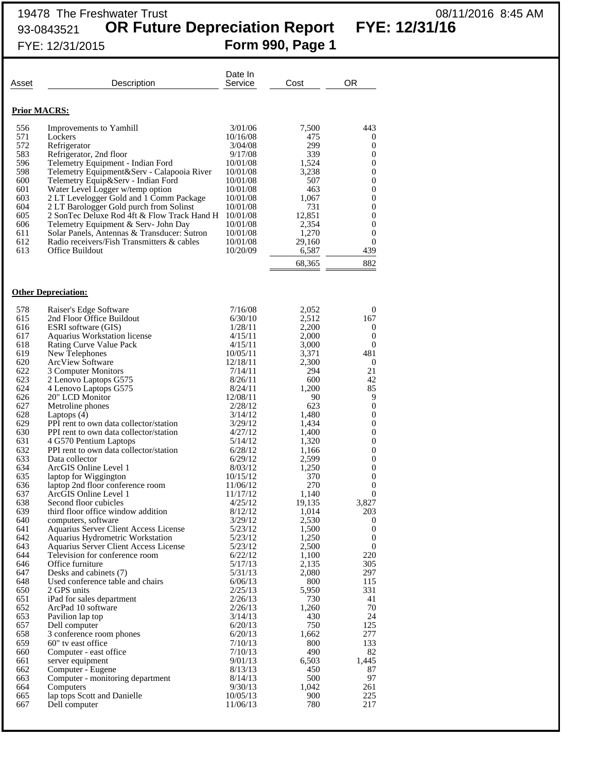19478 The Freshwater Trust
93-0843521 **OR Future Depreciation Report FYE: 12/31/16**
FYE: 12/31/2015 **Form 990, Page 1**

08/11/2016 8:45 AM

| Asset | Description | Date In Service | Cost | OR |
|---|---|---|---|---|
| **Prior MACRS:** | | | | |
| 556 | Improvements to Yamhill | 3/01/06 | 7,500 | 443 |
| 571 | Lockers | 10/16/08 | 475 | 0 |
| 572 | Refrigerator | 3/04/08 | 299 | 0 |
| 583 | Refrigerator, 2nd floor | 9/17/08 | 339 | 0 |
| 596 | Telemetry Equipment - Indian Ford | 10/01/08 | 1,524 | 0 |
| 598 | Telemetry Equipment&Serv - Calapooia River | 10/01/08 | 3,238 | 0 |
| 600 | Telemetry Equip&Serv - Indian Ford | 10/01/08 | 507 | 0 |
| 601 | Water Level Logger w/temp option | 10/01/08 | 463 | 0 |
| 603 | 2 LT Levelogger Gold and 1 Comm Package | 10/01/08 | 1,067 | 0 |
| 604 | 2 LT Barologger Gold purch from Solinst | 10/01/08 | 731 | 0 |
| 605 | 2 SonTec Deluxe Rod 4ft & Flow Track Hand H | 10/01/08 | 12,851 | 0 |
| 606 | Telemetry Equipment & Serv- John Day | 10/01/08 | 2,354 | 0 |
| 611 | Solar Panels, Antennas & Transducer: Sutron | 10/01/08 | 1,270 | 0 |
| 612 | Radio receivers/Fish Transmitters & cables | 10/01/08 | 29,160 | 0 |
| 613 | Office Buildout | 10/20/09 | 6,587 | 439 |
| | | | 68,365 | 882 |
| **Other Depreciation:** | | | | |
| 578 | Raiser's Edge Software | 7/16/08 | 2,052 | 0 |
| 615 | 2nd Floor Office Buildout | 6/30/10 | 2,512 | 167 |
| 616 | ESRI software (GIS) | 1/28/11 | 2,200 | 0 |
| 617 | Aquarius Workstation license | 4/15/11 | 2,000 | 0 |
| 618 | Rating Curve Value Pack | 4/15/11 | 3,000 | 0 |
| 619 | New Telephones | 10/05/11 | 3,371 | 481 |
| 620 | ArcView Software | 12/18/11 | 2,300 | 0 |
| 622 | 3 Computer Monitors | 7/14/11 | 294 | 21 |
| 623 | 2 Lenovo Laptops G575 | 8/26/11 | 600 | 42 |
| 624 | 4 Lenovo Laptops G575 | 8/24/11 | 1,200 | 85 |
| 626 | 20" LCD Monitor | 12/08/11 | 90 | 9 |
| 627 | Metroline phones | 2/28/12 | 623 | 0 |
| 628 | Laptops (4) | 3/14/12 | 1,480 | 0 |
| 629 | PPI rent to own data collector/station | 3/29/12 | 1,434 | 0 |
| 630 | PPI rent to own data collector/station | 4/27/12 | 1,400 | 0 |
| 631 | 4 G570 Pentium Laptops | 5/14/12 | 1,320 | 0 |
| 632 | PPI rent to own data collector/station | 6/28/12 | 1,166 | 0 |
| 633 | Data collector | 6/29/12 | 2,599 | 0 |
| 634 | ArcGIS Online Level 1 | 8/03/12 | 1,250 | 0 |
| 635 | laptop for Wiggington | 10/15/12 | 370 | 0 |
| 636 | laptop 2nd floor conference room | 11/06/12 | 270 | 0 |
| 637 | ArcGIS Online Level 1 | 11/17/12 | 1,140 | 0 |
| 638 | Second floor cubicles | 4/25/12 | 19,135 | 3,827 |
| 639 | third floor office window addition | 8/12/12 | 1,014 | 203 |
| 640 | computers, software | 3/29/12 | 2,530 | 0 |
| 641 | Aquarius Server Client Access License | 5/23/12 | 1,500 | 0 |
| 642 | Aquarius Hydrometric Workstation | 5/23/12 | 1,250 | 0 |
| 643 | Aquarius Server Client Access License | 5/23/12 | 2,500 | 0 |
| 644 | Television for conference room | 6/22/12 | 1,100 | 220 |
| 646 | Office furniture | 5/17/13 | 2,135 | 305 |
| 647 | Desks and cabinets (7) | 5/31/13 | 2,080 | 297 |
| 648 | Used conference table and chairs | 6/06/13 | 800 | 115 |
| 650 | 2 GPS units | 2/25/13 | 5,950 | 331 |
| 651 | iPad for sales department | 2/26/13 | 730 | 41 |
| 652 | ArcPad 10 software | 2/26/13 | 1,260 | 70 |
| 653 | Pavilion lap top | 3/14/13 | 430 | 24 |
| 657 | Dell computer | 6/20/13 | 750 | 125 |
| 658 | 3 conference room phones | 6/20/13 | 1,662 | 277 |
| 659 | 60" tv east office | 7/10/13 | 800 | 133 |
| 660 | Computer - east office | 7/10/13 | 490 | 82 |
| 661 | server equipment | 9/01/13 | 6,503 | 1,445 |
| 662 | Computer - Eugene | 8/13/13 | 450 | 87 |
| 663 | Computer - monitoring department | 8/14/13 | 500 | 97 |
| 664 | Computers | 9/30/13 | 1,042 | 261 |
| 665 | lap tops Scott and Danielle | 10/05/13 | 900 | 225 |
| 667 | Dell computer | 11/06/13 | 780 | 217 |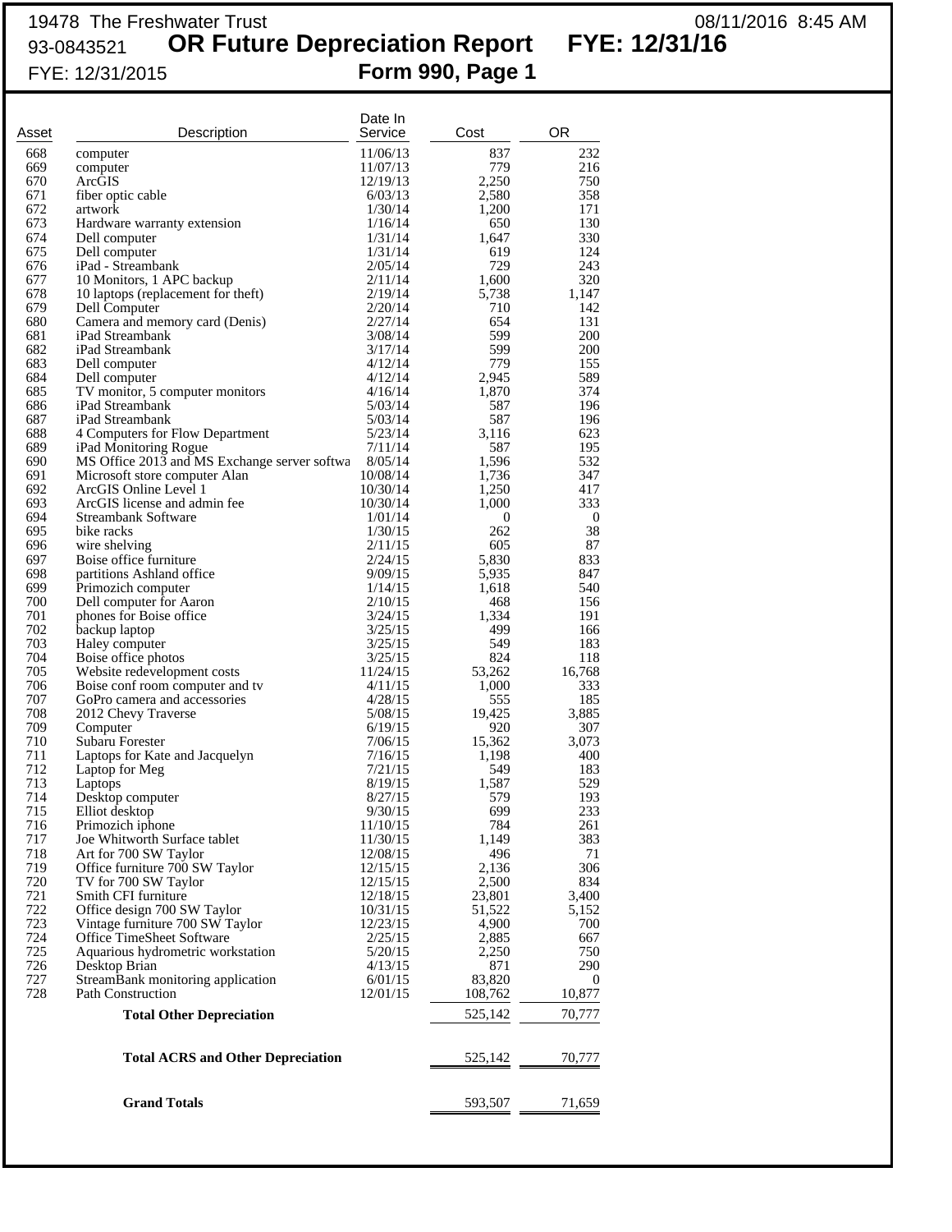19478 The Freshwater Trust 08/11/2016 8:45 AM
93-0843521 **OR Future Depreciation Report FYE: 12/31/16**
FYE: 12/31/2015 **Form 990, Page 1**

| Asset | Description | Date In Service | Cost | OR |
|---|---|---|---|---|
| 668 | computer | 11/06/13 | 837 | 232 |
| 669 | computer | 11/07/13 | 779 | 216 |
| 670 | ArcGIS | 12/19/13 | 2,250 | 750 |
| 671 | fiber optic cable | 6/03/13 | 2,580 | 358 |
| 672 | artwork | 1/30/14 | 1,200 | 171 |
| 673 | Hardware warranty extension | 1/16/14 | 650 | 130 |
| 674 | Dell computer | 1/31/14 | 1,647 | 330 |
| 675 | Dell computer | 1/31/14 | 619 | 124 |
| 676 | iPad - Streambank | 2/05/14 | 729 | 243 |
| 677 | 10 Monitors, 1 APC backup | 2/11/14 | 1,600 | 320 |
| 678 | 10 laptops (replacement for theft) | 2/19/14 | 5,738 | 1,147 |
| 679 | Dell Computer | 2/20/14 | 710 | 142 |
| 680 | Camera and memory card (Denis) | 2/27/14 | 654 | 131 |
| 681 | iPad Streambank | 3/08/14 | 599 | 200 |
| 682 | iPad Streambank | 3/17/14 | 599 | 200 |
| 683 | Dell computer | 4/12/14 | 779 | 155 |
| 684 | Dell computer | 4/12/14 | 2,945 | 589 |
| 685 | TV monitor, 5 computer monitors | 4/16/14 | 1,870 | 374 |
| 686 | iPad Streambank | 5/03/14 | 587 | 196 |
| 687 | iPad Streambank | 5/03/14 | 587 | 196 |
| 688 | 4 Computers for Flow Department | 5/23/14 | 3,116 | 623 |
| 689 | iPad Monitoring Rogue | 7/11/14 | 587 | 195 |
| 690 | MS Office 2013 and MS Exchange server softwa | 8/05/14 | 1,596 | 532 |
| 691 | Microsoft store computer Alan | 10/08/14 | 1,736 | 347 |
| 692 | ArcGIS Online Level 1 | 10/30/14 | 1,250 | 417 |
| 693 | ArcGIS license and admin fee | 10/30/14 | 1,000 | 333 |
| 694 | Streambank Software | 1/01/14 | 0 | 0 |
| 695 | bike racks | 1/30/15 | 262 | 38 |
| 696 | wire shelving | 2/11/15 | 605 | 87 |
| 697 | Boise office furniture | 2/24/15 | 5,830 | 833 |
| 698 | partitions Ashland office | 9/09/15 | 5,935 | 847 |
| 699 | Primozich computer | 1/14/15 | 1,618 | 540 |
| 700 | Dell computer for Aaron | 2/10/15 | 468 | 156 |
| 701 | phones for Boise office | 3/24/15 | 1,334 | 191 |
| 702 | backup laptop | 3/25/15 | 499 | 166 |
| 703 | Haley computer | 3/25/15 | 549 | 183 |
| 704 | Boise office photos | 3/25/15 | 824 | 118 |
| 705 | Website redevelopment costs | 11/24/15 | 53,262 | 16,768 |
| 706 | Boise conf room computer and tv | 4/11/15 | 1,000 | 333 |
| 707 | GoPro camera and accessories | 4/28/15 | 555 | 185 |
| 708 | 2012 Chevy Traverse | 5/08/15 | 19,425 | 3,885 |
| 709 | Computer | 6/19/15 | 920 | 307 |
| 710 | Subaru Forester | 7/06/15 | 15,362 | 3,073 |
| 711 | Laptops for Kate and Jacquelyn | 7/16/15 | 1,198 | 400 |
| 712 | Laptop for Meg | 7/21/15 | 549 | 183 |
| 713 | Laptops | 8/19/15 | 1,587 | 529 |
| 714 | Desktop computer | 8/27/15 | 579 | 193 |
| 715 | Elliot desktop | 9/30/15 | 699 | 233 |
| 716 | Primozich iphone | 11/10/15 | 784 | 261 |
| 717 | Joe Whitworth Surface tablet | 11/30/15 | 1,149 | 383 |
| 718 | Art for 700 SW Taylor | 12/08/15 | 496 | 71 |
| 719 | Office furniture 700 SW Taylor | 12/15/15 | 2,136 | 306 |
| 720 | TV for 700 SW Taylor | 12/15/15 | 2,500 | 834 |
| 721 | Smith CFI furniture | 12/18/15 | 23,801 | 3,400 |
| 722 | Office design 700 SW Taylor | 10/31/15 | 51,522 | 5,152 |
| 723 | Vintage furniture 700 SW Taylor | 12/23/15 | 4,900 | 700 |
| 724 | Office TimeSheet Software | 2/25/15 | 2,885 | 667 |
| 725 | Aquarious hydrometric workstation | 5/20/15 | 2,250 | 750 |
| 726 | Desktop Brian | 4/13/15 | 871 | 290 |
| 727 | StreamBank monitoring application | 6/01/15 | 83,820 | 0 |
| 728 | Path Construction | 12/01/15 | 108,762 | 10,877 |
| | **Total Other Depreciation** | | 525,142 | 70,777 |
| | **Total ACRS and Other Depreciation** | | 525,142 | 70,777 |
| | **Grand Totals** | | 593,507 | 71,659 |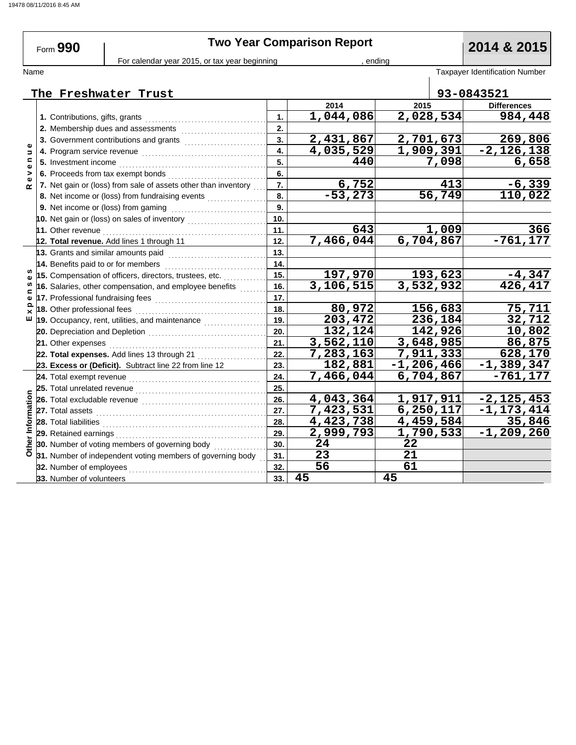# Form 990 — Two Year Comparison Report — 2014 & 2015

For calendar year 2015, or tax year beginning , ending

Name: **The Freshwater Trust**

Taxpayer Identification Number: **93-0843521**

| Section | Line | | 2014 | 2015 | Differences |
|---|---|---|---|---|---|
| Revenue | 1. Contributions, gifts, grants | 1. | 1,044,086 | 2,028,534 | 984,448 |
| | 2. Membership dues and assessments | 2. | | | |
| | 3. Government contributions and grants | 3. | 2,431,867 | 2,701,673 | 269,806 |
| | 4. Program service revenue | 4. | 4,035,529 | 1,909,391 | -2,126,138 |
| | 5. Investment income | 5. | 440 | 7,098 | 6,658 |
| | 6. Proceeds from tax exempt bonds | 6. | | | |
| | 7. Net gain or (loss) from sale of assets other than inventory | 7. | 6,752 | 413 | -6,339 |
| | 8. Net income or (loss) from fundraising events | 8. | -53,273 | 56,749 | 110,022 |
| | 9. Net income or (loss) from gaming | 9. | | | |
| | 10. Net gain or (loss) on sales of inventory | 10. | | | |
| | 11. Other revenue | 11. | 643 | 1,009 | 366 |
| | **12. Total revenue.** Add lines 1 through 11 | 12. | 7,466,044 | 6,704,867 | -761,177 |
| Expenses | 13. Grants and similar amounts paid | 13. | | | |
| | 14. Benefits paid to or for members | 14. | | | |
| | 15. Compensation of officers, directors, trustees, etc. | 15. | 197,970 | 193,623 | -4,347 |
| | 16. Salaries, other compensation, and employee benefits | 16. | 3,106,515 | 3,532,932 | 426,417 |
| | 17. Professional fundraising fees | 17. | | | |
| | 18. Other professional fees | 18. | 80,972 | 156,683 | 75,711 |
| | 19. Occupancy, rent, utilities, and maintenance | 19. | 203,472 | 236,184 | 32,712 |
| | 20. Depreciation and Depletion | 20. | 132,124 | 142,926 | 10,802 |
| | 21. Other expenses | 21. | 3,562,110 | 3,648,985 | 86,875 |
| | **22. Total expenses.** Add lines 13 through 21 | 22. | 7,283,163 | 7,911,333 | 628,170 |
| | **23. Excess or (Deficit).** Subtract line 22 from line 12 | 23. | 182,881 | -1,206,466 | -1,389,347 |
| Other Information | 24. Total exempt revenue | 24. | 7,466,044 | 6,704,867 | -761,177 |
| | 25. Total unrelated revenue | 25. | | | |
| | 26. Total excludable revenue | 26. | 4,043,364 | 1,917,911 | -2,125,453 |
| | 27. Total assets | 27. | 7,423,531 | 6,250,117 | -1,173,414 |
| | 28. Total liabilities | 28. | 4,423,738 | 4,459,584 | 35,846 |
| | 29. Retained earnings | 29. | 2,999,793 | 1,790,533 | -1,209,260 |
| | 30. Number of voting members of governing body | 30. | 24 | 22 | |
| | 31. Number of independent voting members of governing body | 31. | 23 | 21 | |
| | 32. Number of employees | 32. | 56 | 61 | |
| | 33. Number of volunteers | 33. | 45 | 45 | |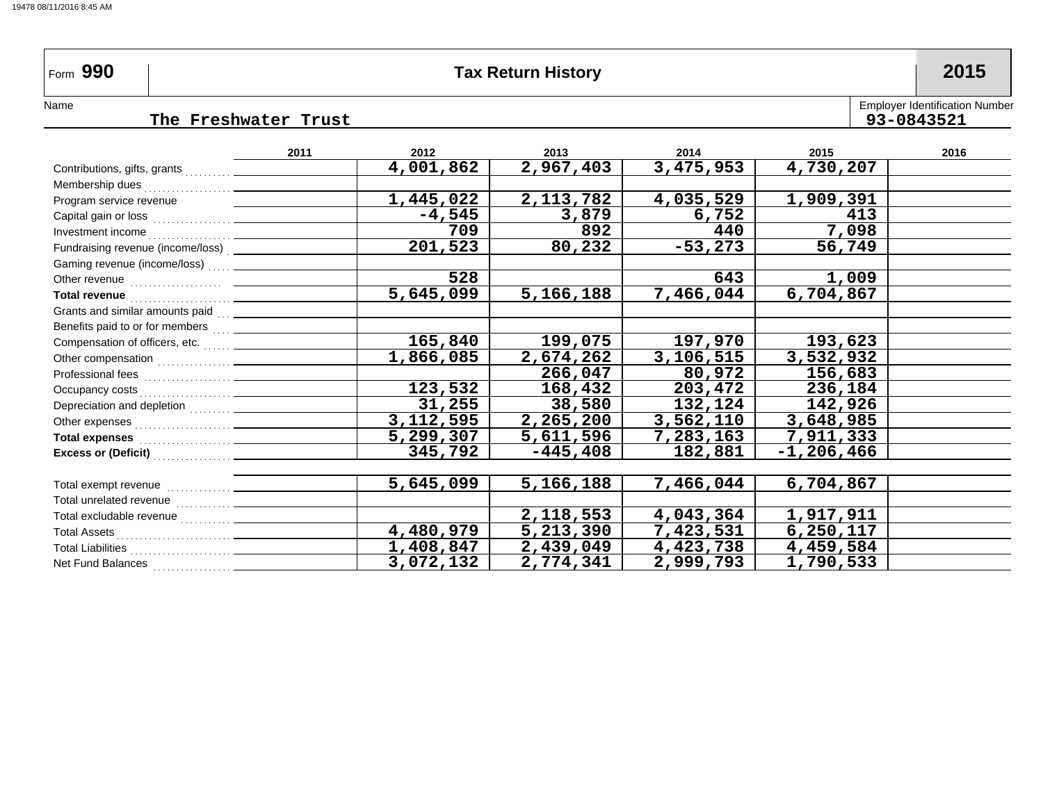# Form 990 — Tax Return History — 2015

Name: The Freshwater Trust

Employer Identification Number: 93-0843521

| | 2011 | 2012 | 2013 | 2014 | 2015 | 2016 |
|---|---|---|---|---|---|---|
| Contributions, gifts, grants | | 4,001,862 | 2,967,403 | 3,475,953 | 4,730,207 | |
| Membership dues | | | | | | |
| Program service revenue | | 1,445,022 | 2,113,782 | 4,035,529 | 1,909,391 | |
| Capital gain or loss | | -4,545 | 3,879 | 6,752 | 413 | |
| Investment income | | 709 | 892 | 440 | 7,098 | |
| Fundraising revenue (income/loss) | | 201,523 | 80,232 | -53,273 | 56,749 | |
| Gaming revenue (income/loss) | | | | | | |
| Other revenue | | 528 | | 643 | 1,009 | |
| **Total revenue** | | 5,645,099 | 5,166,188 | 7,466,044 | 6,704,867 | |
| Grants and similar amounts paid | | | | | | |
| Benefits paid to or for members | | | | | | |
| Compensation of officers, etc. | | 165,840 | 199,075 | 197,970 | 193,623 | |
| Other compensation | | 1,866,085 | 2,674,262 | 3,106,515 | 3,532,932 | |
| Professional fees | | | 266,047 | 80,972 | 156,683 | |
| Occupancy costs | | 123,532 | 168,432 | 203,472 | 236,184 | |
| Depreciation and depletion | | 31,255 | 38,580 | 132,124 | 142,926 | |
| Other expenses | | 3,112,595 | 2,265,200 | 3,562,110 | 3,648,985 | |
| **Total expenses** | | 5,299,307 | 5,611,596 | 7,283,163 | 7,911,333 | |
| **Excess or (Deficit)** | | 345,792 | -445,408 | 182,881 | -1,206,466 | |
| | | | | | | |
| Total exempt revenue | | 5,645,099 | 5,166,188 | 7,466,044 | 6,704,867 | |
| Total unrelated revenue | | | | | | |
| Total excludable revenue | | | 2,118,553 | 4,043,364 | 1,917,911 | |
| Total Assets | | 4,480,979 | 5,213,390 | 7,423,531 | 6,250,117 | |
| Total Liabilities | | 1,408,847 | 2,439,049 | 4,423,738 | 4,459,584 | |
| Net Fund Balances | | 3,072,132 | 2,774,341 | 2,999,793 | 1,790,533 | |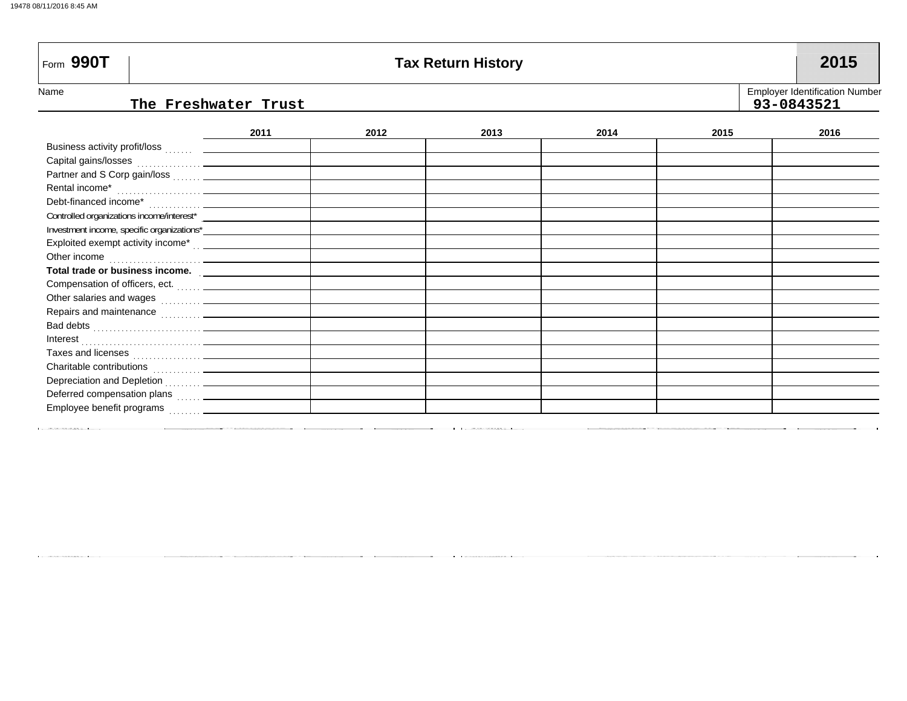Form **990T**

# Tax Return History

**2015**

Name: The Freshwater Trust

Employer Identification Number: 93-0843521

| | 2011 | 2012 | 2013 | 2014 | 2015 | 2016 |
|---|---|---|---|---|---|---|
| Business activity profit/loss | | | | | | |
| Capital gains/losses | | | | | | |
| Partner and S Corp gain/loss | | | | | | |
| Rental income* | | | | | | |
| Debt-financed income* | | | | | | |
| Controlled organizations income/interest* | | | | | | |
| Investment income, specific organizations* | | | | | | |
| Exploited exempt activity income* | | | | | | |
| Other income | | | | | | |
| **Total trade or business income.** | | | | | | |
| Compensation of officers, ect. | | | | | | |
| Other salaries and wages | | | | | | |
| Repairs and maintenance | | | | | | |
| Bad debts | | | | | | |
| Interest | | | | | | |
| Taxes and licenses | | | | | | |
| Charitable contributions | | | | | | |
| Depreciation and Depletion | | | | | | |
| Deferred compensation plans | | | | | | |
| Employee benefit programs | | | | | | |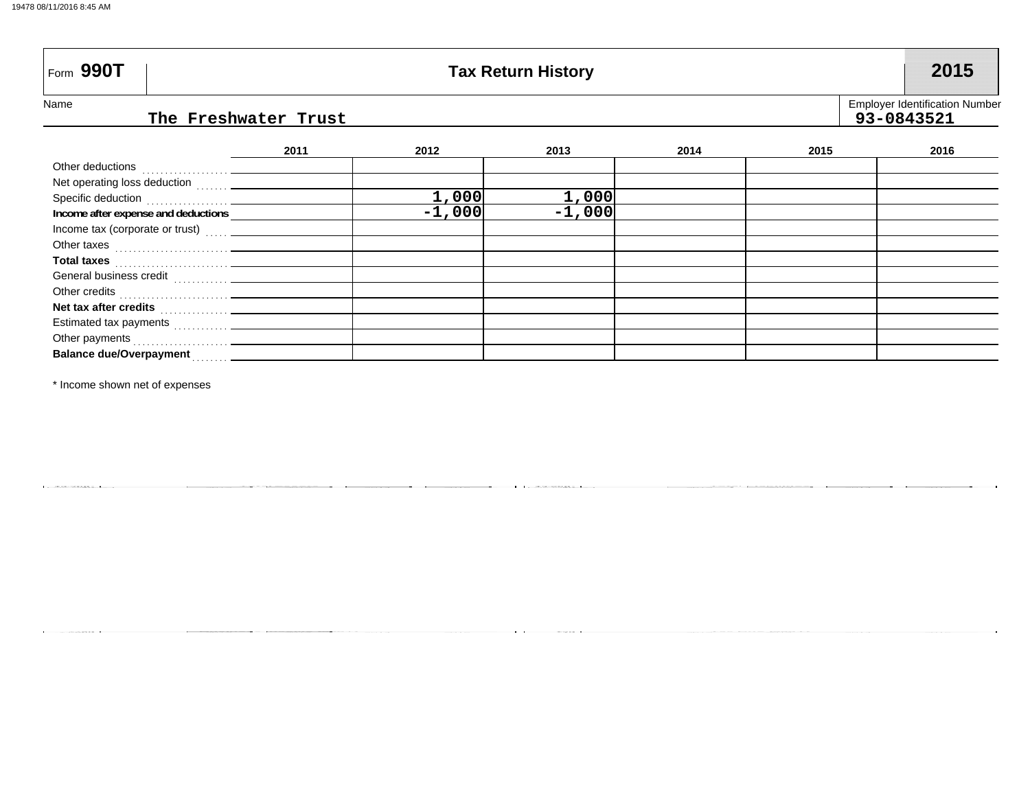Form **990T** | **Tax Return History** | **2015**

Name: The Freshwater Trust

Employer Identification Number: 93-0843521

| | 2011 | 2012 | 2013 | 2014 | 2015 | 2016 |
|---|---|---|---|---|---|---|
| Other deductions | | | | | | |
| Net operating loss deduction | | | | | | |
| Specific deduction | | 1,000 | 1,000 | | | |
| **Income after expense and deductions** | | -1,000 | -1,000 | | | |
| Income tax (corporate or trust) | | | | | | |
| Other taxes | | | | | | |
| **Total taxes** | | | | | | |
| General business credit | | | | | | |
| Other credits | | | | | | |
| **Net tax after credits** | | | | | | |
| Estimated tax payments | | | | | | |
| Other payments | | | | | | |
| **Balance due/Overpayment** | | | | | | |

* Income shown net of expenses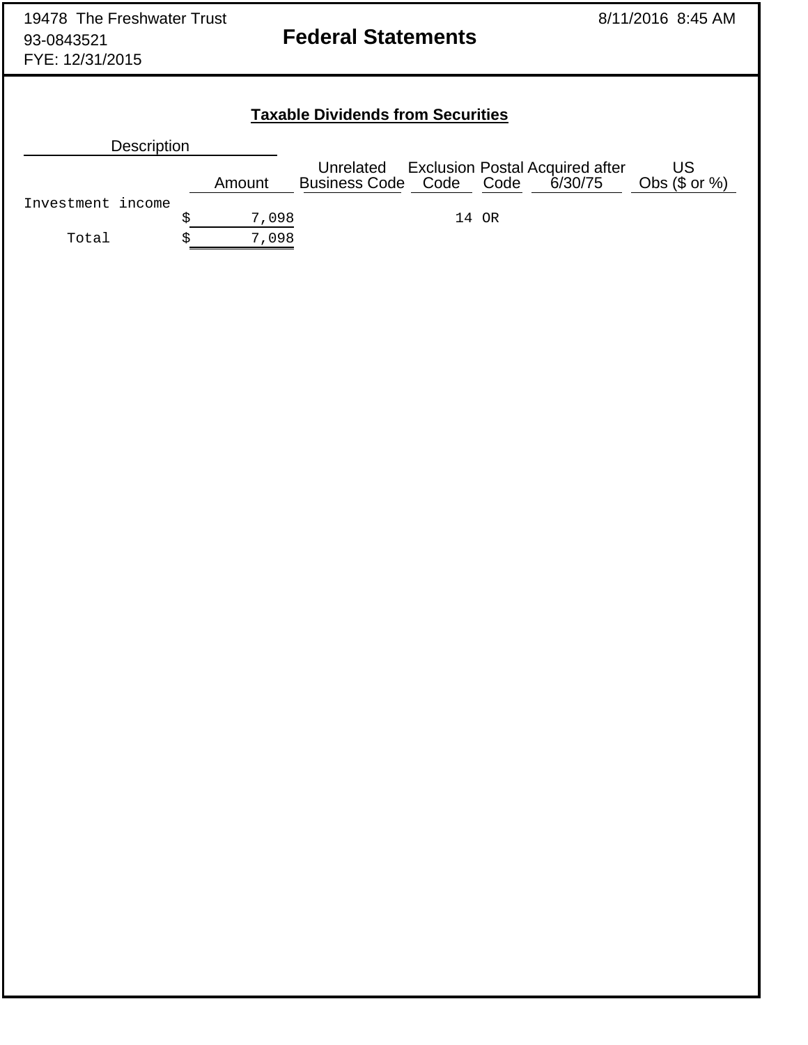19478 The Freshwater Trust
93-0843521
FYE: 12/31/2015

8/11/2016 8:45 AM

# Federal Statements

## Taxable Dividends from Securities

| Description | Amount | Unrelated Business Code | Exclusion Code | Postal Code | Acquired after 6/30/75 | US Obs ($ or %) |
|---|---|---|---|---|---|---|
| Investment income | $ 7,098 | | 14 | OR | | |
| Total | $ 7,098 | | | | | |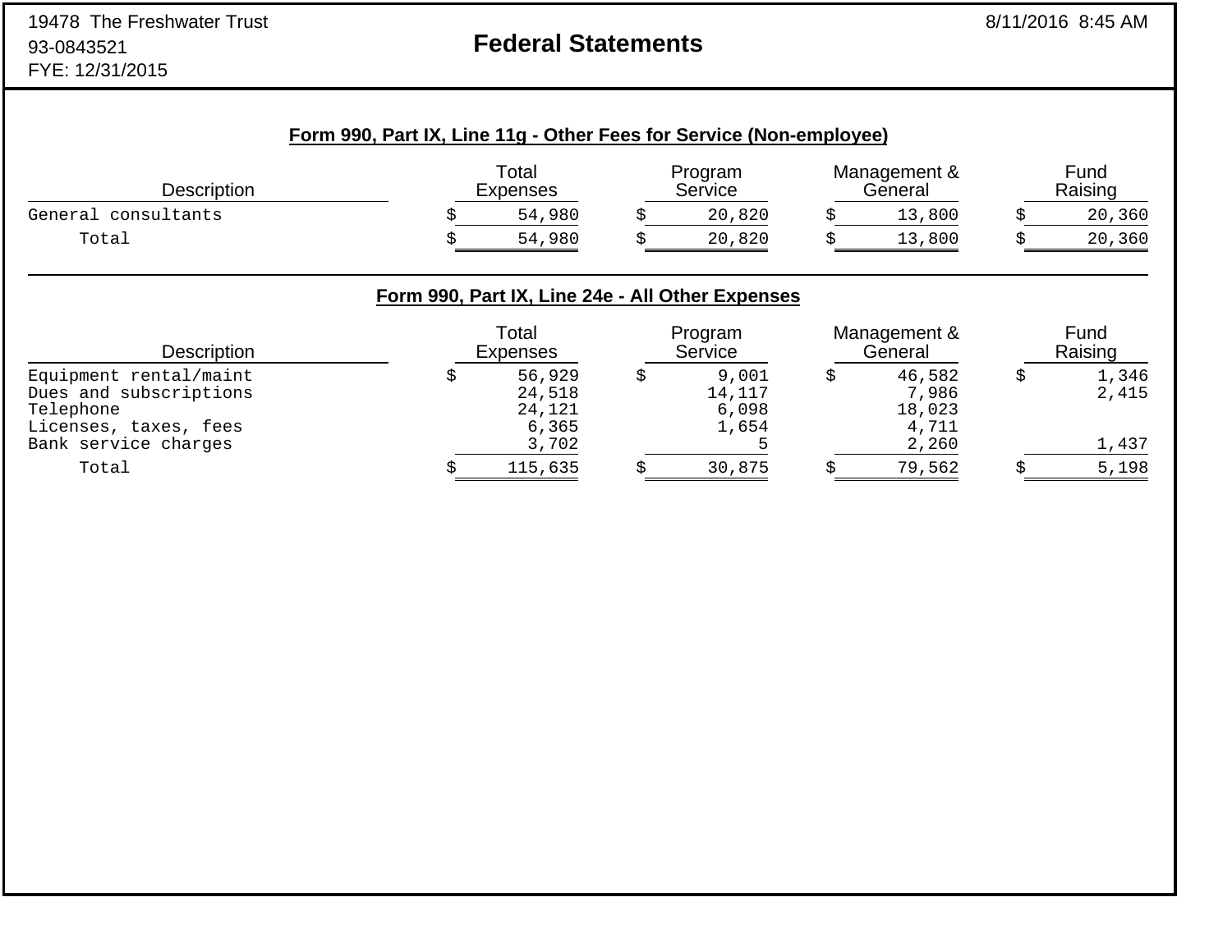19478 The Freshwater Trust
93-0843521
FYE: 12/31/2015

# Federal Statements

## Form 990, Part IX, Line 11g - Other Fees for Service (Non-employee)

| Description | Total Expenses | Program Service | Management & General | Fund Raising |
|---|---|---|---|---|
| General consultants | $ 54,980 | $ 20,820 | $ 13,800 | $ 20,360 |
| Total | $ 54,980 | $ 20,820 | $ 13,800 | $ 20,360 |

## Form 990, Part IX, Line 24e - All Other Expenses

| Description | Total Expenses | Program Service | Management & General | Fund Raising |
|---|---|---|---|---|
| Equipment rental/maint | $ 56,929 | $ 9,001 | $ 46,582 | $ 1,346 |
| Dues and subscriptions | 24,518 | 14,117 | 7,986 | 2,415 |
| Telephone | 24,121 | 6,098 | 18,023 | |
| Licenses, taxes, fees | 6,365 | 1,654 | 4,711 | |
| Bank service charges | 3,702 | 5 | 2,260 | 1,437 |
| Total | $ 115,635 | $ 30,875 | $ 79,562 | $ 5,198 |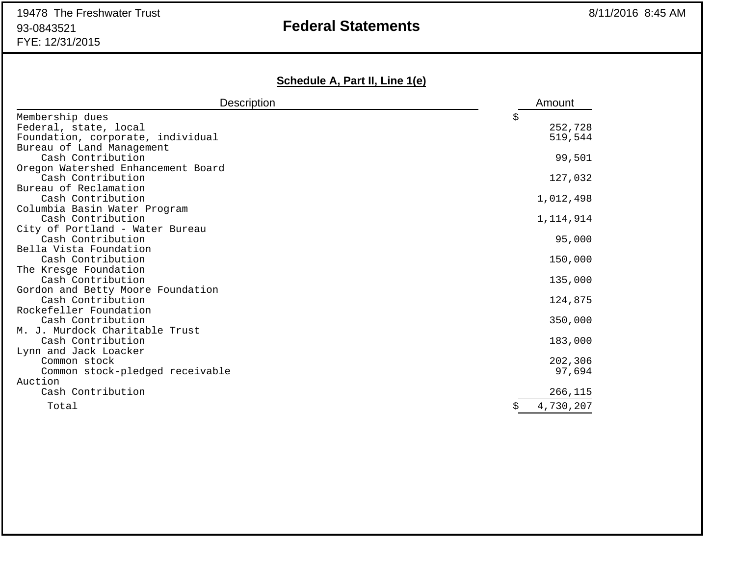19478 The Freshwater Trust
93-0843521
FYE: 12/31/2015

# Federal Statements

8/11/2016 8:45 AM

## Schedule A, Part II, Line 1(e)

| Description | Amount |
|---|---|
| Membership dues | $ |
| Federal, state, local | 252,728 |
| Foundation, corporate, individual | 519,544 |
| Bureau of Land Management | |
| Cash Contribution | 99,501 |
| Oregon Watershed Enhancement Board | |
| Cash Contribution | 127,032 |
| Bureau of Reclamation | |
| Cash Contribution | 1,012,498 |
| Columbia Basin Water Program | |
| Cash Contribution | 1,114,914 |
| City of Portland - Water Bureau | |
| Cash Contribution | 95,000 |
| Bella Vista Foundation | |
| Cash Contribution | 150,000 |
| The Kresge Foundation | |
| Cash Contribution | 135,000 |
| Gordon and Betty Moore Foundation | |
| Cash Contribution | 124,875 |
| Rockefeller Foundation | |
| Cash Contribution | 350,000 |
| M. J. Murdock Charitable Trust | |
| Cash Contribution | 183,000 |
| Lynn and Jack Loacker | |
| Common stock | 202,306 |
| Common stock-pledged receivable | 97,694 |
| Auction | |
| Cash Contribution | 266,115 |
| Total | $ 4,730,207 |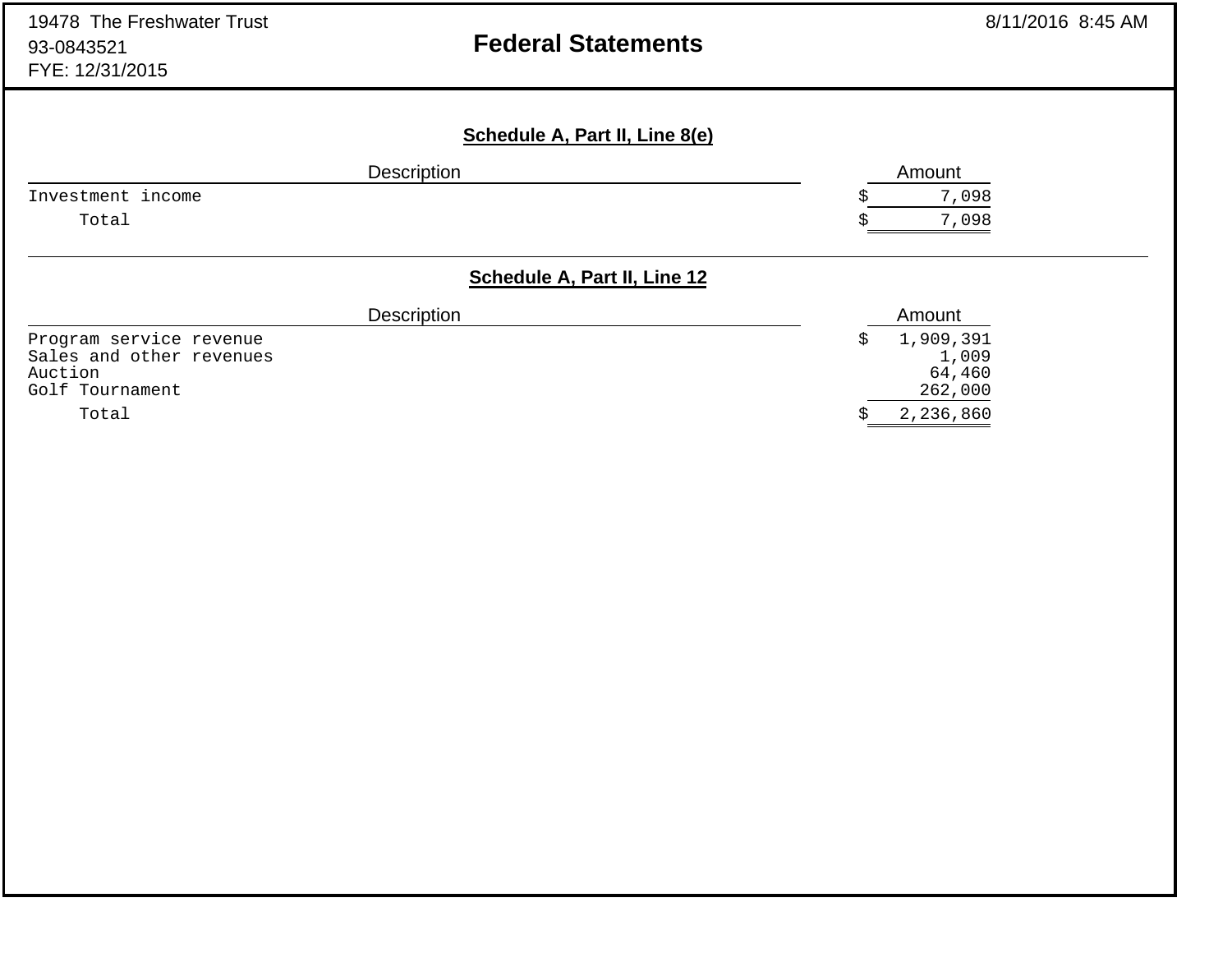19478 The Freshwater Trust
93-0843521
FYE: 12/31/2015

# Federal Statements

8/11/2016 8:45 AM

## Schedule A, Part II, Line 8(e)

| Description | Amount |
| --- | --- |
| Investment income | $ 7,098 |
| Total | $ 7,098 |

## Schedule A, Part II, Line 12

| Description | Amount |
| --- | --- |
| Program service revenue | $ 1,909,391 |
| Sales and other revenues | 1,009 |
| Auction | 64,460 |
| Golf Tournament | 262,000 |
| Total | $ 2,236,860 |